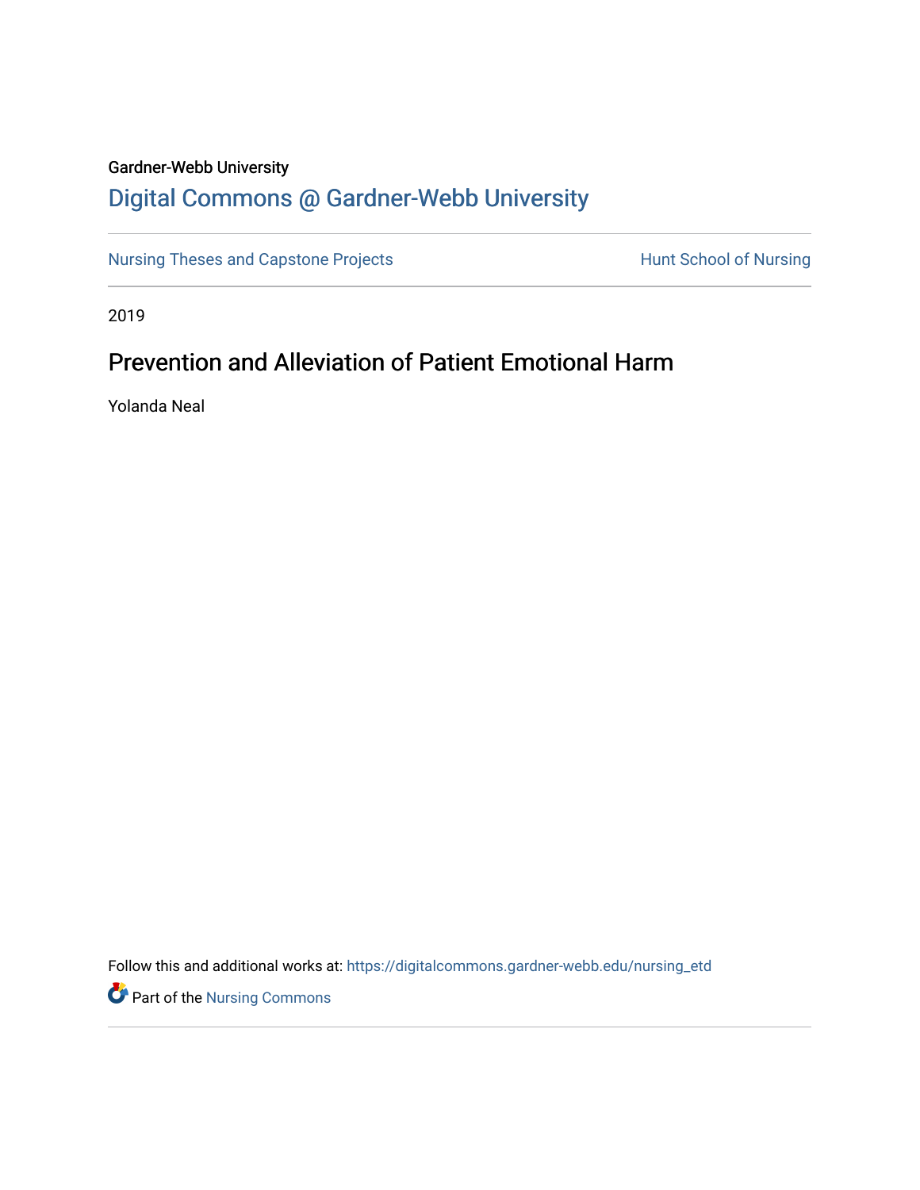Gardner-Webb University

# Digital Commons @ Gardner-Webb University

Nursing Theses and Capstone Projects | Hunt School of Nursing

2019

## Prevention and Alleviation of Patient Emotional Harm

Yolanda Neal

Follow this and additional works at: https://digitalcommons.gardner-webb.edu/nursing_etd

Part of the Nursing Commons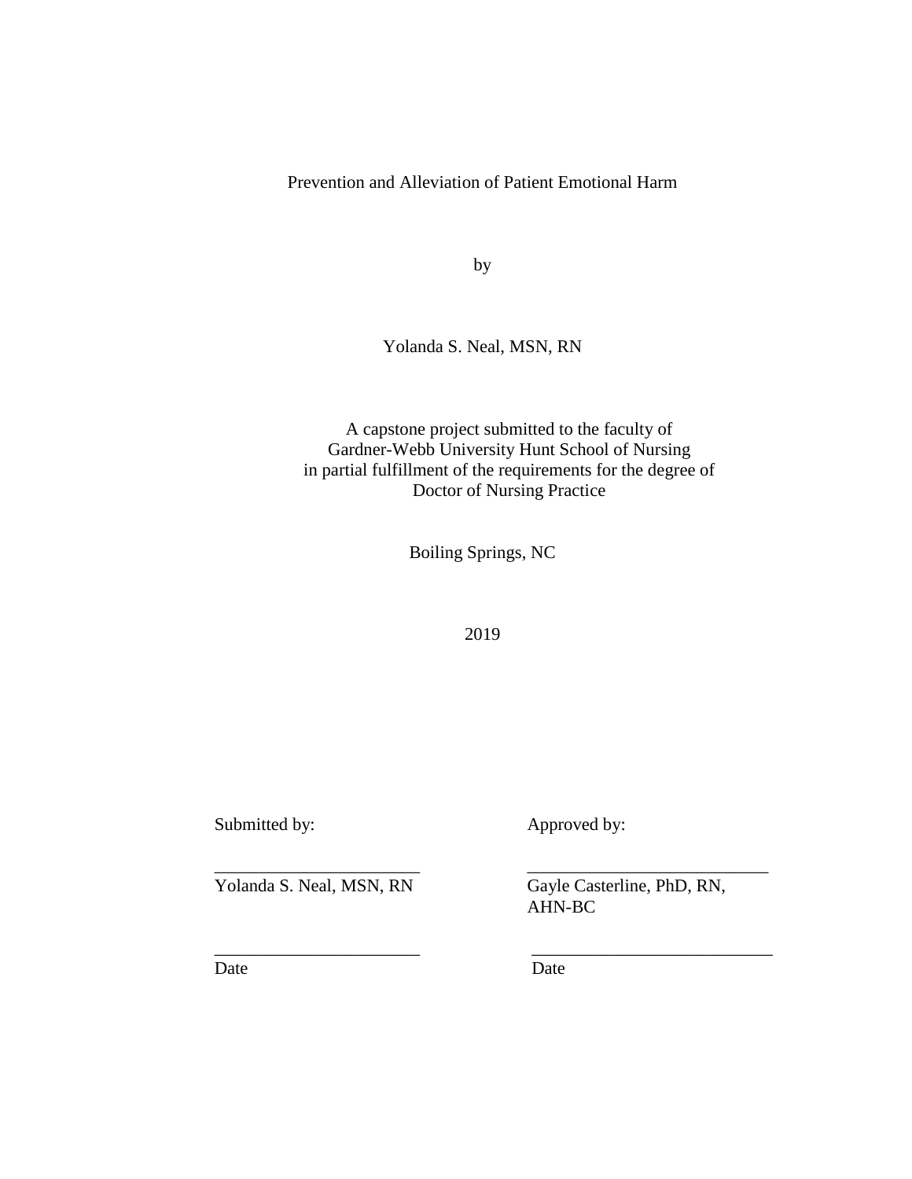Prevention and Alleviation of Patient Emotional Harm

by

Yolanda S. Neal, MSN, RN

A capstone project submitted to the faculty of
Gardner-Webb University Hunt School of Nursing
in partial fulfillment of the requirements for the degree of
Doctor of Nursing Practice

Boiling Springs, NC

2019

| Submitted by: | Approved by: |
| --- | --- |
| _______________________ | ___________________________ |
| Yolanda S. Neal, MSN, RN | Gayle Casterline, PhD, RN, AHN-BC |
| _______________________ | ___________________________ |
| Date | Date |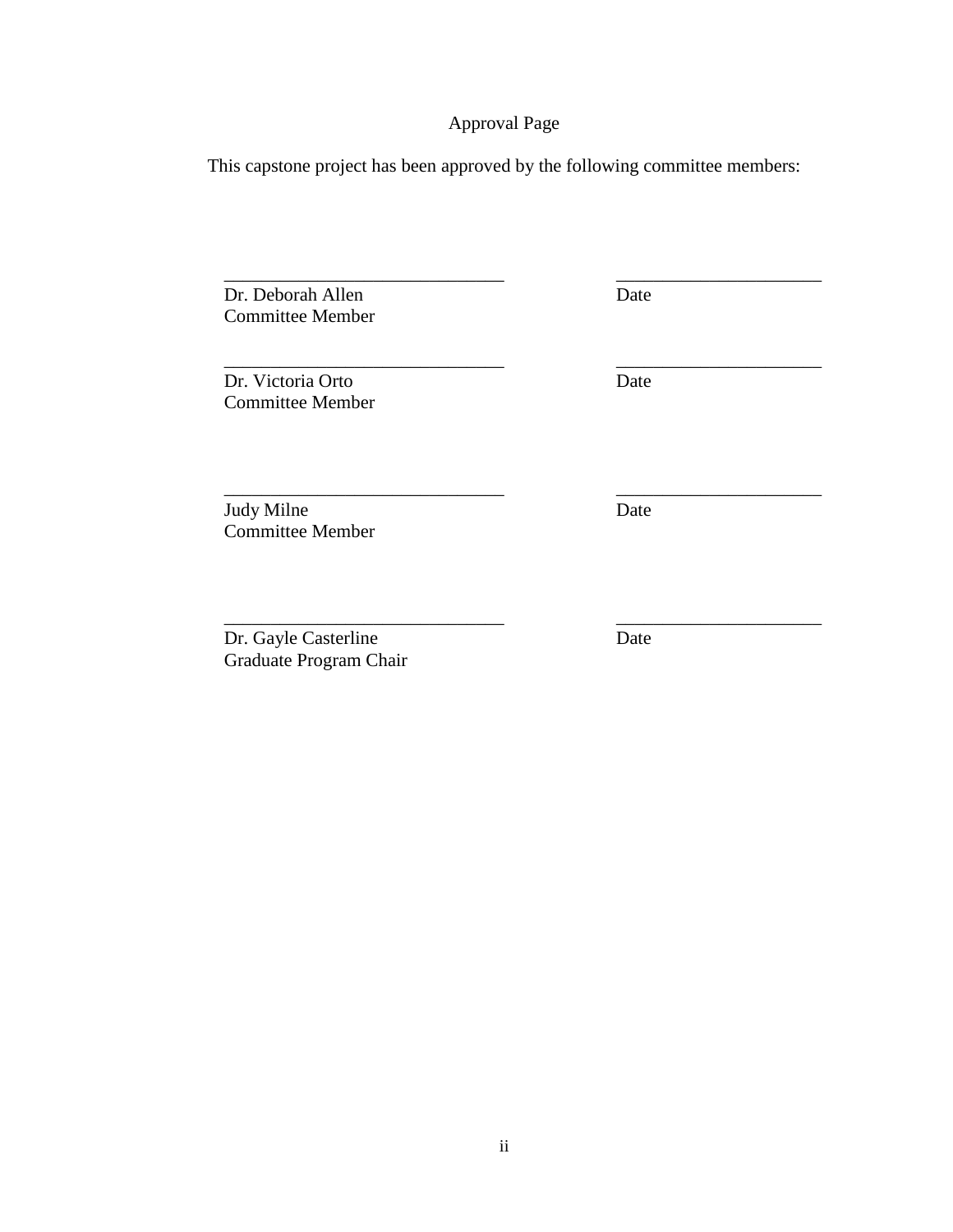# Approval Page

This capstone project has been approved by the following committee members:

| | |
|---|---|
| ______________________________ | ______________________ |
| Dr. Deborah Allen<br>Committee Member | Date |
| ______________________________ | ______________________ |
| Dr. Victoria Orto<br>Committee Member | Date |
| ______________________________ | ______________________ |
| Judy Milne<br>Committee Member | Date |
| ______________________________ | ______________________ |
| Dr. Gayle Casterline<br>Graduate Program Chair | Date |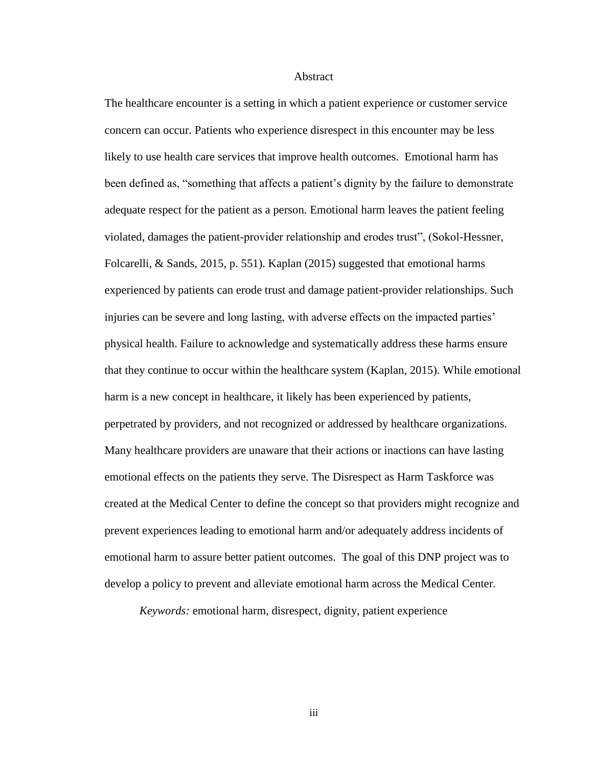# Abstract

The healthcare encounter is a setting in which a patient experience or customer service concern can occur. Patients who experience disrespect in this encounter may be less likely to use health care services that improve health outcomes. Emotional harm has been defined as, "something that affects a patient's dignity by the failure to demonstrate adequate respect for the patient as a person. Emotional harm leaves the patient feeling violated, damages the patient-provider relationship and erodes trust", (Sokol-Hessner, Folcarelli, & Sands, 2015, p. 551). Kaplan (2015) suggested that emotional harms experienced by patients can erode trust and damage patient-provider relationships. Such injuries can be severe and long lasting, with adverse effects on the impacted parties' physical health. Failure to acknowledge and systematically address these harms ensure that they continue to occur within the healthcare system (Kaplan, 2015). While emotional harm is a new concept in healthcare, it likely has been experienced by patients, perpetrated by providers, and not recognized or addressed by healthcare organizations. Many healthcare providers are unaware that their actions or inactions can have lasting emotional effects on the patients they serve. The Disrespect as Harm Taskforce was created at the Medical Center to define the concept so that providers might recognize and prevent experiences leading to emotional harm and/or adequately address incidents of emotional harm to assure better patient outcomes. The goal of this DNP project was to develop a policy to prevent and alleviate emotional harm across the Medical Center.

*Keywords:* emotional harm, disrespect, dignity, patient experience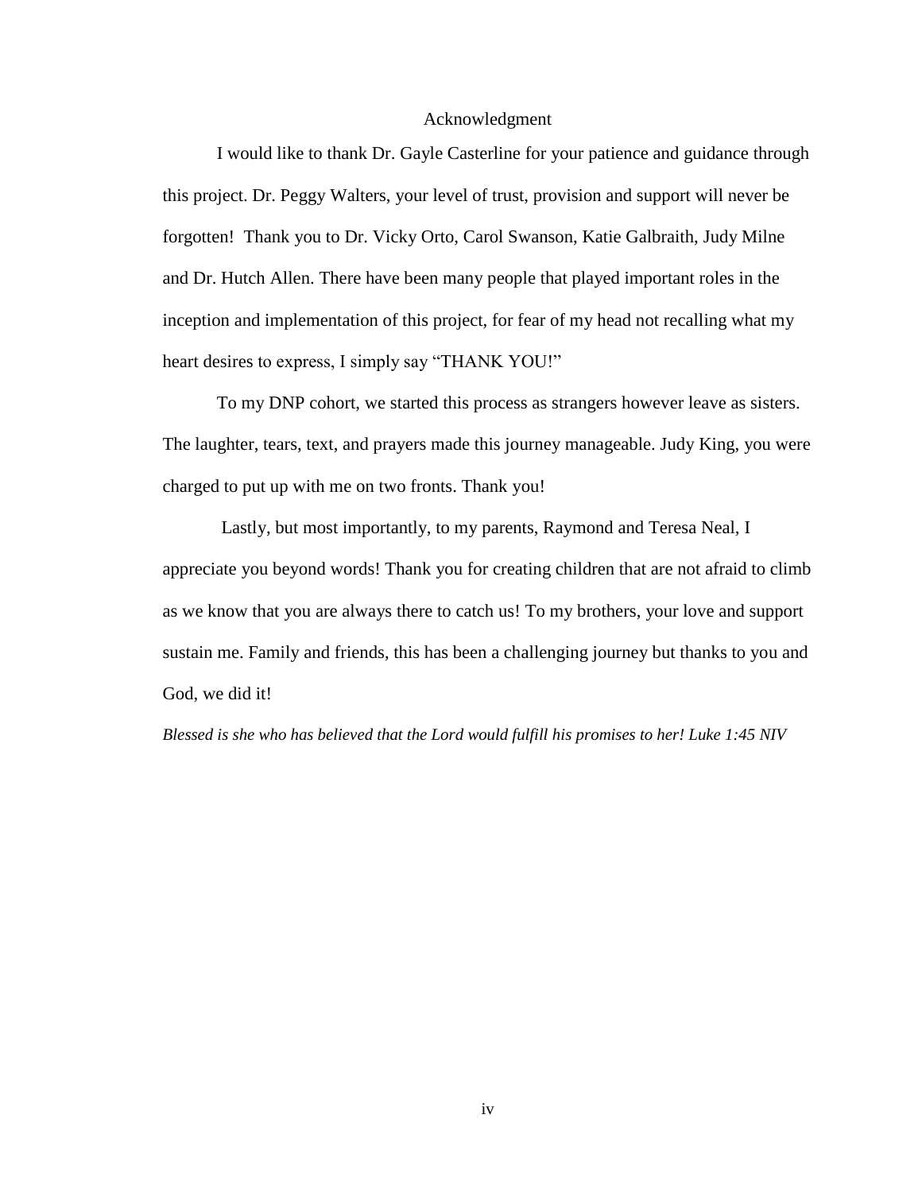# Acknowledgment

I would like to thank Dr. Gayle Casterline for your patience and guidance through this project. Dr. Peggy Walters, your level of trust, provision and support will never be forgotten! Thank you to Dr. Vicky Orto, Carol Swanson, Katie Galbraith, Judy Milne and Dr. Hutch Allen. There have been many people that played important roles in the inception and implementation of this project, for fear of my head not recalling what my heart desires to express, I simply say "THANK YOU!"

To my DNP cohort, we started this process as strangers however leave as sisters. The laughter, tears, text, and prayers made this journey manageable. Judy King, you were charged to put up with me on two fronts. Thank you!

Lastly, but most importantly, to my parents, Raymond and Teresa Neal, I appreciate you beyond words! Thank you for creating children that are not afraid to climb as we know that you are always there to catch us! To my brothers, your love and support sustain me. Family and friends, this has been a challenging journey but thanks to you and God, we did it!

*Blessed is she who has believed that the Lord would fulfill his promises to her! Luke 1:45 NIV*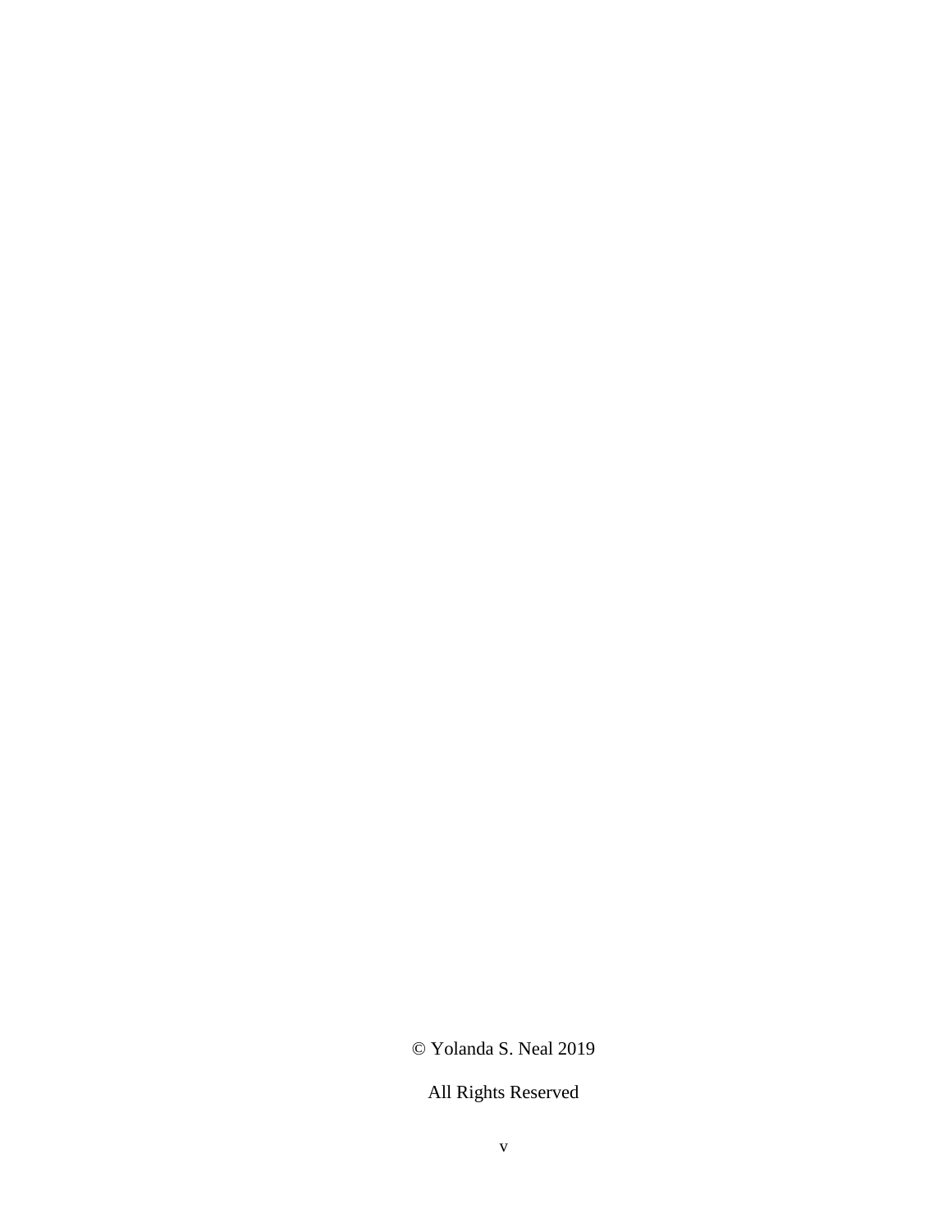© Yolanda S. Neal 2019

All Rights Reserved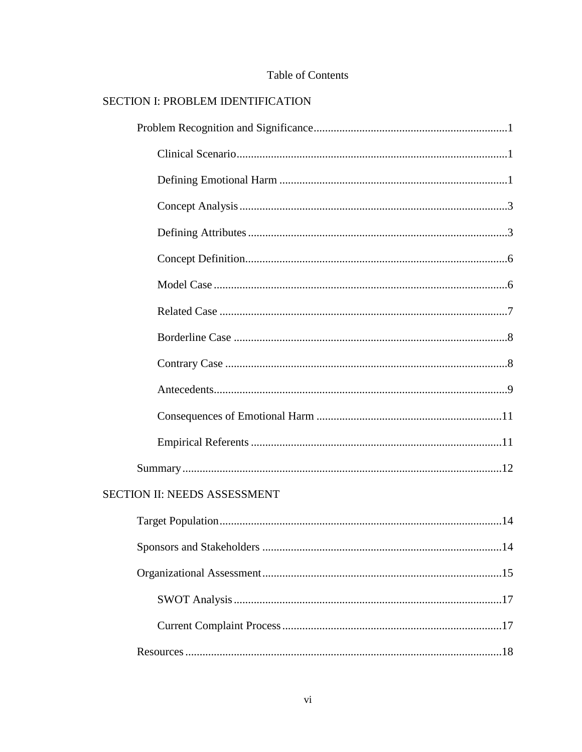# Table of Contents

SECTION I: PROBLEM IDENTIFICATION

- Problem Recognition and Significance....................................................................1
  - Clinical Scenario..............................................................................................1
  - Defining Emotional Harm ................................................................................1
  - Concept Analysis..............................................................................................3
  - Defining Attributes ...........................................................................................3
  - Concept Definition............................................................................................6
  - Model Case .......................................................................................................6
  - Related Case .....................................................................................................7
  - Borderline Case ................................................................................................8
  - Contrary Case ...................................................................................................8
  - Antecedents.......................................................................................................9
  - Consequences of Emotional Harm .................................................................11
  - Empirical Referents ........................................................................................11
- Summary................................................................................................................12

SECTION II: NEEDS ASSESSMENT

- Target Population...................................................................................................14
- Sponsors and Stakeholders ....................................................................................14
- Organizational Assessment....................................................................................15
  - SWOT Analysis ..............................................................................................17
  - Current Complaint Process.............................................................................17
- Resources...............................................................................................................18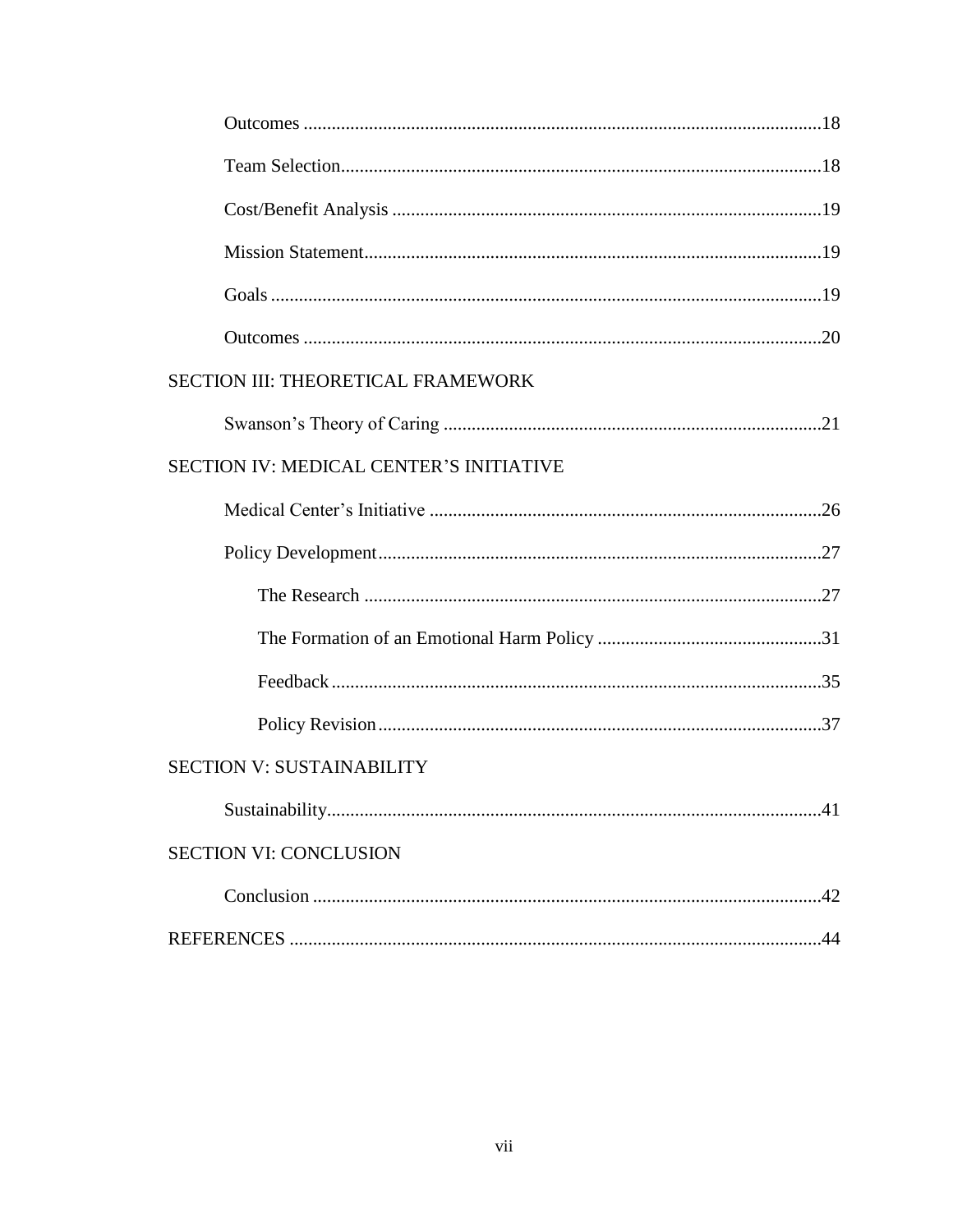Outcomes .......... 18

Team Selection .......... 18

Cost/Benefit Analysis .......... 19

Mission Statement .......... 19

Goals .......... 19

Outcomes .......... 20

SECTION III: THEORETICAL FRAMEWORK

Swanson's Theory of Caring .......... 21

SECTION IV: MEDICAL CENTER'S INITIATIVE

Medical Center's Initiative .......... 26

Policy Development .......... 27

The Research .......... 27

The Formation of an Emotional Harm Policy .......... 31

Feedback .......... 35

Policy Revision .......... 37

SECTION V: SUSTAINABILITY

Sustainability .......... 41

SECTION VI: CONCLUSION

Conclusion .......... 42

REFERENCES .......... 44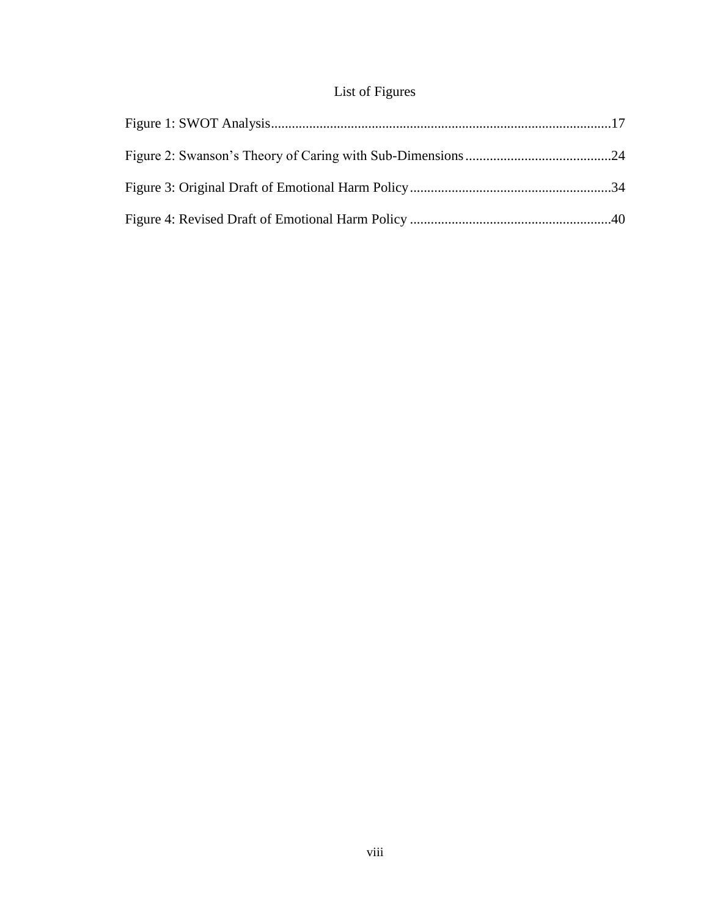# List of Figures

Figure 1: SWOT Analysis.................................................................................................17

Figure 2: Swanson's Theory of Caring with Sub-Dimensions..........................................24

Figure 3: Original Draft of Emotional Harm Policy.........................................................34

Figure 4: Revised Draft of Emotional Harm Policy .........................................................40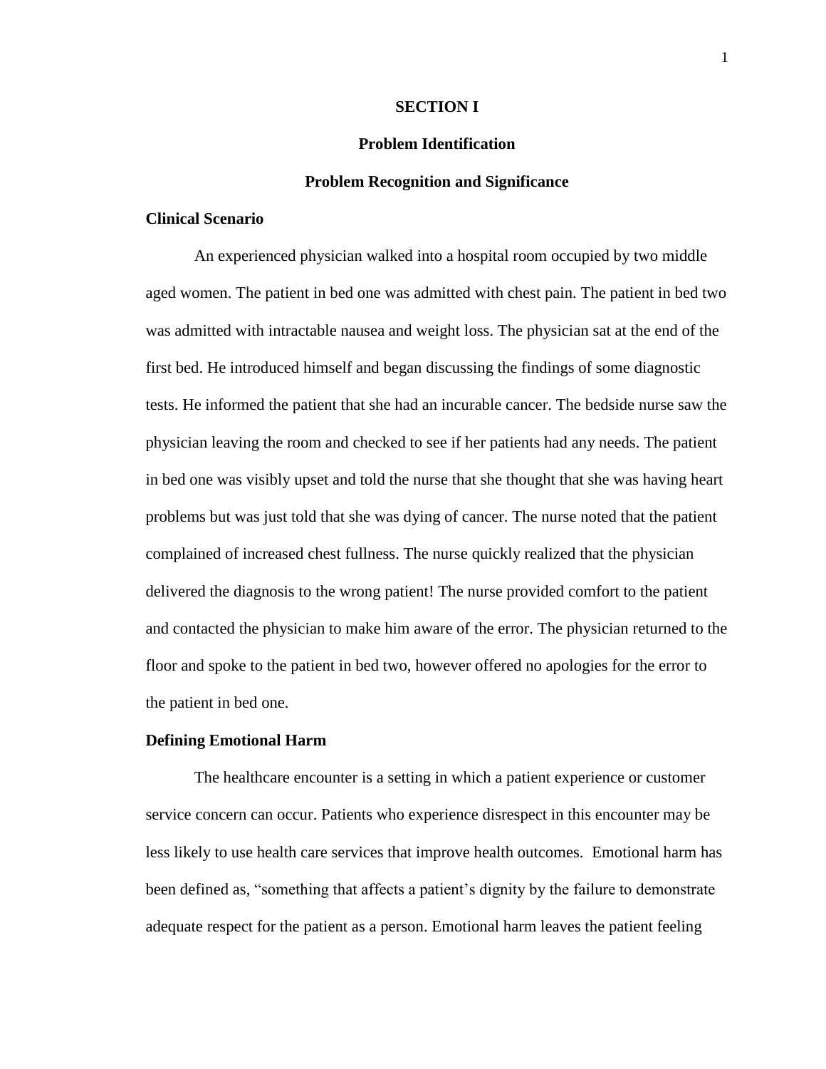# SECTION I

## Problem Identification

### Problem Recognition and Significance

#### Clinical Scenario

An experienced physician walked into a hospital room occupied by two middle aged women. The patient in bed one was admitted with chest pain. The patient in bed two was admitted with intractable nausea and weight loss. The physician sat at the end of the first bed. He introduced himself and began discussing the findings of some diagnostic tests. He informed the patient that she had an incurable cancer. The bedside nurse saw the physician leaving the room and checked to see if her patients had any needs. The patient in bed one was visibly upset and told the nurse that she thought that she was having heart problems but was just told that she was dying of cancer. The nurse noted that the patient complained of increased chest fullness. The nurse quickly realized that the physician delivered the diagnosis to the wrong patient! The nurse provided comfort to the patient and contacted the physician to make him aware of the error. The physician returned to the floor and spoke to the patient in bed two, however offered no apologies for the error to the patient in bed one.

#### Defining Emotional Harm

The healthcare encounter is a setting in which a patient experience or customer service concern can occur. Patients who experience disrespect in this encounter may be less likely to use health care services that improve health outcomes. Emotional harm has been defined as, "something that affects a patient's dignity by the failure to demonstrate adequate respect for the patient as a person. Emotional harm leaves the patient feeling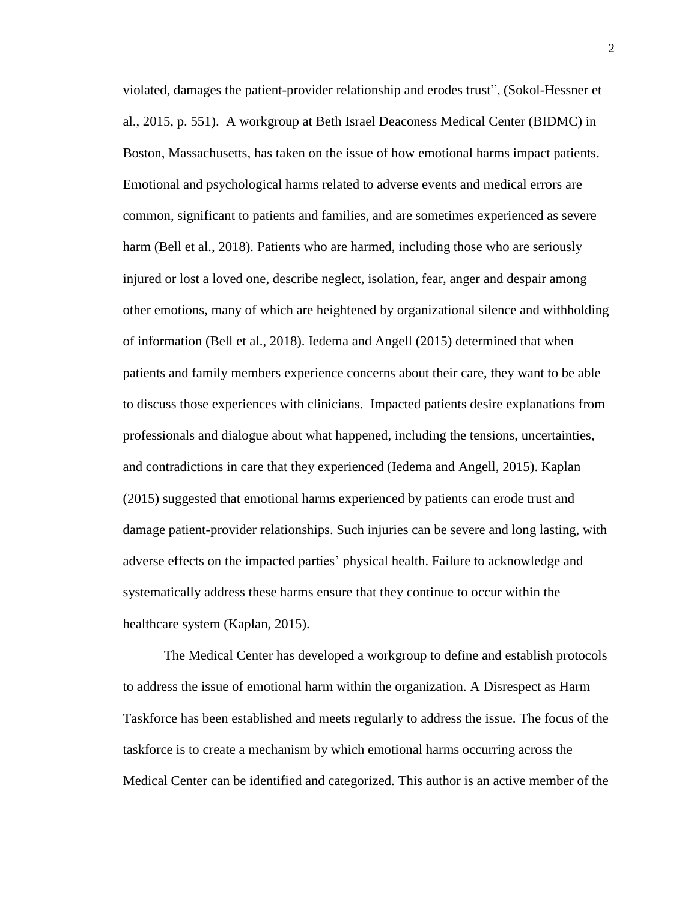violated, damages the patient-provider relationship and erodes trust", (Sokol-Hessner et al., 2015, p. 551). A workgroup at Beth Israel Deaconess Medical Center (BIDMC) in Boston, Massachusetts, has taken on the issue of how emotional harms impact patients. Emotional and psychological harms related to adverse events and medical errors are common, significant to patients and families, and are sometimes experienced as severe harm (Bell et al., 2018). Patients who are harmed, including those who are seriously injured or lost a loved one, describe neglect, isolation, fear, anger and despair among other emotions, many of which are heightened by organizational silence and withholding of information (Bell et al., 2018). Iedema and Angell (2015) determined that when patients and family members experience concerns about their care, they want to be able to discuss those experiences with clinicians. Impacted patients desire explanations from professionals and dialogue about what happened, including the tensions, uncertainties, and contradictions in care that they experienced (Iedema and Angell, 2015). Kaplan (2015) suggested that emotional harms experienced by patients can erode trust and damage patient-provider relationships. Such injuries can be severe and long lasting, with adverse effects on the impacted parties' physical health. Failure to acknowledge and systematically address these harms ensure that they continue to occur within the healthcare system (Kaplan, 2015).

The Medical Center has developed a workgroup to define and establish protocols to address the issue of emotional harm within the organization. A Disrespect as Harm Taskforce has been established and meets regularly to address the issue. The focus of the taskforce is to create a mechanism by which emotional harms occurring across the Medical Center can be identified and categorized. This author is an active member of the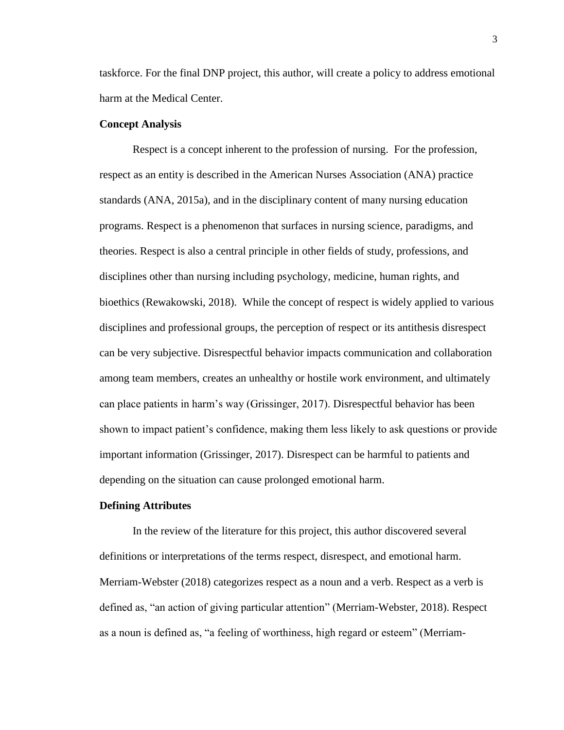taskforce. For the final DNP project, this author, will create a policy to address emotional harm at the Medical Center.

### Concept Analysis

Respect is a concept inherent to the profession of nursing. For the profession, respect as an entity is described in the American Nurses Association (ANA) practice standards (ANA, 2015a), and in the disciplinary content of many nursing education programs. Respect is a phenomenon that surfaces in nursing science, paradigms, and theories. Respect is also a central principle in other fields of study, professions, and disciplines other than nursing including psychology, medicine, human rights, and bioethics (Rewakowski, 2018). While the concept of respect is widely applied to various disciplines and professional groups, the perception of respect or its antithesis disrespect can be very subjective. Disrespectful behavior impacts communication and collaboration among team members, creates an unhealthy or hostile work environment, and ultimately can place patients in harm's way (Grissinger, 2017). Disrespectful behavior has been shown to impact patient's confidence, making them less likely to ask questions or provide important information (Grissinger, 2017). Disrespect can be harmful to patients and depending on the situation can cause prolonged emotional harm.

### Defining Attributes

In the review of the literature for this project, this author discovered several definitions or interpretations of the terms respect, disrespect, and emotional harm. Merriam-Webster (2018) categorizes respect as a noun and a verb. Respect as a verb is defined as, "an action of giving particular attention" (Merriam-Webster, 2018). Respect as a noun is defined as, "a feeling of worthiness, high regard or esteem" (Merriam-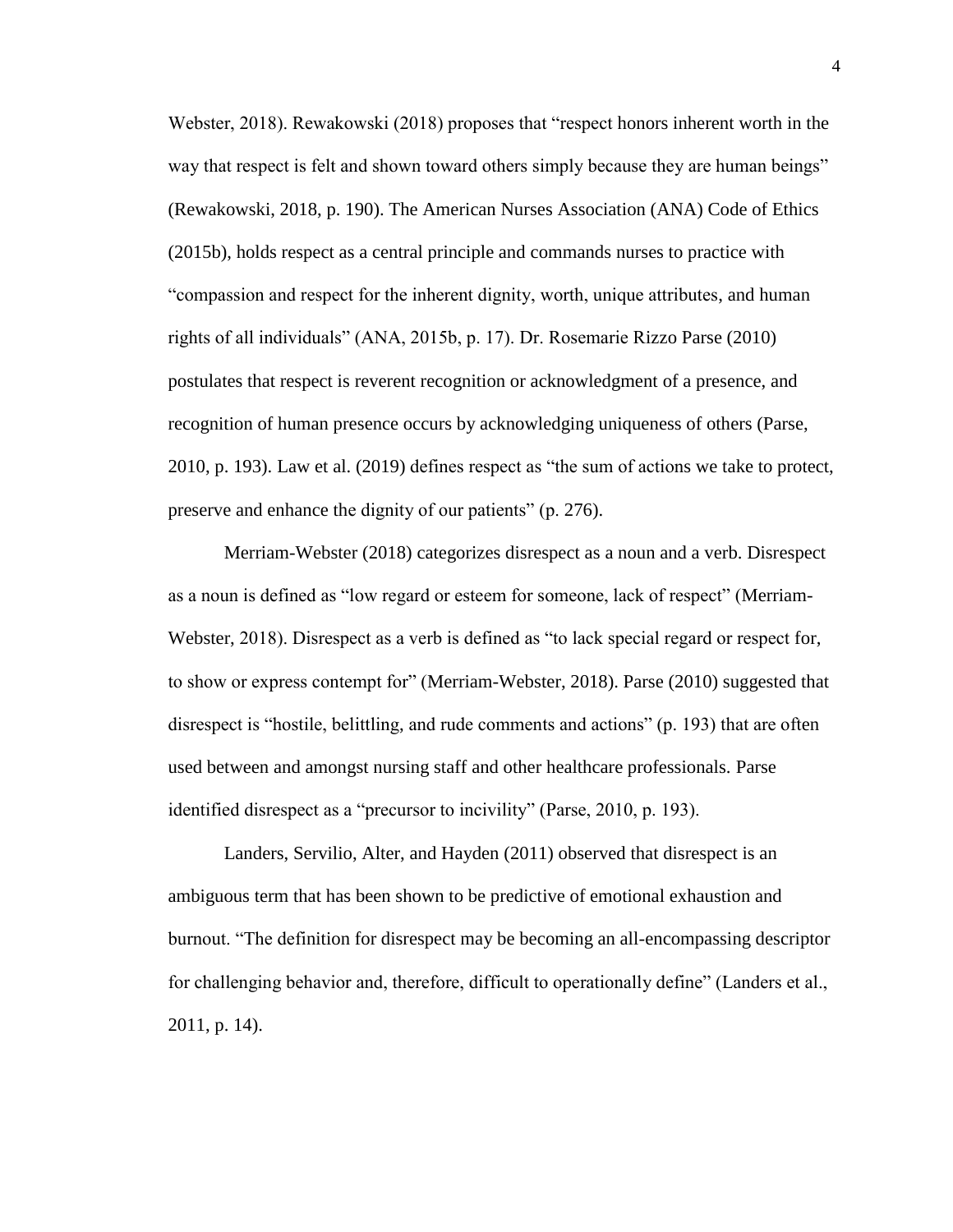Webster, 2018). Rewakowski (2018) proposes that "respect honors inherent worth in the way that respect is felt and shown toward others simply because they are human beings" (Rewakowski, 2018, p. 190). The American Nurses Association (ANA) Code of Ethics (2015b), holds respect as a central principle and commands nurses to practice with "compassion and respect for the inherent dignity, worth, unique attributes, and human rights of all individuals" (ANA, 2015b, p. 17). Dr. Rosemarie Rizzo Parse (2010) postulates that respect is reverent recognition or acknowledgment of a presence, and recognition of human presence occurs by acknowledging uniqueness of others (Parse, 2010, p. 193). Law et al. (2019) defines respect as "the sum of actions we take to protect, preserve and enhance the dignity of our patients" (p. 276).

Merriam-Webster (2018) categorizes disrespect as a noun and a verb. Disrespect as a noun is defined as "low regard or esteem for someone, lack of respect" (Merriam-Webster, 2018). Disrespect as a verb is defined as "to lack special regard or respect for, to show or express contempt for" (Merriam-Webster, 2018). Parse (2010) suggested that disrespect is "hostile, belittling, and rude comments and actions" (p. 193) that are often used between and amongst nursing staff and other healthcare professionals. Parse identified disrespect as a "precursor to incivility" (Parse, 2010, p. 193).

Landers, Servilio, Alter, and Hayden (2011) observed that disrespect is an ambiguous term that has been shown to be predictive of emotional exhaustion and burnout. "The definition for disrespect may be becoming an all-encompassing descriptor for challenging behavior and, therefore, difficult to operationally define" (Landers et al., 2011, p. 14).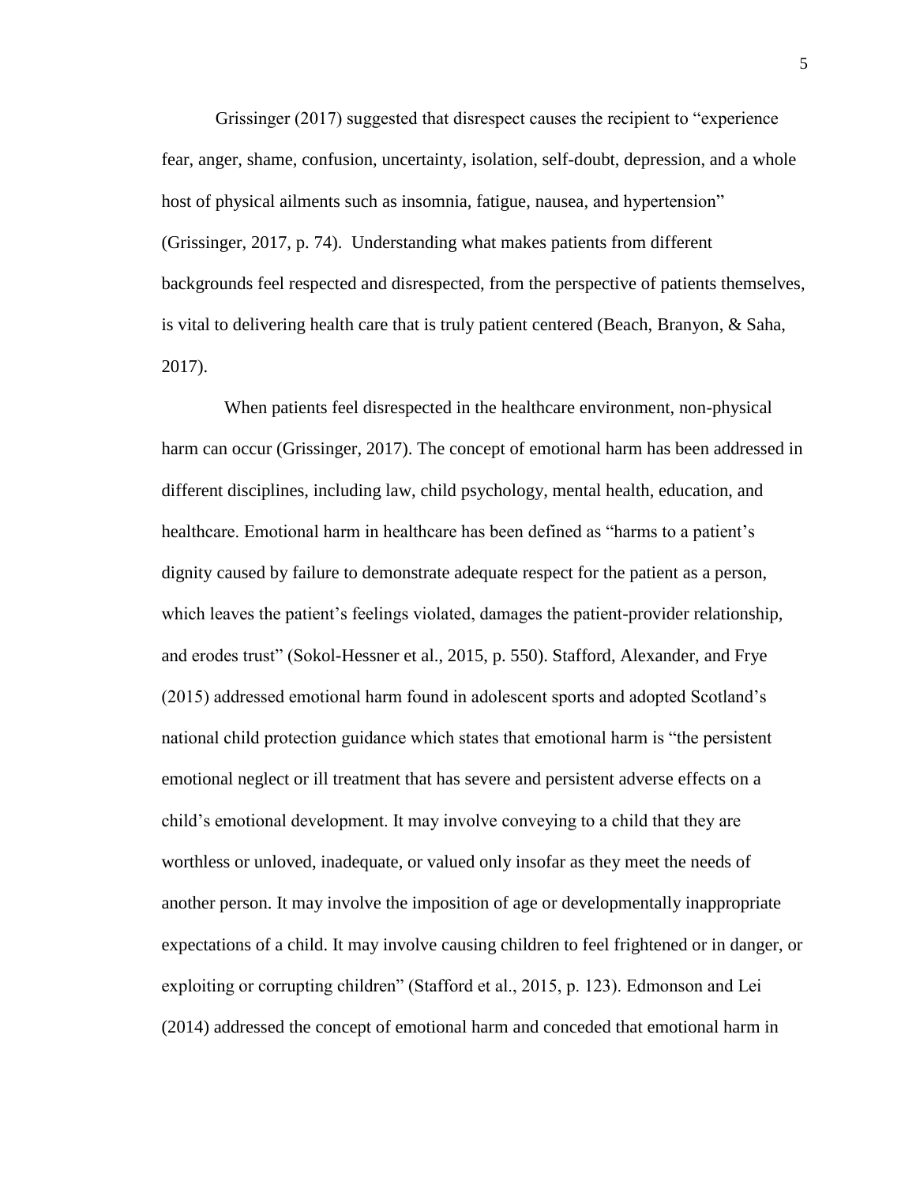Grissinger (2017) suggested that disrespect causes the recipient to "experience fear, anger, shame, confusion, uncertainty, isolation, self-doubt, depression, and a whole host of physical ailments such as insomnia, fatigue, nausea, and hypertension" (Grissinger, 2017, p. 74). Understanding what makes patients from different backgrounds feel respected and disrespected, from the perspective of patients themselves, is vital to delivering health care that is truly patient centered (Beach, Branyon, & Saha, 2017).

When patients feel disrespected in the healthcare environment, non-physical harm can occur (Grissinger, 2017). The concept of emotional harm has been addressed in different disciplines, including law, child psychology, mental health, education, and healthcare. Emotional harm in healthcare has been defined as "harms to a patient's dignity caused by failure to demonstrate adequate respect for the patient as a person, which leaves the patient's feelings violated, damages the patient-provider relationship, and erodes trust" (Sokol-Hessner et al., 2015, p. 550). Stafford, Alexander, and Frye (2015) addressed emotional harm found in adolescent sports and adopted Scotland's national child protection guidance which states that emotional harm is "the persistent emotional neglect or ill treatment that has severe and persistent adverse effects on a child's emotional development. It may involve conveying to a child that they are worthless or unloved, inadequate, or valued only insofar as they meet the needs of another person. It may involve the imposition of age or developmentally inappropriate expectations of a child. It may involve causing children to feel frightened or in danger, or exploiting or corrupting children" (Stafford et al., 2015, p. 123). Edmonson and Lei (2014) addressed the concept of emotional harm and conceded that emotional harm in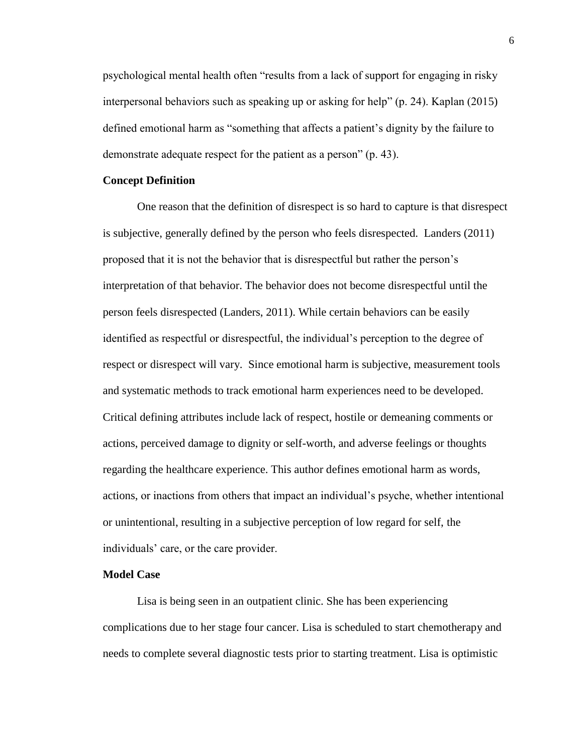psychological mental health often "results from a lack of support for engaging in risky interpersonal behaviors such as speaking up or asking for help" (p. 24). Kaplan (2015) defined emotional harm as "something that affects a patient's dignity by the failure to demonstrate adequate respect for the patient as a person" (p. 43).

## Concept Definition

One reason that the definition of disrespect is so hard to capture is that disrespect is subjective, generally defined by the person who feels disrespected. Landers (2011) proposed that it is not the behavior that is disrespectful but rather the person's interpretation of that behavior. The behavior does not become disrespectful until the person feels disrespected (Landers, 2011). While certain behaviors can be easily identified as respectful or disrespectful, the individual's perception to the degree of respect or disrespect will vary. Since emotional harm is subjective, measurement tools and systematic methods to track emotional harm experiences need to be developed. Critical defining attributes include lack of respect, hostile or demeaning comments or actions, perceived damage to dignity or self-worth, and adverse feelings or thoughts regarding the healthcare experience. This author defines emotional harm as words, actions, or inactions from others that impact an individual's psyche, whether intentional or unintentional, resulting in a subjective perception of low regard for self, the individuals' care, or the care provider.

## Model Case

Lisa is being seen in an outpatient clinic. She has been experiencing complications due to her stage four cancer. Lisa is scheduled to start chemotherapy and needs to complete several diagnostic tests prior to starting treatment. Lisa is optimistic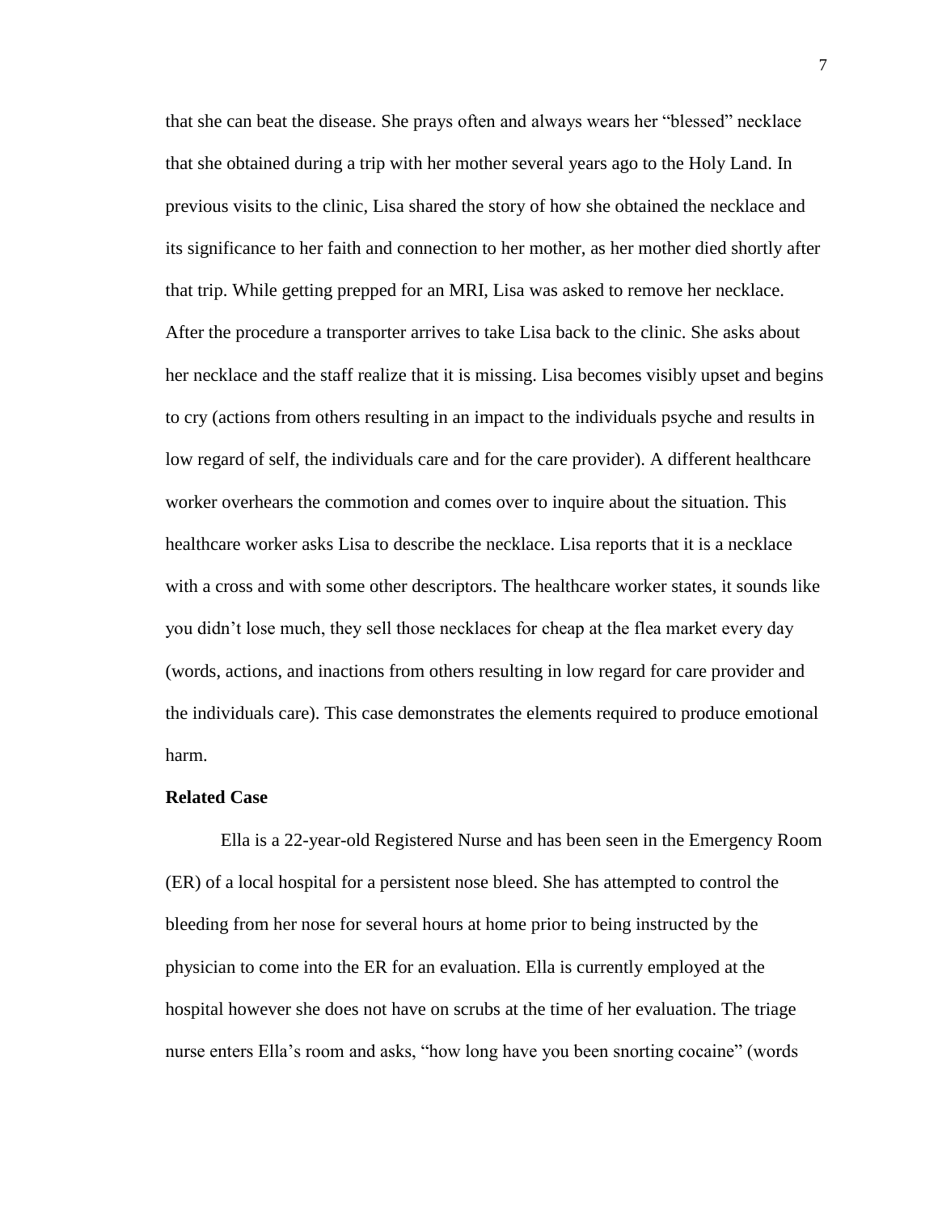that she can beat the disease. She prays often and always wears her "blessed" necklace that she obtained during a trip with her mother several years ago to the Holy Land. In previous visits to the clinic, Lisa shared the story of how she obtained the necklace and its significance to her faith and connection to her mother, as her mother died shortly after that trip. While getting prepped for an MRI, Lisa was asked to remove her necklace. After the procedure a transporter arrives to take Lisa back to the clinic. She asks about her necklace and the staff realize that it is missing. Lisa becomes visibly upset and begins to cry (actions from others resulting in an impact to the individuals psyche and results in low regard of self, the individuals care and for the care provider). A different healthcare worker overhears the commotion and comes over to inquire about the situation. This healthcare worker asks Lisa to describe the necklace. Lisa reports that it is a necklace with a cross and with some other descriptors. The healthcare worker states, it sounds like you didn't lose much, they sell those necklaces for cheap at the flea market every day (words, actions, and inactions from others resulting in low regard for care provider and the individuals care). This case demonstrates the elements required to produce emotional harm.

**Related Case**

Ella is a 22-year-old Registered Nurse and has been seen in the Emergency Room (ER) of a local hospital for a persistent nose bleed. She has attempted to control the bleeding from her nose for several hours at home prior to being instructed by the physician to come into the ER for an evaluation. Ella is currently employed at the hospital however she does not have on scrubs at the time of her evaluation. The triage nurse enters Ella's room and asks, "how long have you been snorting cocaine" (words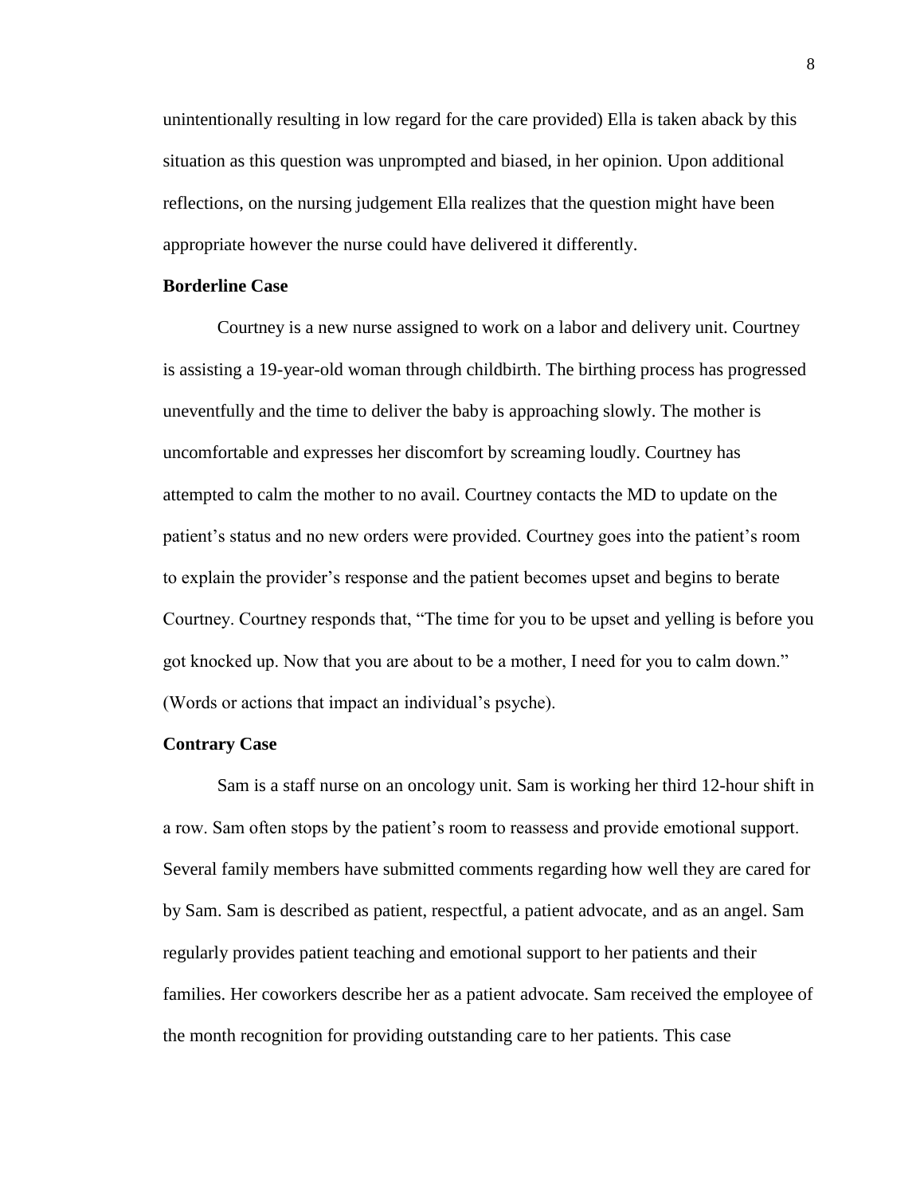unintentionally resulting in low regard for the care provided) Ella is taken aback by this situation as this question was unprompted and biased, in her opinion. Upon additional reflections, on the nursing judgement Ella realizes that the question might have been appropriate however the nurse could have delivered it differently.

**Borderline Case**

Courtney is a new nurse assigned to work on a labor and delivery unit. Courtney is assisting a 19-year-old woman through childbirth. The birthing process has progressed uneventfully and the time to deliver the baby is approaching slowly. The mother is uncomfortable and expresses her discomfort by screaming loudly. Courtney has attempted to calm the mother to no avail. Courtney contacts the MD to update on the patient's status and no new orders were provided. Courtney goes into the patient's room to explain the provider's response and the patient becomes upset and begins to berate Courtney. Courtney responds that, "The time for you to be upset and yelling is before you got knocked up. Now that you are about to be a mother, I need for you to calm down." (Words or actions that impact an individual's psyche).

**Contrary Case**

Sam is a staff nurse on an oncology unit. Sam is working her third 12-hour shift in a row. Sam often stops by the patient's room to reassess and provide emotional support. Several family members have submitted comments regarding how well they are cared for by Sam. Sam is described as patient, respectful, a patient advocate, and as an angel. Sam regularly provides patient teaching and emotional support to her patients and their families. Her coworkers describe her as a patient advocate. Sam received the employee of the month recognition for providing outstanding care to her patients. This case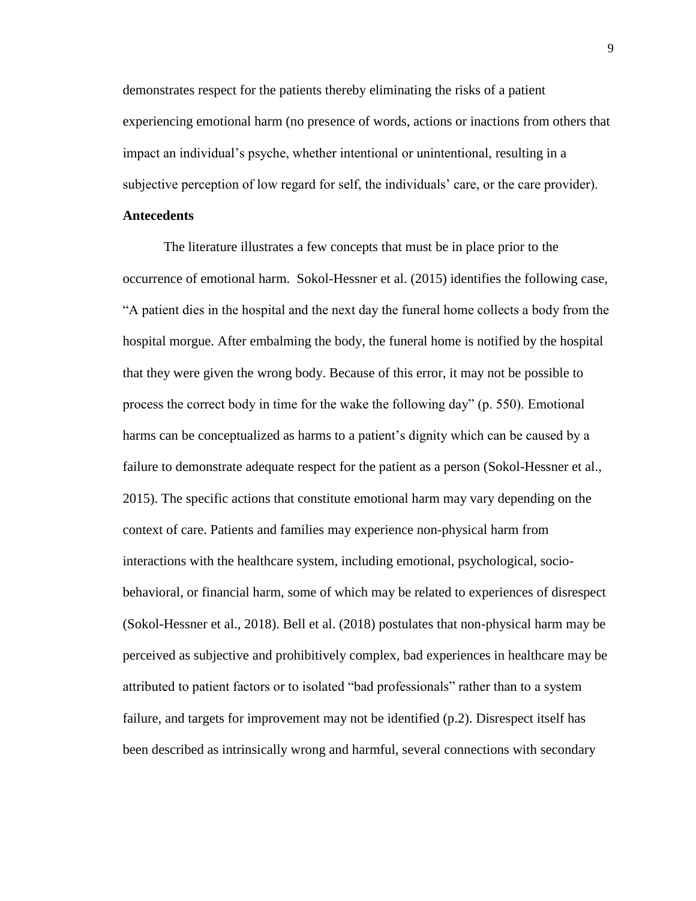demonstrates respect for the patients thereby eliminating the risks of a patient experiencing emotional harm (no presence of words, actions or inactions from others that impact an individual's psyche, whether intentional or unintentional, resulting in a subjective perception of low regard for self, the individuals' care, or the care provider).

**Antecedents**

The literature illustrates a few concepts that must be in place prior to the occurrence of emotional harm. Sokol-Hessner et al. (2015) identifies the following case, "A patient dies in the hospital and the next day the funeral home collects a body from the hospital morgue. After embalming the body, the funeral home is notified by the hospital that they were given the wrong body. Because of this error, it may not be possible to process the correct body in time for the wake the following day" (p. 550). Emotional harms can be conceptualized as harms to a patient's dignity which can be caused by a failure to demonstrate adequate respect for the patient as a person (Sokol-Hessner et al., 2015). The specific actions that constitute emotional harm may vary depending on the context of care. Patients and families may experience non-physical harm from interactions with the healthcare system, including emotional, psychological, socio-behavioral, or financial harm, some of which may be related to experiences of disrespect (Sokol-Hessner et al., 2018). Bell et al. (2018) postulates that non-physical harm may be perceived as subjective and prohibitively complex, bad experiences in healthcare may be attributed to patient factors or to isolated "bad professionals" rather than to a system failure, and targets for improvement may not be identified (p.2). Disrespect itself has been described as intrinsically wrong and harmful, several connections with secondary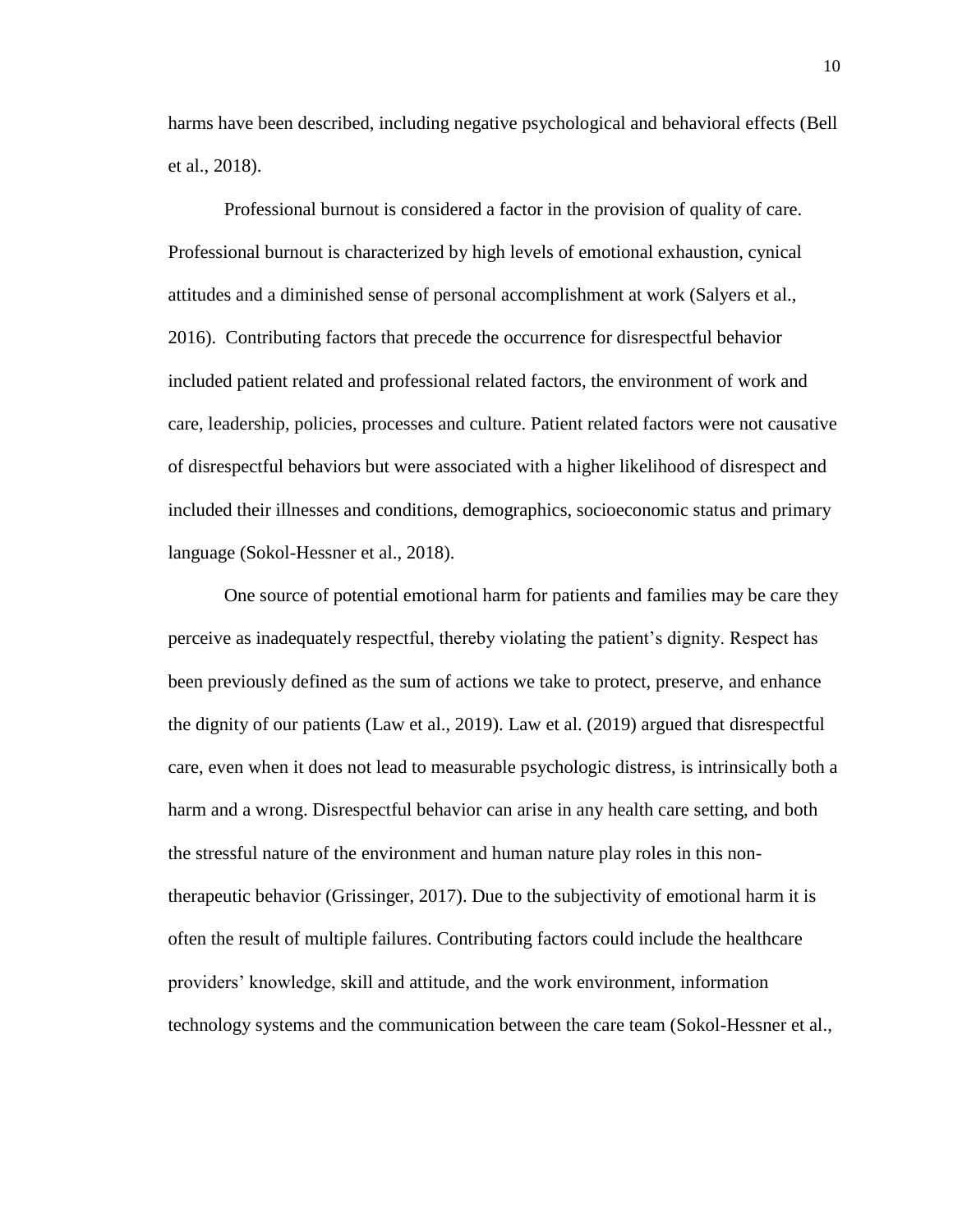harms have been described, including negative psychological and behavioral effects (Bell et al., 2018).

Professional burnout is considered a factor in the provision of quality of care. Professional burnout is characterized by high levels of emotional exhaustion, cynical attitudes and a diminished sense of personal accomplishment at work (Salyers et al., 2016). Contributing factors that precede the occurrence for disrespectful behavior included patient related and professional related factors, the environment of work and care, leadership, policies, processes and culture. Patient related factors were not causative of disrespectful behaviors but were associated with a higher likelihood of disrespect and included their illnesses and conditions, demographics, socioeconomic status and primary language (Sokol-Hessner et al., 2018).

One source of potential emotional harm for patients and families may be care they perceive as inadequately respectful, thereby violating the patient's dignity. Respect has been previously defined as the sum of actions we take to protect, preserve, and enhance the dignity of our patients (Law et al., 2019). Law et al. (2019) argued that disrespectful care, even when it does not lead to measurable psychologic distress, is intrinsically both a harm and a wrong. Disrespectful behavior can arise in any health care setting, and both the stressful nature of the environment and human nature play roles in this non-therapeutic behavior (Grissinger, 2017). Due to the subjectivity of emotional harm it is often the result of multiple failures. Contributing factors could include the healthcare providers' knowledge, skill and attitude, and the work environment, information technology systems and the communication between the care team (Sokol-Hessner et al.,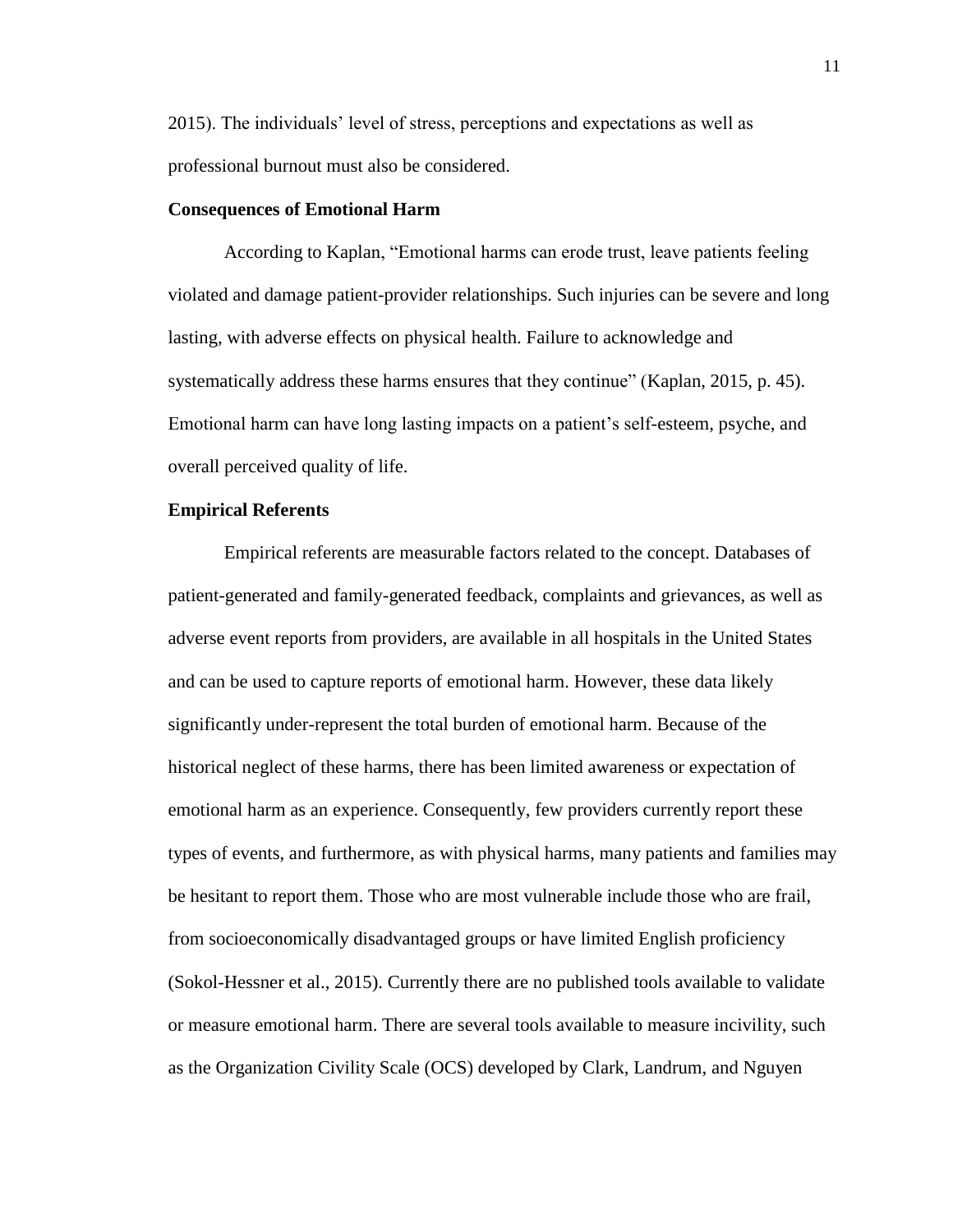2015). The individuals' level of stress, perceptions and expectations as well as professional burnout must also be considered.

### Consequences of Emotional Harm

According to Kaplan, "Emotional harms can erode trust, leave patients feeling violated and damage patient-provider relationships. Such injuries can be severe and long lasting, with adverse effects on physical health. Failure to acknowledge and systematically address these harms ensures that they continue" (Kaplan, 2015, p. 45). Emotional harm can have long lasting impacts on a patient's self-esteem, psyche, and overall perceived quality of life.

### Empirical Referents

Empirical referents are measurable factors related to the concept. Databases of patient-generated and family-generated feedback, complaints and grievances, as well as adverse event reports from providers, are available in all hospitals in the United States and can be used to capture reports of emotional harm. However, these data likely significantly under-represent the total burden of emotional harm. Because of the historical neglect of these harms, there has been limited awareness or expectation of emotional harm as an experience. Consequently, few providers currently report these types of events, and furthermore, as with physical harms, many patients and families may be hesitant to report them. Those who are most vulnerable include those who are frail, from socioeconomically disadvantaged groups or have limited English proficiency (Sokol-Hessner et al., 2015). Currently there are no published tools available to validate or measure emotional harm. There are several tools available to measure incivility, such as the Organization Civility Scale (OCS) developed by Clark, Landrum, and Nguyen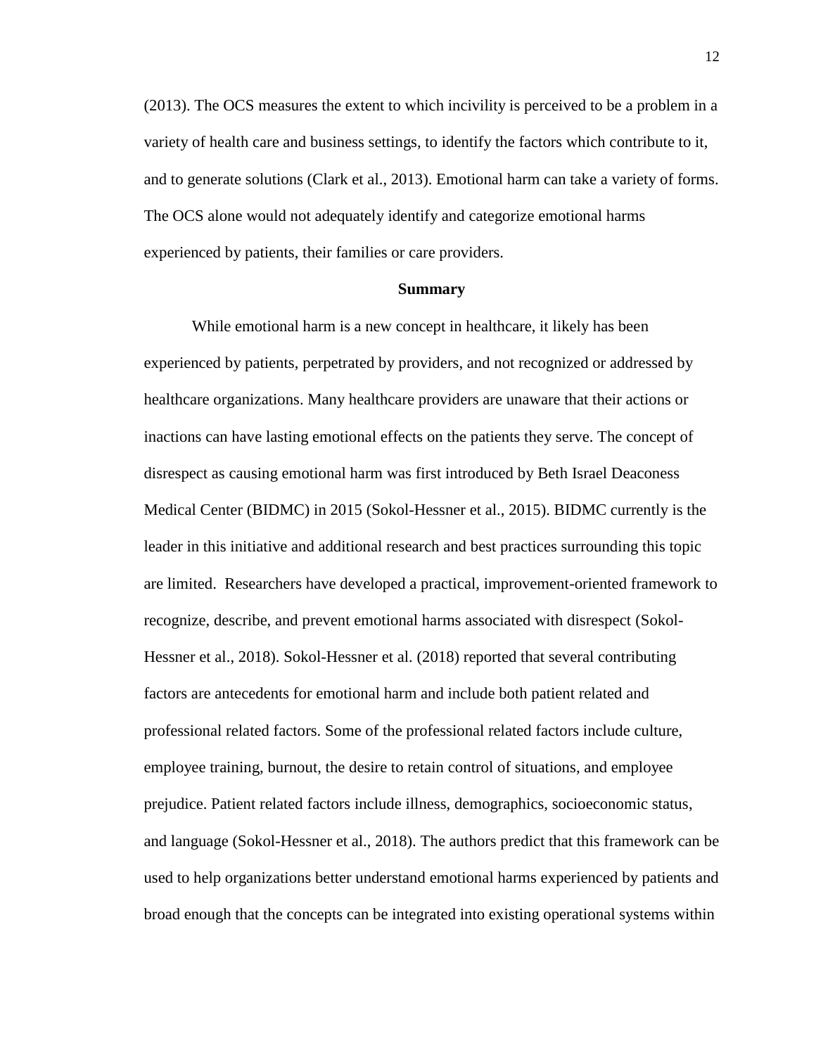(2013). The OCS measures the extent to which incivility is perceived to be a problem in a variety of health care and business settings, to identify the factors which contribute to it, and to generate solutions (Clark et al., 2013). Emotional harm can take a variety of forms. The OCS alone would not adequately identify and categorize emotional harms experienced by patients, their families or care providers.

## Summary

While emotional harm is a new concept in healthcare, it likely has been experienced by patients, perpetrated by providers, and not recognized or addressed by healthcare organizations. Many healthcare providers are unaware that their actions or inactions can have lasting emotional effects on the patients they serve. The concept of disrespect as causing emotional harm was first introduced by Beth Israel Deaconess Medical Center (BIDMC) in 2015 (Sokol-Hessner et al., 2015). BIDMC currently is the leader in this initiative and additional research and best practices surrounding this topic are limited. Researchers have developed a practical, improvement-oriented framework to recognize, describe, and prevent emotional harms associated with disrespect (Sokol-Hessner et al., 2018). Sokol-Hessner et al. (2018) reported that several contributing factors are antecedents for emotional harm and include both patient related and professional related factors. Some of the professional related factors include culture, employee training, burnout, the desire to retain control of situations, and employee prejudice. Patient related factors include illness, demographics, socioeconomic status, and language (Sokol-Hessner et al., 2018). The authors predict that this framework can be used to help organizations better understand emotional harms experienced by patients and broad enough that the concepts can be integrated into existing operational systems within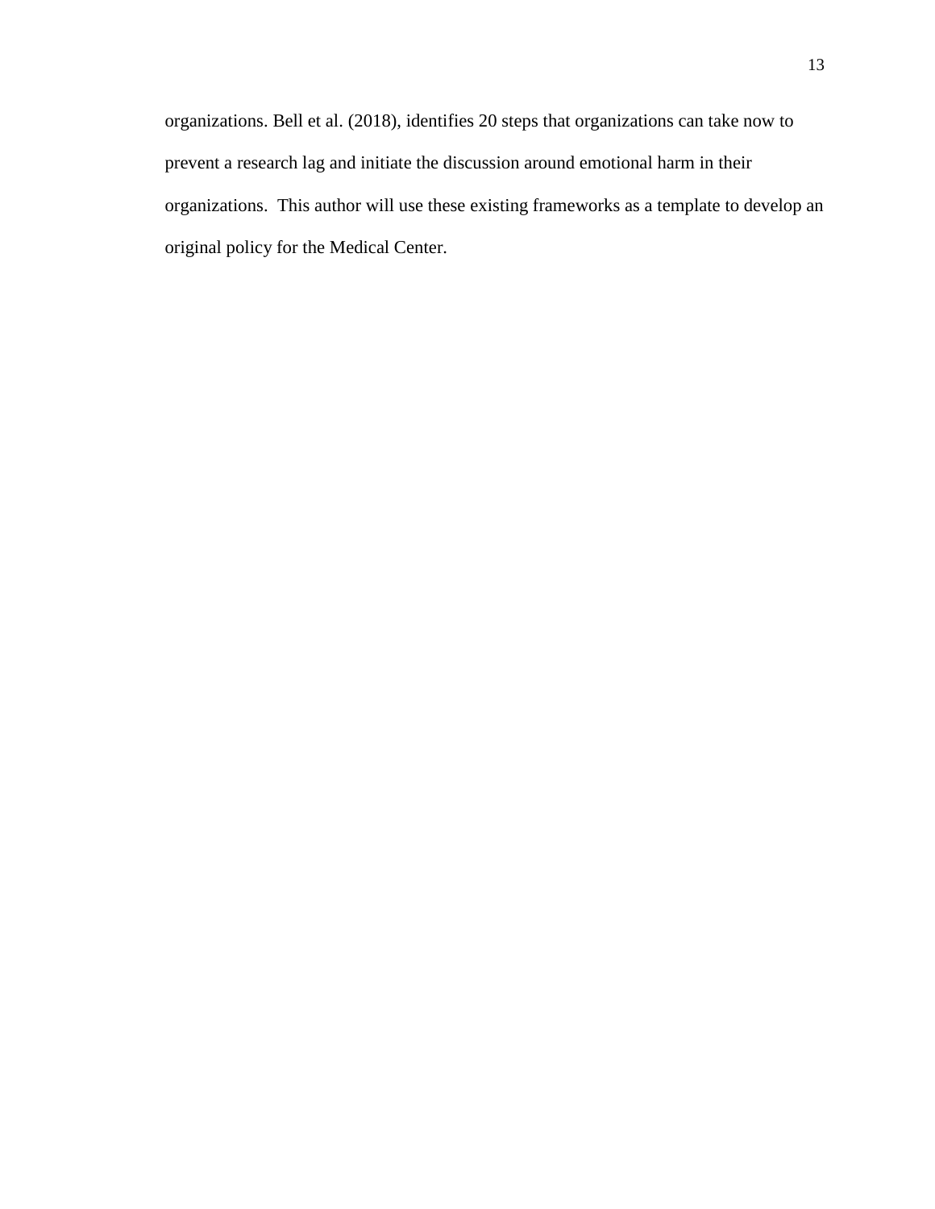organizations. Bell et al. (2018), identifies 20 steps that organizations can take now to prevent a research lag and initiate the discussion around emotional harm in their organizations.  This author will use these existing frameworks as a template to develop an original policy for the Medical Center.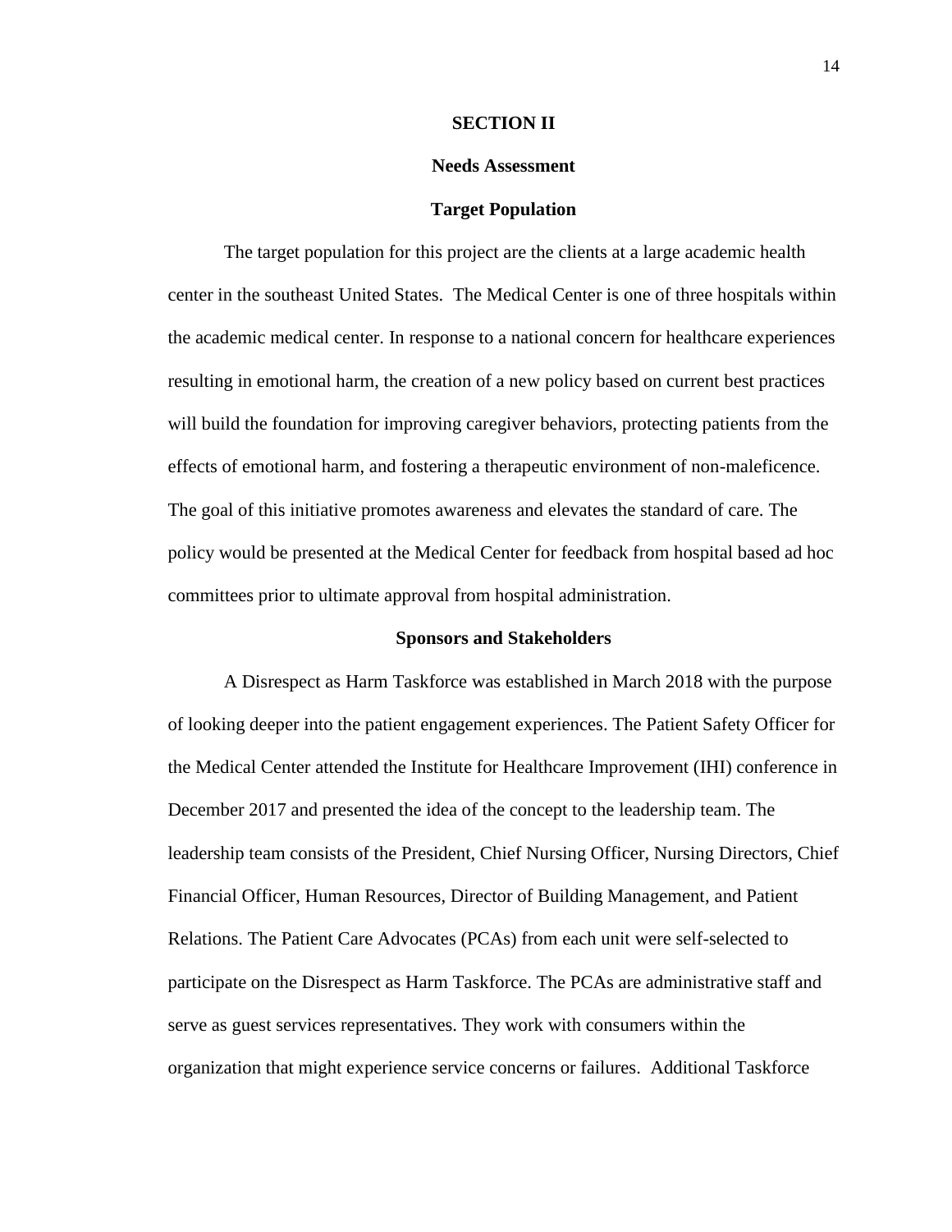# SECTION II

## Needs Assessment

### Target Population

The target population for this project are the clients at a large academic health center in the southeast United States. The Medical Center is one of three hospitals within the academic medical center. In response to a national concern for healthcare experiences resulting in emotional harm, the creation of a new policy based on current best practices will build the foundation for improving caregiver behaviors, protecting patients from the effects of emotional harm, and fostering a therapeutic environment of non-maleficence. The goal of this initiative promotes awareness and elevates the standard of care. The policy would be presented at the Medical Center for feedback from hospital based ad hoc committees prior to ultimate approval from hospital administration.

### Sponsors and Stakeholders

A Disrespect as Harm Taskforce was established in March 2018 with the purpose of looking deeper into the patient engagement experiences. The Patient Safety Officer for the Medical Center attended the Institute for Healthcare Improvement (IHI) conference in December 2017 and presented the idea of the concept to the leadership team. The leadership team consists of the President, Chief Nursing Officer, Nursing Directors, Chief Financial Officer, Human Resources, Director of Building Management, and Patient Relations. The Patient Care Advocates (PCAs) from each unit were self-selected to participate on the Disrespect as Harm Taskforce. The PCAs are administrative staff and serve as guest services representatives. They work with consumers within the organization that might experience service concerns or failures. Additional Taskforce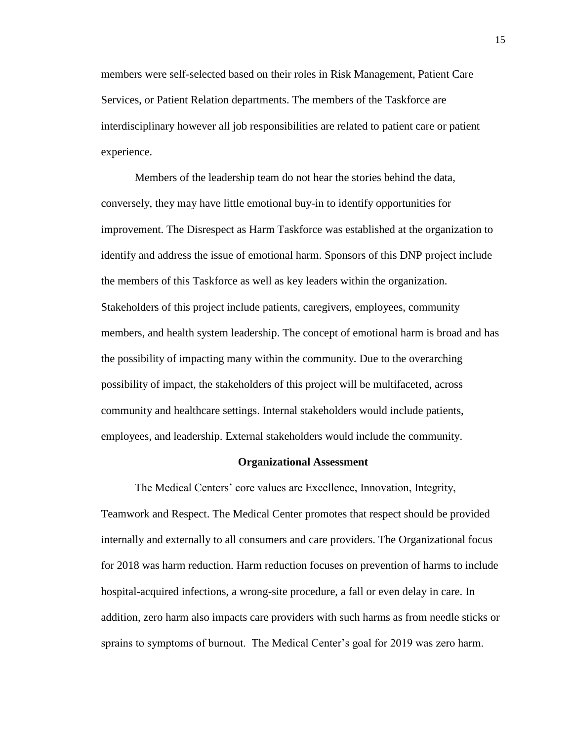members were self-selected based on their roles in Risk Management, Patient Care Services, or Patient Relation departments. The members of the Taskforce are interdisciplinary however all job responsibilities are related to patient care or patient experience.

Members of the leadership team do not hear the stories behind the data, conversely, they may have little emotional buy-in to identify opportunities for improvement. The Disrespect as Harm Taskforce was established at the organization to identify and address the issue of emotional harm. Sponsors of this DNP project include the members of this Taskforce as well as key leaders within the organization. Stakeholders of this project include patients, caregivers, employees, community members, and health system leadership. The concept of emotional harm is broad and has the possibility of impacting many within the community. Due to the overarching possibility of impact, the stakeholders of this project will be multifaceted, across community and healthcare settings. Internal stakeholders would include patients, employees, and leadership. External stakeholders would include the community.

## Organizational Assessment

The Medical Centers' core values are Excellence, Innovation, Integrity, Teamwork and Respect. The Medical Center promotes that respect should be provided internally and externally to all consumers and care providers. The Organizational focus for 2018 was harm reduction. Harm reduction focuses on prevention of harms to include hospital-acquired infections, a wrong-site procedure, a fall or even delay in care. In addition, zero harm also impacts care providers with such harms as from needle sticks or sprains to symptoms of burnout. The Medical Center's goal for 2019 was zero harm.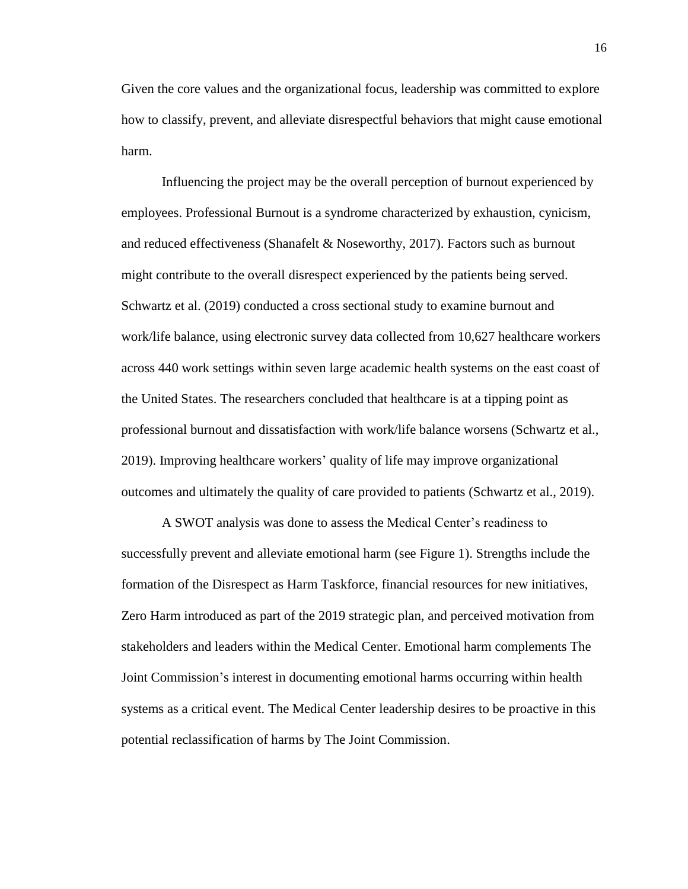Given the core values and the organizational focus, leadership was committed to explore how to classify, prevent, and alleviate disrespectful behaviors that might cause emotional harm.

Influencing the project may be the overall perception of burnout experienced by employees. Professional Burnout is a syndrome characterized by exhaustion, cynicism, and reduced effectiveness (Shanafelt & Noseworthy, 2017). Factors such as burnout might contribute to the overall disrespect experienced by the patients being served. Schwartz et al. (2019) conducted a cross sectional study to examine burnout and work/life balance, using electronic survey data collected from 10,627 healthcare workers across 440 work settings within seven large academic health systems on the east coast of the United States. The researchers concluded that healthcare is at a tipping point as professional burnout and dissatisfaction with work/life balance worsens (Schwartz et al., 2019). Improving healthcare workers' quality of life may improve organizational outcomes and ultimately the quality of care provided to patients (Schwartz et al., 2019).

A SWOT analysis was done to assess the Medical Center's readiness to successfully prevent and alleviate emotional harm (see Figure 1). Strengths include the formation of the Disrespect as Harm Taskforce, financial resources for new initiatives, Zero Harm introduced as part of the 2019 strategic plan, and perceived motivation from stakeholders and leaders within the Medical Center. Emotional harm complements The Joint Commission's interest in documenting emotional harms occurring within health systems as a critical event. The Medical Center leadership desires to be proactive in this potential reclassification of harms by The Joint Commission.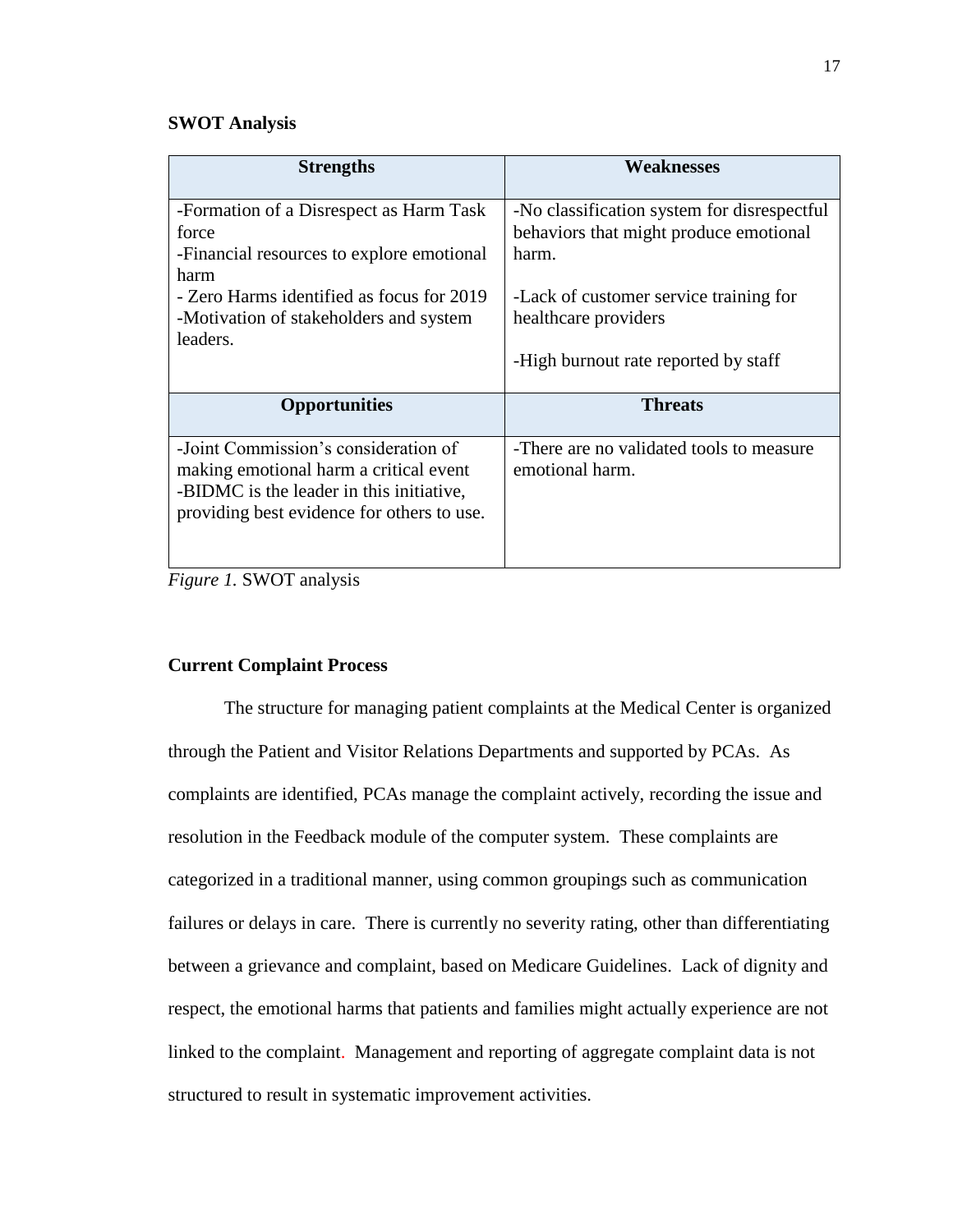**SWOT Analysis**

| Strengths | Weaknesses |
|---|---|
| -Formation of a Disrespect as Harm Task force<br>-Financial resources to explore emotional harm<br>- Zero Harms identified as focus for 2019<br>-Motivation of stakeholders and system leaders. | -No classification system for disrespectful behaviors that might produce emotional harm.<br><br>-Lack of customer service training for healthcare providers<br><br>-High burnout rate reported by staff |
| **Opportunities** | **Threats** |
| -Joint Commission's consideration of making emotional harm a critical event<br>-BIDMC is the leader in this initiative, providing best evidence for others to use. | -There are no validated tools to measure emotional harm. |

*Figure 1.* SWOT analysis

**Current Complaint Process**

The structure for managing patient complaints at the Medical Center is organized through the Patient and Visitor Relations Departments and supported by PCAs. As complaints are identified, PCAs manage the complaint actively, recording the issue and resolution in the Feedback module of the computer system. These complaints are categorized in a traditional manner, using common groupings such as communication failures or delays in care. There is currently no severity rating, other than differentiating between a grievance and complaint, based on Medicare Guidelines. Lack of dignity and respect, the emotional harms that patients and families might actually experience are not linked to the complaint. Management and reporting of aggregate complaint data is not structured to result in systematic improvement activities.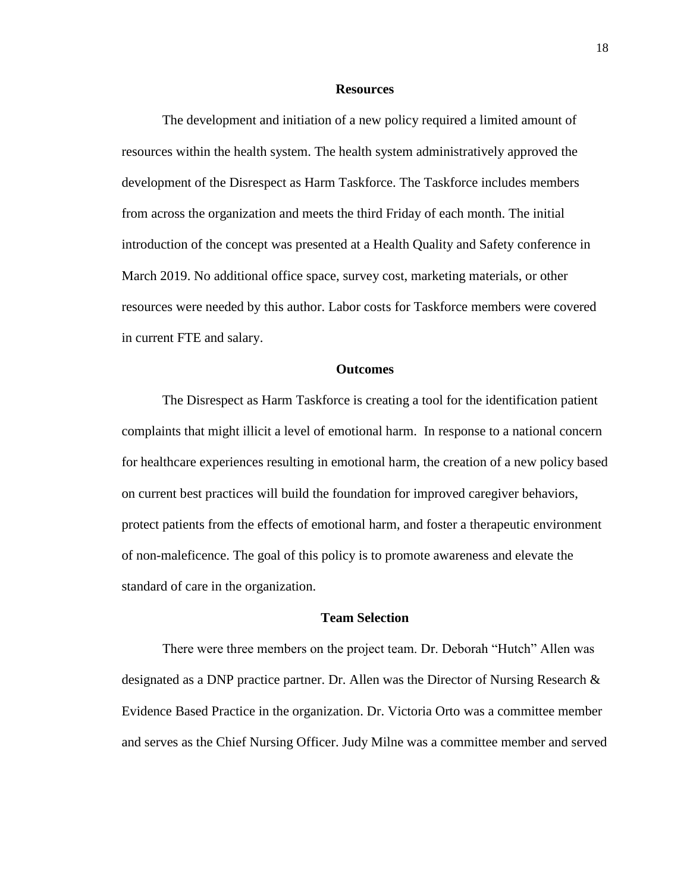## Resources

The development and initiation of a new policy required a limited amount of resources within the health system. The health system administratively approved the development of the Disrespect as Harm Taskforce. The Taskforce includes members from across the organization and meets the third Friday of each month. The initial introduction of the concept was presented at a Health Quality and Safety conference in March 2019. No additional office space, survey cost, marketing materials, or other resources were needed by this author. Labor costs for Taskforce members were covered in current FTE and salary.

## Outcomes

The Disrespect as Harm Taskforce is creating a tool for the identification patient complaints that might illicit a level of emotional harm. In response to a national concern for healthcare experiences resulting in emotional harm, the creation of a new policy based on current best practices will build the foundation for improved caregiver behaviors, protect patients from the effects of emotional harm, and foster a therapeutic environment of non-maleficence. The goal of this policy is to promote awareness and elevate the standard of care in the organization.

## Team Selection

There were three members on the project team. Dr. Deborah "Hutch" Allen was designated as a DNP practice partner. Dr. Allen was the Director of Nursing Research & Evidence Based Practice in the organization. Dr. Victoria Orto was a committee member and serves as the Chief Nursing Officer. Judy Milne was a committee member and served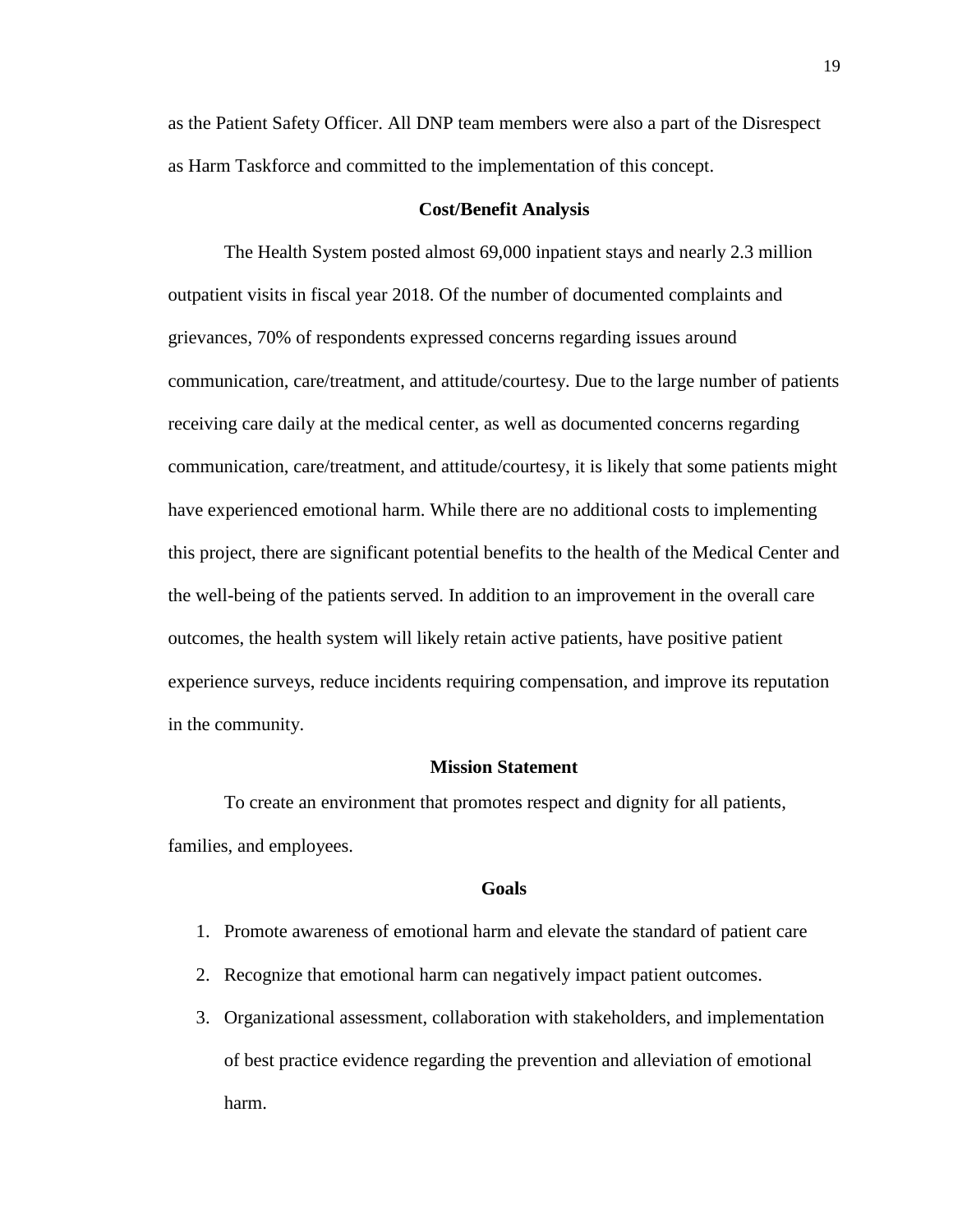as the Patient Safety Officer. All DNP team members were also a part of the Disrespect as Harm Taskforce and committed to the implementation of this concept.

## Cost/Benefit Analysis

The Health System posted almost 69,000 inpatient stays and nearly 2.3 million outpatient visits in fiscal year 2018. Of the number of documented complaints and grievances, 70% of respondents expressed concerns regarding issues around communication, care/treatment, and attitude/courtesy. Due to the large number of patients receiving care daily at the medical center, as well as documented concerns regarding communication, care/treatment, and attitude/courtesy, it is likely that some patients might have experienced emotional harm. While there are no additional costs to implementing this project, there are significant potential benefits to the health of the Medical Center and the well-being of the patients served. In addition to an improvement in the overall care outcomes, the health system will likely retain active patients, have positive patient experience surveys, reduce incidents requiring compensation, and improve its reputation in the community.

## Mission Statement

To create an environment that promotes respect and dignity for all patients, families, and employees.

## Goals

1. Promote awareness of emotional harm and elevate the standard of patient care
2. Recognize that emotional harm can negatively impact patient outcomes.
3. Organizational assessment, collaboration with stakeholders, and implementation of best practice evidence regarding the prevention and alleviation of emotional harm.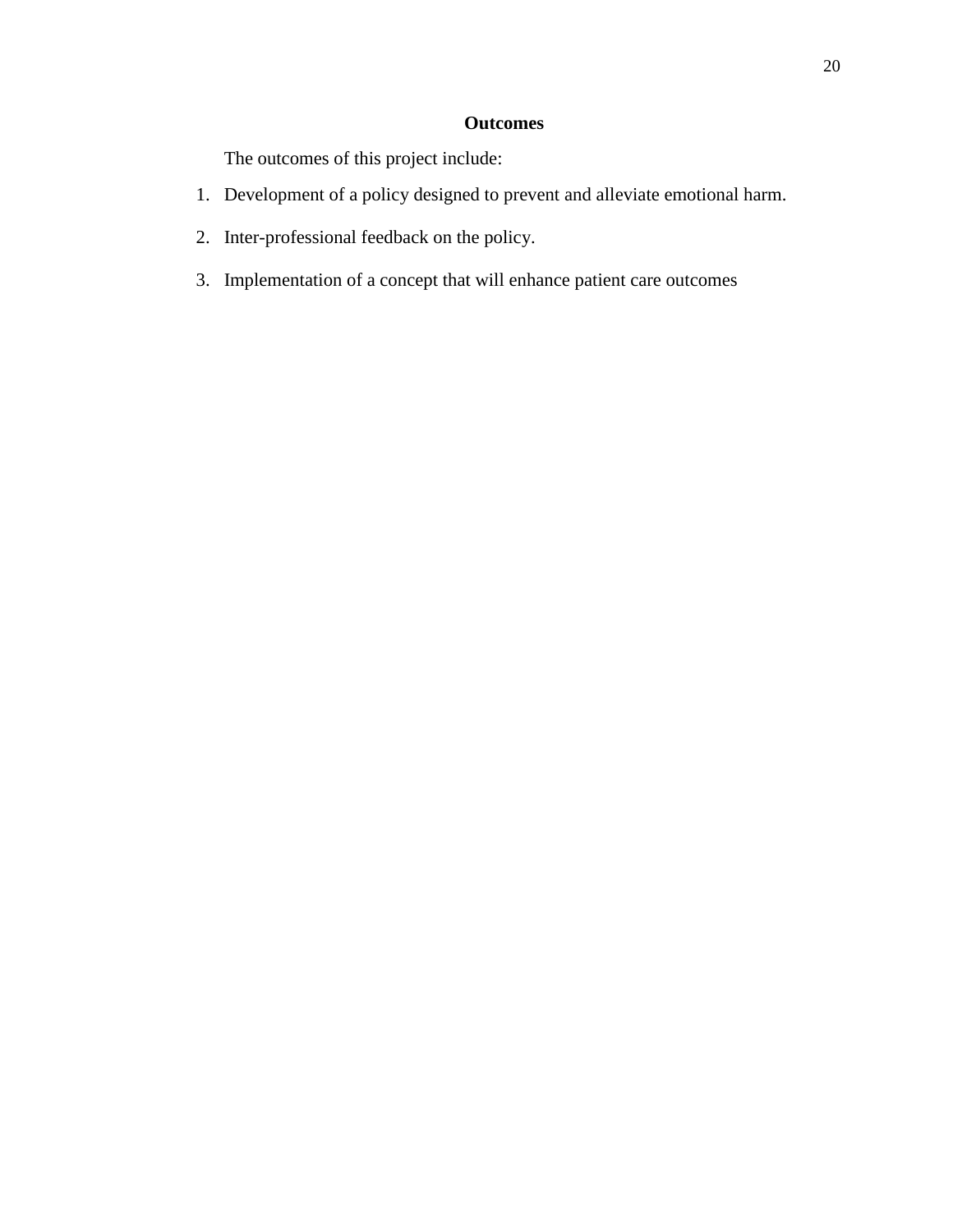## Outcomes

The outcomes of this project include:

1. Development of a policy designed to prevent and alleviate emotional harm.
2. Inter-professional feedback on the policy.
3. Implementation of a concept that will enhance patient care outcomes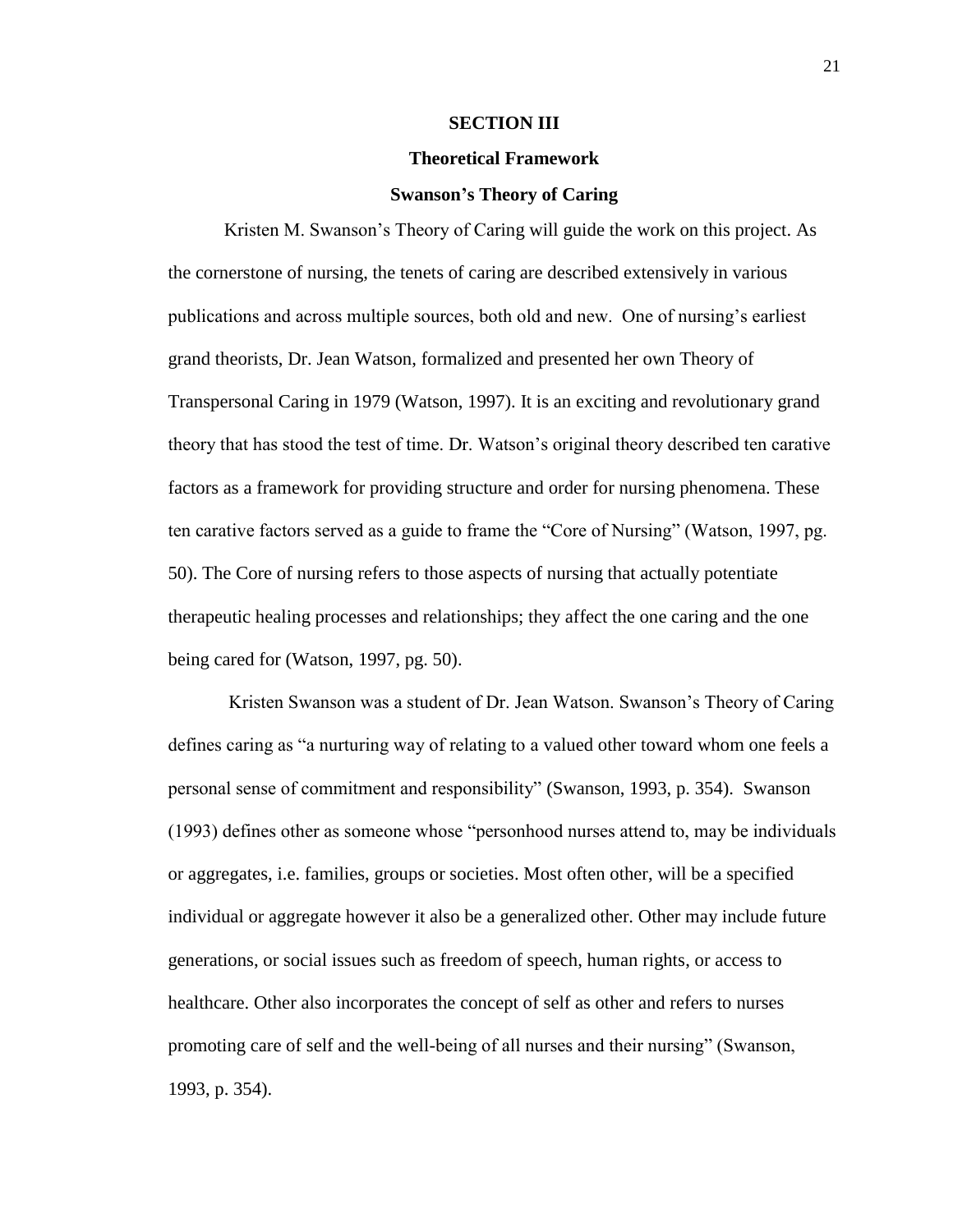## SECTION III

### Theoretical Framework

### Swanson's Theory of Caring

Kristen M. Swanson's Theory of Caring will guide the work on this project. As the cornerstone of nursing, the tenets of caring are described extensively in various publications and across multiple sources, both old and new. One of nursing's earliest grand theorists, Dr. Jean Watson, formalized and presented her own Theory of Transpersonal Caring in 1979 (Watson, 1997). It is an exciting and revolutionary grand theory that has stood the test of time. Dr. Watson's original theory described ten carative factors as a framework for providing structure and order for nursing phenomena. These ten carative factors served as a guide to frame the "Core of Nursing" (Watson, 1997, pg. 50). The Core of nursing refers to those aspects of nursing that actually potentiate therapeutic healing processes and relationships; they affect the one caring and the one being cared for (Watson, 1997, pg. 50).

Kristen Swanson was a student of Dr. Jean Watson. Swanson's Theory of Caring defines caring as "a nurturing way of relating to a valued other toward whom one feels a personal sense of commitment and responsibility" (Swanson, 1993, p. 354). Swanson (1993) defines other as someone whose "personhood nurses attend to, may be individuals or aggregates, i.e. families, groups or societies. Most often other, will be a specified individual or aggregate however it also be a generalized other. Other may include future generations, or social issues such as freedom of speech, human rights, or access to healthcare. Other also incorporates the concept of self as other and refers to nurses promoting care of self and the well-being of all nurses and their nursing" (Swanson, 1993, p. 354).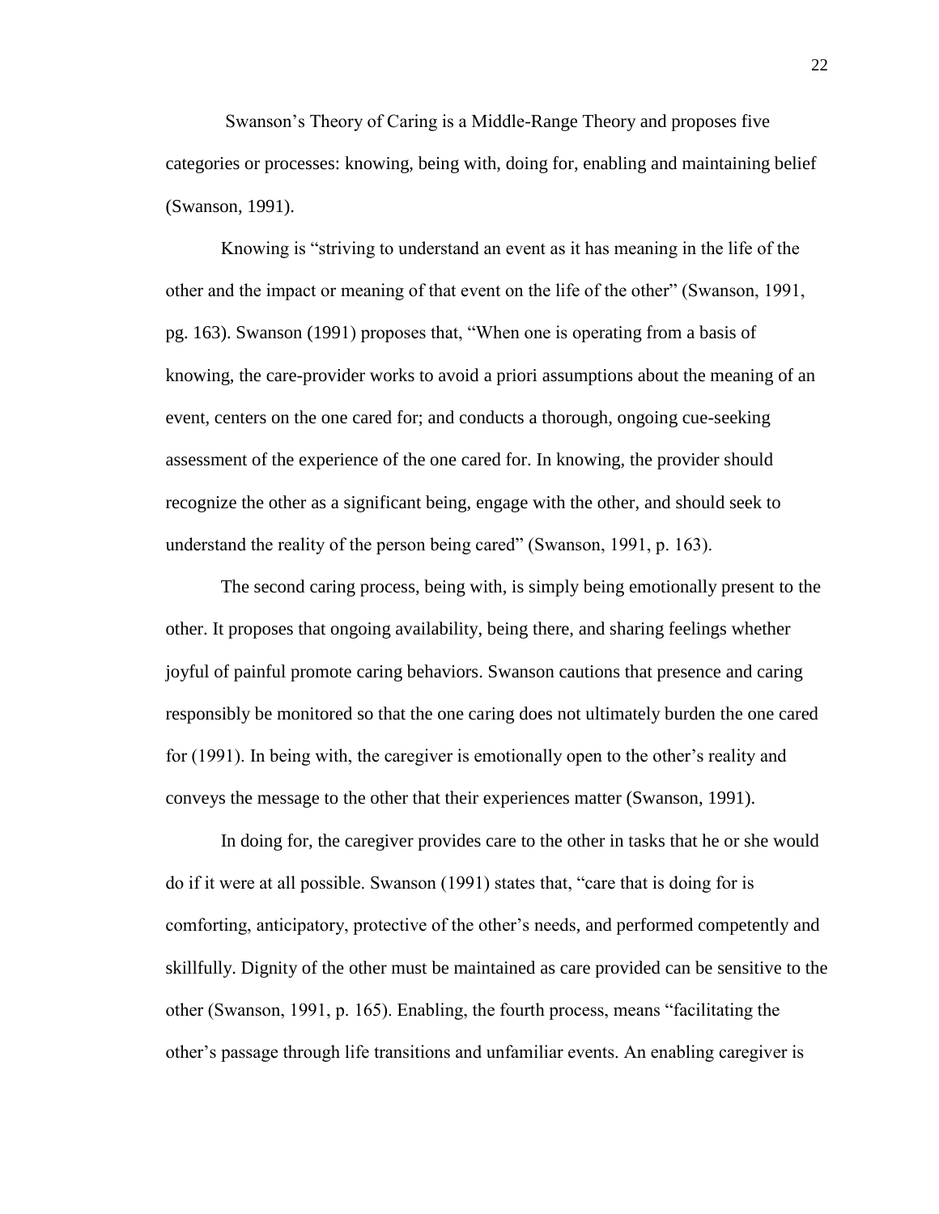Swanson's Theory of Caring is a Middle-Range Theory and proposes five categories or processes: knowing, being with, doing for, enabling and maintaining belief (Swanson, 1991).

Knowing is "striving to understand an event as it has meaning in the life of the other and the impact or meaning of that event on the life of the other" (Swanson, 1991, pg. 163). Swanson (1991) proposes that, "When one is operating from a basis of knowing, the care-provider works to avoid a priori assumptions about the meaning of an event, centers on the one cared for; and conducts a thorough, ongoing cue-seeking assessment of the experience of the one cared for. In knowing, the provider should recognize the other as a significant being, engage with the other, and should seek to understand the reality of the person being cared" (Swanson, 1991, p. 163).

The second caring process, being with, is simply being emotionally present to the other. It proposes that ongoing availability, being there, and sharing feelings whether joyful of painful promote caring behaviors. Swanson cautions that presence and caring responsibly be monitored so that the one caring does not ultimately burden the one cared for (1991). In being with, the caregiver is emotionally open to the other's reality and conveys the message to the other that their experiences matter (Swanson, 1991).

In doing for, the caregiver provides care to the other in tasks that he or she would do if it were at all possible. Swanson (1991) states that, "care that is doing for is comforting, anticipatory, protective of the other's needs, and performed competently and skillfully. Dignity of the other must be maintained as care provided can be sensitive to the other (Swanson, 1991, p. 165). Enabling, the fourth process, means "facilitating the other's passage through life transitions and unfamiliar events. An enabling caregiver is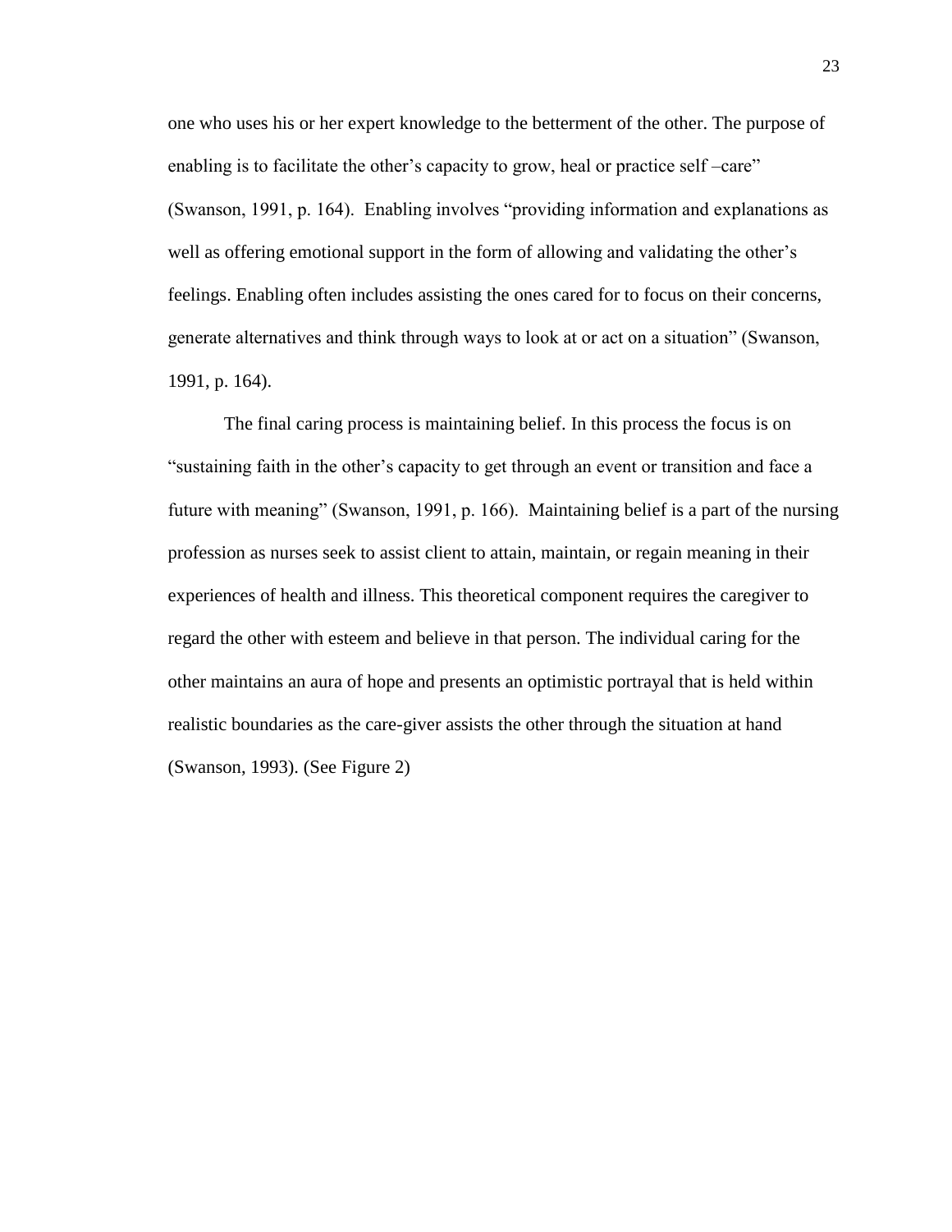one who uses his or her expert knowledge to the betterment of the other. The purpose of enabling is to facilitate the other's capacity to grow, heal or practice self –care" (Swanson, 1991, p. 164). Enabling involves "providing information and explanations as well as offering emotional support in the form of allowing and validating the other's feelings. Enabling often includes assisting the ones cared for to focus on their concerns, generate alternatives and think through ways to look at or act on a situation" (Swanson, 1991, p. 164).

The final caring process is maintaining belief. In this process the focus is on "sustaining faith in the other's capacity to get through an event or transition and face a future with meaning" (Swanson, 1991, p. 166). Maintaining belief is a part of the nursing profession as nurses seek to assist client to attain, maintain, or regain meaning in their experiences of health and illness. This theoretical component requires the caregiver to regard the other with esteem and believe in that person. The individual caring for the other maintains an aura of hope and presents an optimistic portrayal that is held within realistic boundaries as the care-giver assists the other through the situation at hand (Swanson, 1993). (See Figure 2)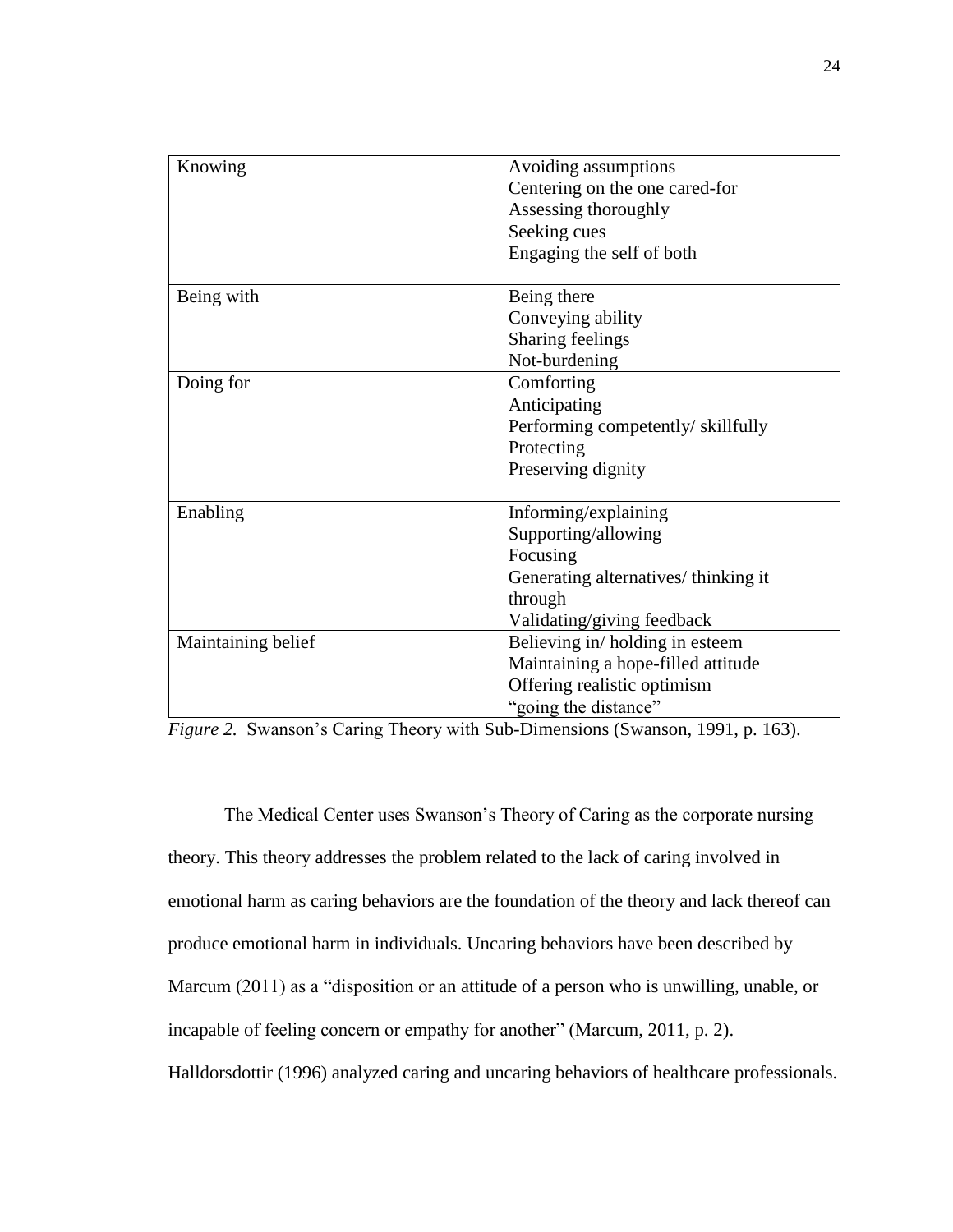| Knowing | Avoiding assumptions<br>Centering on the one cared-for<br>Assessing thoroughly<br>Seeking cues<br>Engaging the self of both |
|---|---|
| Being with | Being there<br>Conveying ability<br>Sharing feelings<br>Not-burdening |
| Doing for | Comforting<br>Anticipating<br>Performing competently/ skillfully<br>Protecting<br>Preserving dignity |
| Enabling | Informing/explaining<br>Supporting/allowing<br>Focusing<br>Generating alternatives/ thinking it through<br>Validating/giving feedback |
| Maintaining belief | Believing in/ holding in esteem<br>Maintaining a hope-filled attitude<br>Offering realistic optimism<br>"going the distance" |

*Figure 2.* Swanson's Caring Theory with Sub-Dimensions (Swanson, 1991, p. 163).

The Medical Center uses Swanson's Theory of Caring as the corporate nursing theory. This theory addresses the problem related to the lack of caring involved in emotional harm as caring behaviors are the foundation of the theory and lack thereof can produce emotional harm in individuals. Uncaring behaviors have been described by Marcum (2011) as a "disposition or an attitude of a person who is unwilling, unable, or incapable of feeling concern or empathy for another" (Marcum, 2011, p. 2). Halldorsdottir (1996) analyzed caring and uncaring behaviors of healthcare professionals.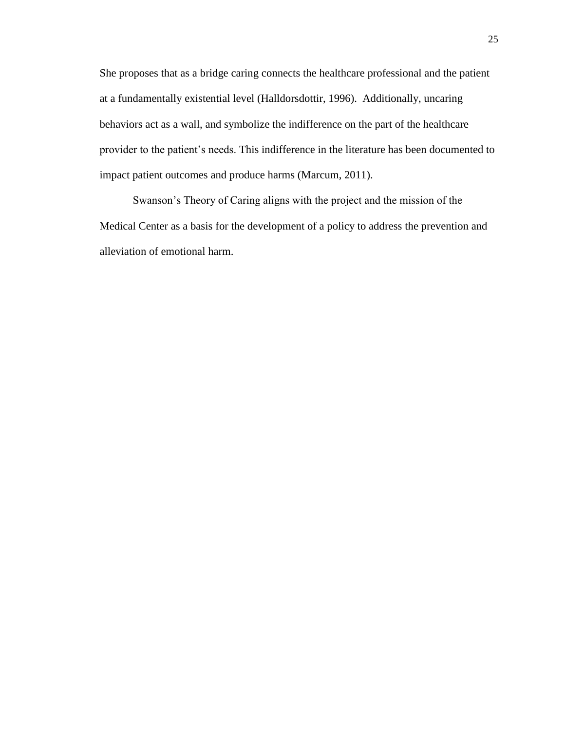She proposes that as a bridge caring connects the healthcare professional and the patient at a fundamentally existential level (Halldorsdottir, 1996). Additionally, uncaring behaviors act as a wall, and symbolize the indifference on the part of the healthcare provider to the patient's needs. This indifference in the literature has been documented to impact patient outcomes and produce harms (Marcum, 2011).

Swanson's Theory of Caring aligns with the project and the mission of the Medical Center as a basis for the development of a policy to address the prevention and alleviation of emotional harm.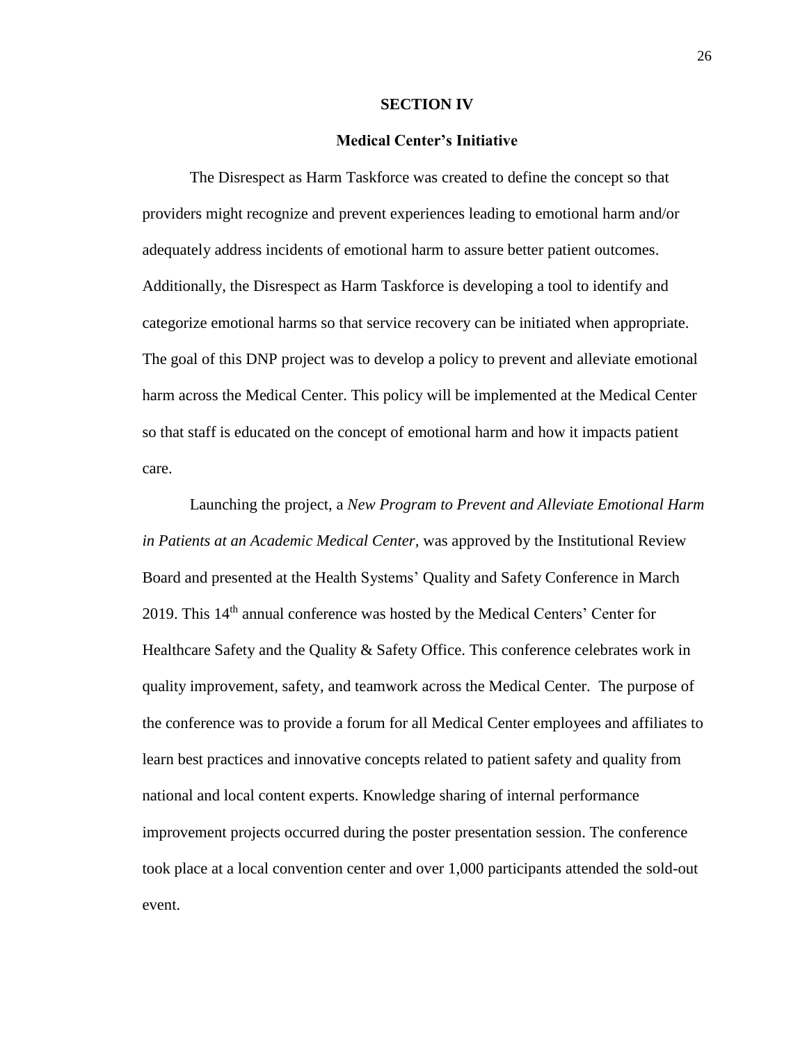## SECTION IV

### Medical Center's Initiative

The Disrespect as Harm Taskforce was created to define the concept so that providers might recognize and prevent experiences leading to emotional harm and/or adequately address incidents of emotional harm to assure better patient outcomes. Additionally, the Disrespect as Harm Taskforce is developing a tool to identify and categorize emotional harms so that service recovery can be initiated when appropriate. The goal of this DNP project was to develop a policy to prevent and alleviate emotional harm across the Medical Center. This policy will be implemented at the Medical Center so that staff is educated on the concept of emotional harm and how it impacts patient care.

Launching the project, a *New Program to Prevent and Alleviate Emotional Harm in Patients at an Academic Medical Center,* was approved by the Institutional Review Board and presented at the Health Systems' Quality and Safety Conference in March 2019. This 14th annual conference was hosted by the Medical Centers' Center for Healthcare Safety and the Quality & Safety Office. This conference celebrates work in quality improvement, safety, and teamwork across the Medical Center. The purpose of the conference was to provide a forum for all Medical Center employees and affiliates to learn best practices and innovative concepts related to patient safety and quality from national and local content experts. Knowledge sharing of internal performance improvement projects occurred during the poster presentation session. The conference took place at a local convention center and over 1,000 participants attended the sold-out event.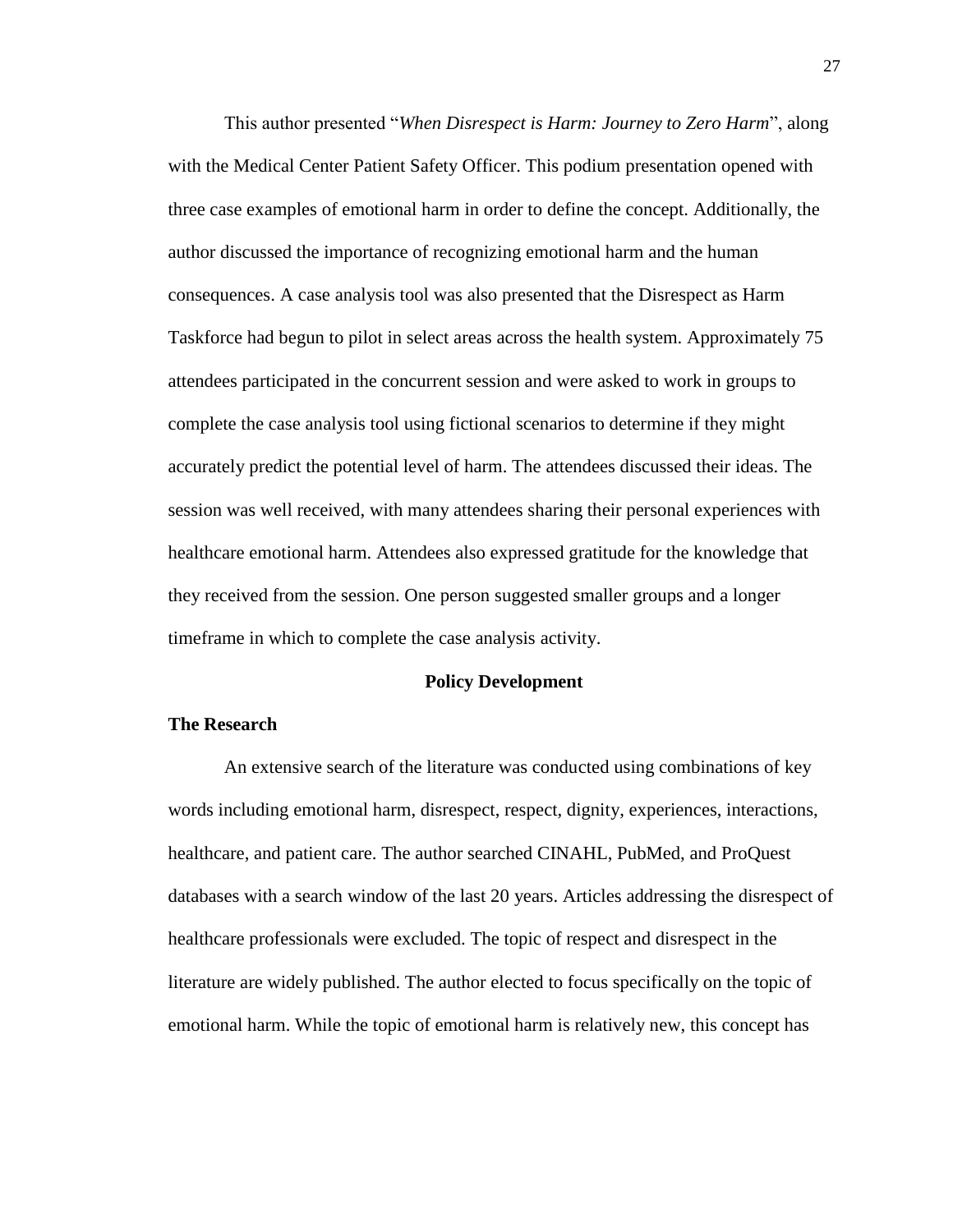This author presented "*When Disrespect is Harm: Journey to Zero Harm*", along with the Medical Center Patient Safety Officer. This podium presentation opened with three case examples of emotional harm in order to define the concept. Additionally, the author discussed the importance of recognizing emotional harm and the human consequences. A case analysis tool was also presented that the Disrespect as Harm Taskforce had begun to pilot in select areas across the health system. Approximately 75 attendees participated in the concurrent session and were asked to work in groups to complete the case analysis tool using fictional scenarios to determine if they might accurately predict the potential level of harm. The attendees discussed their ideas. The session was well received, with many attendees sharing their personal experiences with healthcare emotional harm. Attendees also expressed gratitude for the knowledge that they received from the session. One person suggested smaller groups and a longer timeframe in which to complete the case analysis activity.

## Policy Development

### The Research

An extensive search of the literature was conducted using combinations of key words including emotional harm, disrespect, respect, dignity, experiences, interactions, healthcare, and patient care. The author searched CINAHL, PubMed, and ProQuest databases with a search window of the last 20 years. Articles addressing the disrespect of healthcare professionals were excluded. The topic of respect and disrespect in the literature are widely published. The author elected to focus specifically on the topic of emotional harm. While the topic of emotional harm is relatively new, this concept has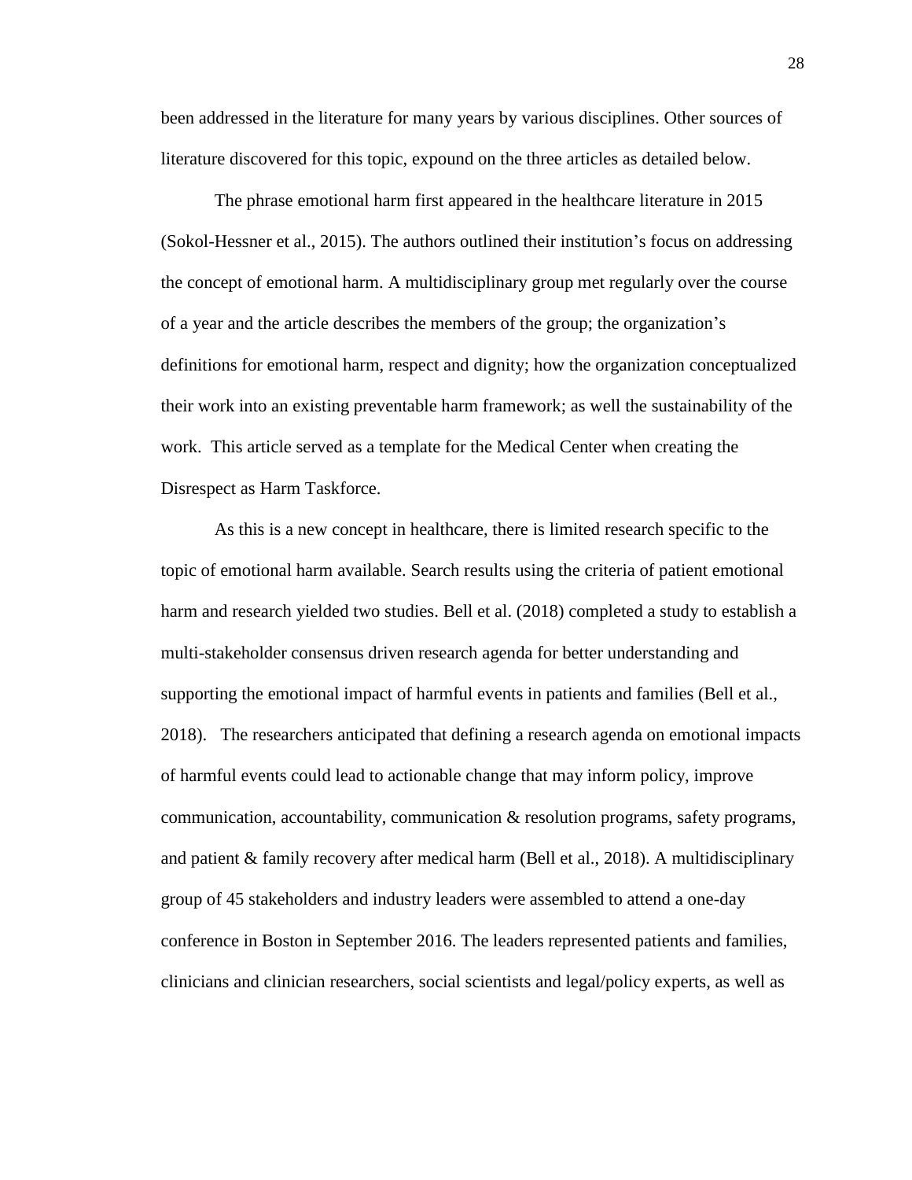been addressed in the literature for many years by various disciplines. Other sources of literature discovered for this topic, expound on the three articles as detailed below.

The phrase emotional harm first appeared in the healthcare literature in 2015 (Sokol-Hessner et al., 2015). The authors outlined their institution's focus on addressing the concept of emotional harm. A multidisciplinary group met regularly over the course of a year and the article describes the members of the group; the organization's definitions for emotional harm, respect and dignity; how the organization conceptualized their work into an existing preventable harm framework; as well the sustainability of the work. This article served as a template for the Medical Center when creating the Disrespect as Harm Taskforce.

As this is a new concept in healthcare, there is limited research specific to the topic of emotional harm available. Search results using the criteria of patient emotional harm and research yielded two studies. Bell et al. (2018) completed a study to establish a multi-stakeholder consensus driven research agenda for better understanding and supporting the emotional impact of harmful events in patients and families (Bell et al., 2018). The researchers anticipated that defining a research agenda on emotional impacts of harmful events could lead to actionable change that may inform policy, improve communication, accountability, communication & resolution programs, safety programs, and patient & family recovery after medical harm (Bell et al., 2018). A multidisciplinary group of 45 stakeholders and industry leaders were assembled to attend a one-day conference in Boston in September 2016. The leaders represented patients and families, clinicians and clinician researchers, social scientists and legal/policy experts, as well as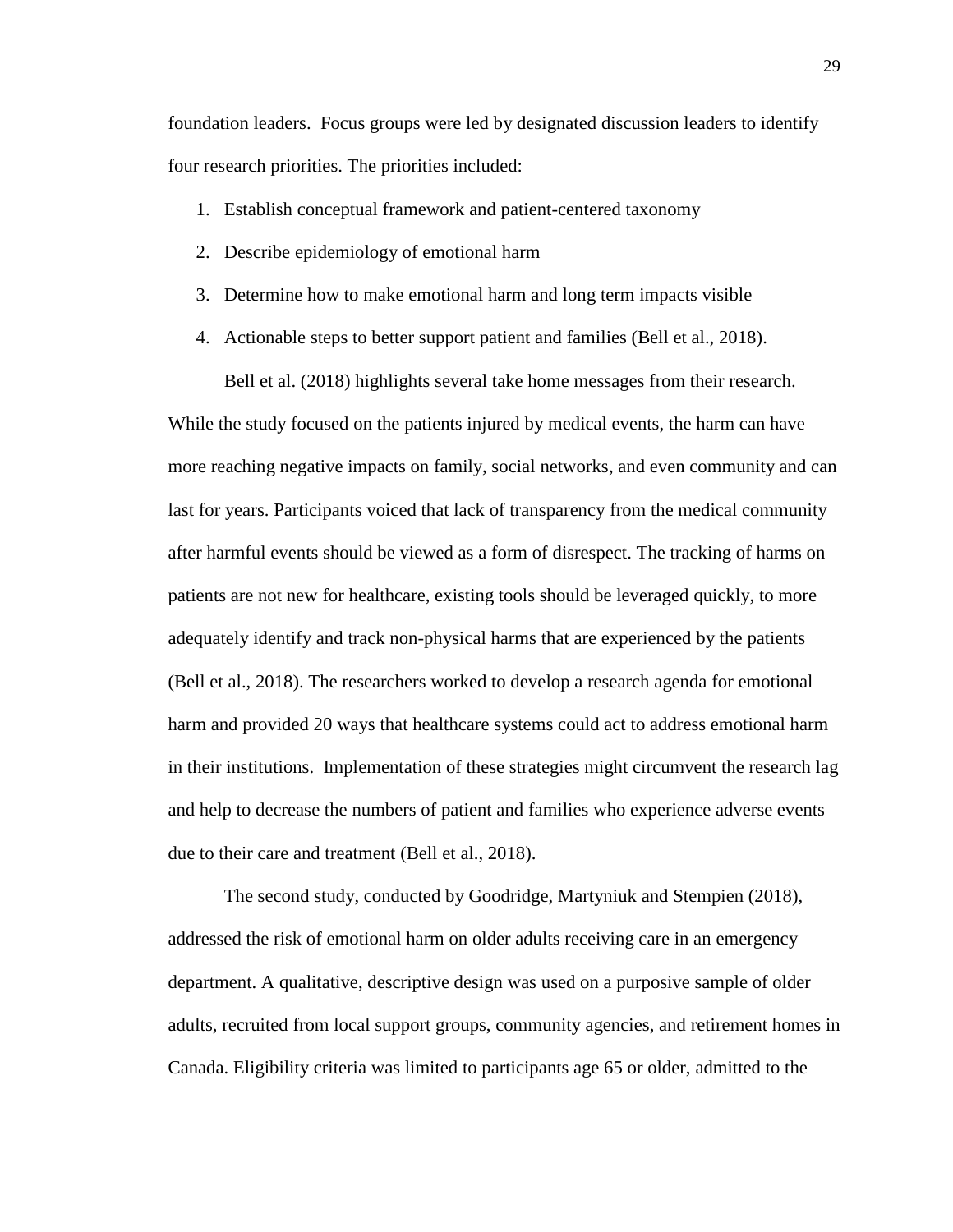foundation leaders. Focus groups were led by designated discussion leaders to identify four research priorities. The priorities included:

1. Establish conceptual framework and patient-centered taxonomy
2. Describe epidemiology of emotional harm
3. Determine how to make emotional harm and long term impacts visible
4. Actionable steps to better support patient and families (Bell et al., 2018).

Bell et al. (2018) highlights several take home messages from their research. While the study focused on the patients injured by medical events, the harm can have more reaching negative impacts on family, social networks, and even community and can last for years. Participants voiced that lack of transparency from the medical community after harmful events should be viewed as a form of disrespect. The tracking of harms on patients are not new for healthcare, existing tools should be leveraged quickly, to more adequately identify and track non-physical harms that are experienced by the patients (Bell et al., 2018). The researchers worked to develop a research agenda for emotional harm and provided 20 ways that healthcare systems could act to address emotional harm in their institutions. Implementation of these strategies might circumvent the research lag and help to decrease the numbers of patient and families who experience adverse events due to their care and treatment (Bell et al., 2018).

The second study, conducted by Goodridge, Martyniuk and Stempien (2018), addressed the risk of emotional harm on older adults receiving care in an emergency department. A qualitative, descriptive design was used on a purposive sample of older adults, recruited from local support groups, community agencies, and retirement homes in Canada. Eligibility criteria was limited to participants age 65 or older, admitted to the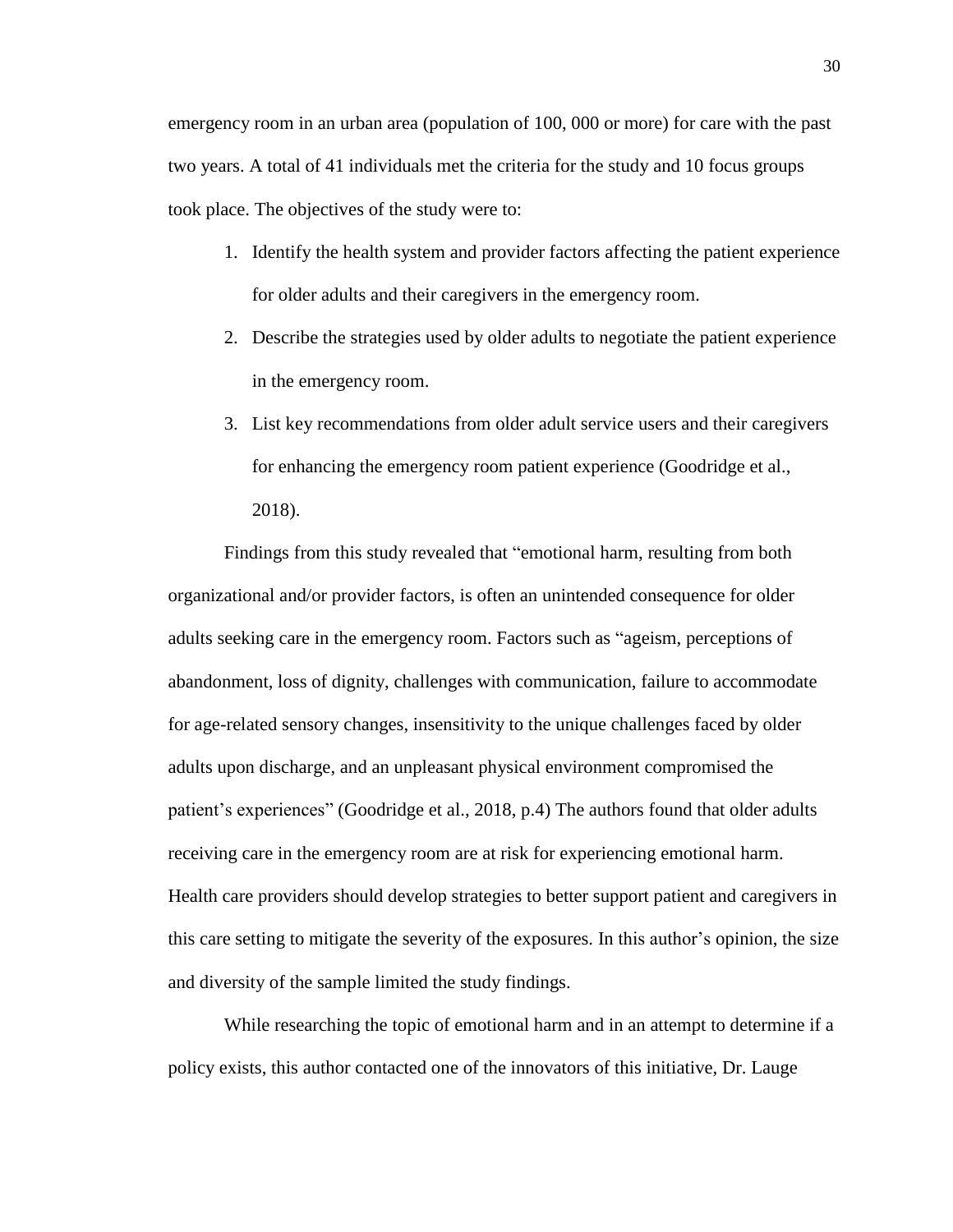emergency room in an urban area (population of 100, 000 or more) for care with the past two years. A total of 41 individuals met the criteria for the study and 10 focus groups took place. The objectives of the study were to:

1. Identify the health system and provider factors affecting the patient experience for older adults and their caregivers in the emergency room.
2. Describe the strategies used by older adults to negotiate the patient experience in the emergency room.
3. List key recommendations from older adult service users and their caregivers for enhancing the emergency room patient experience (Goodridge et al., 2018).

Findings from this study revealed that "emotional harm, resulting from both organizational and/or provider factors, is often an unintended consequence for older adults seeking care in the emergency room. Factors such as "ageism, perceptions of abandonment, loss of dignity, challenges with communication, failure to accommodate for age-related sensory changes, insensitivity to the unique challenges faced by older adults upon discharge, and an unpleasant physical environment compromised the patient's experiences" (Goodridge et al., 2018, p.4) The authors found that older adults receiving care in the emergency room are at risk for experiencing emotional harm. Health care providers should develop strategies to better support patient and caregivers in this care setting to mitigate the severity of the exposures. In this author's opinion, the size and diversity of the sample limited the study findings.

While researching the topic of emotional harm and in an attempt to determine if a policy exists, this author contacted one of the innovators of this initiative, Dr. Lauge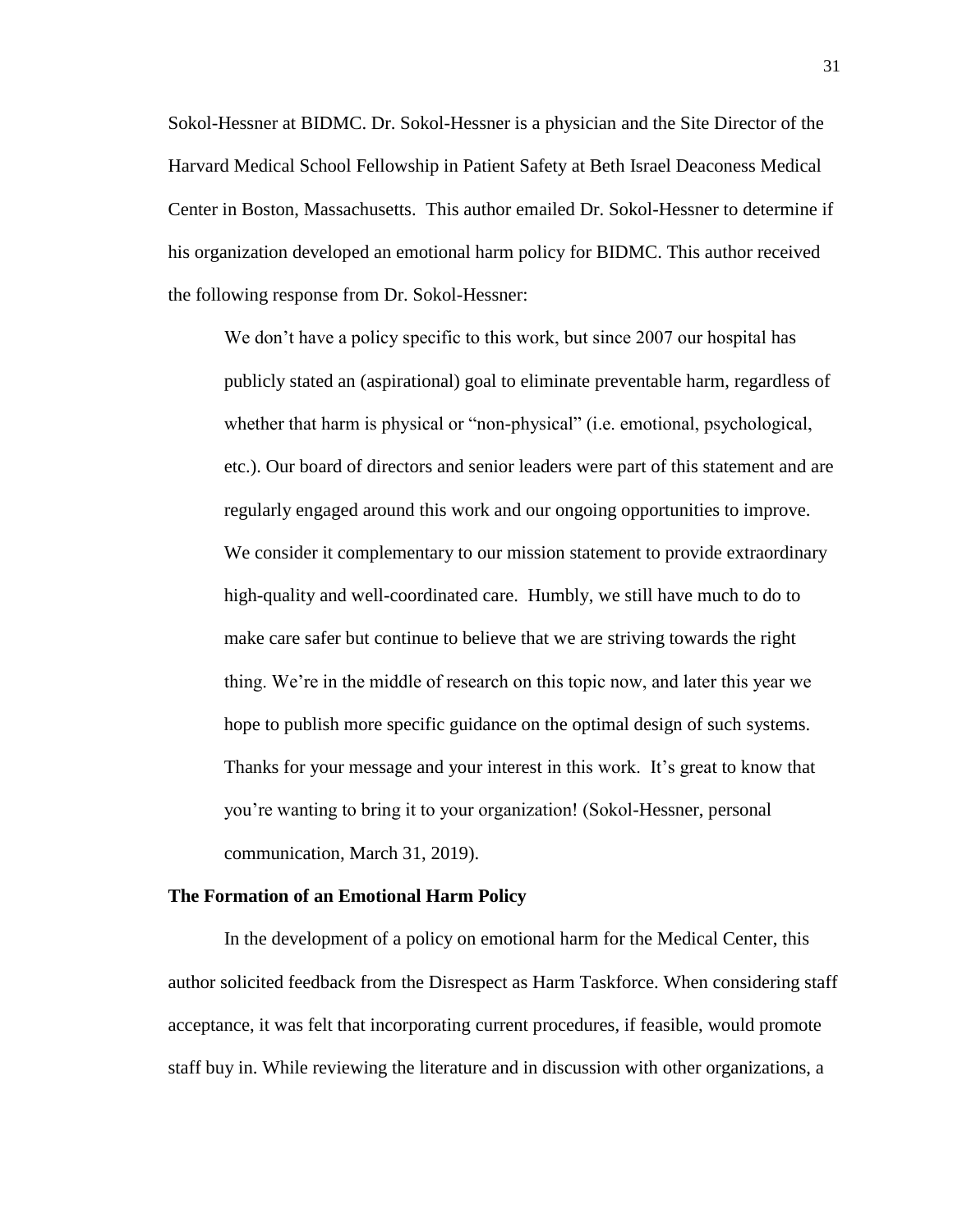Sokol-Hessner at BIDMC. Dr. Sokol-Hessner is a physician and the Site Director of the Harvard Medical School Fellowship in Patient Safety at Beth Israel Deaconess Medical Center in Boston, Massachusetts. This author emailed Dr. Sokol-Hessner to determine if his organization developed an emotional harm policy for BIDMC. This author received the following response from Dr. Sokol-Hessner:

> We don't have a policy specific to this work, but since 2007 our hospital has publicly stated an (aspirational) goal to eliminate preventable harm, regardless of whether that harm is physical or "non-physical" (i.e. emotional, psychological, etc.). Our board of directors and senior leaders were part of this statement and are regularly engaged around this work and our ongoing opportunities to improve. We consider it complementary to our mission statement to provide extraordinary high-quality and well-coordinated care. Humbly, we still have much to do to make care safer but continue to believe that we are striving towards the right thing. We're in the middle of research on this topic now, and later this year we hope to publish more specific guidance on the optimal design of such systems. Thanks for your message and your interest in this work. It's great to know that you're wanting to bring it to your organization! (Sokol-Hessner, personal communication, March 31, 2019).

**The Formation of an Emotional Harm Policy**

In the development of a policy on emotional harm for the Medical Center, this author solicited feedback from the Disrespect as Harm Taskforce. When considering staff acceptance, it was felt that incorporating current procedures, if feasible, would promote staff buy in. While reviewing the literature and in discussion with other organizations, a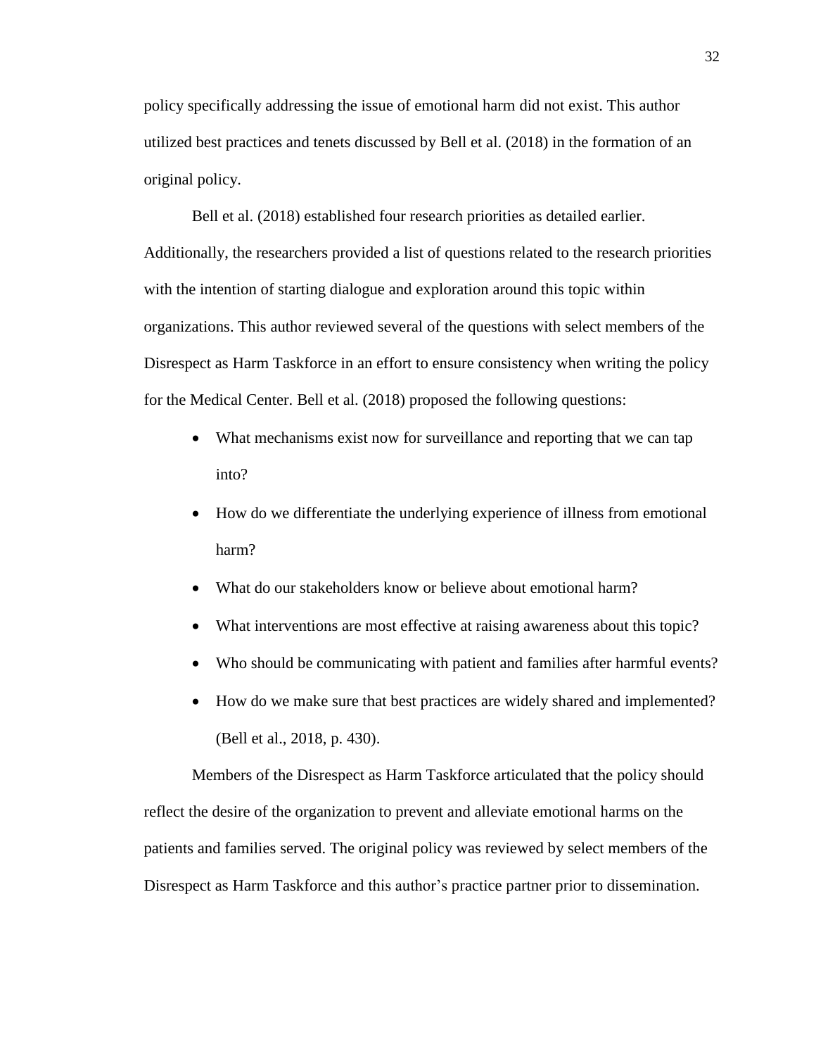policy specifically addressing the issue of emotional harm did not exist. This author utilized best practices and tenets discussed by Bell et al. (2018) in the formation of an original policy.

Bell et al. (2018) established four research priorities as detailed earlier. Additionally, the researchers provided a list of questions related to the research priorities with the intention of starting dialogue and exploration around this topic within organizations. This author reviewed several of the questions with select members of the Disrespect as Harm Taskforce in an effort to ensure consistency when writing the policy for the Medical Center. Bell et al. (2018) proposed the following questions:

- What mechanisms exist now for surveillance and reporting that we can tap into?
- How do we differentiate the underlying experience of illness from emotional harm?
- What do our stakeholders know or believe about emotional harm?
- What interventions are most effective at raising awareness about this topic?
- Who should be communicating with patient and families after harmful events?
- How do we make sure that best practices are widely shared and implemented? (Bell et al., 2018, p. 430).

Members of the Disrespect as Harm Taskforce articulated that the policy should reflect the desire of the organization to prevent and alleviate emotional harms on the patients and families served. The original policy was reviewed by select members of the Disrespect as Harm Taskforce and this author's practice partner prior to dissemination.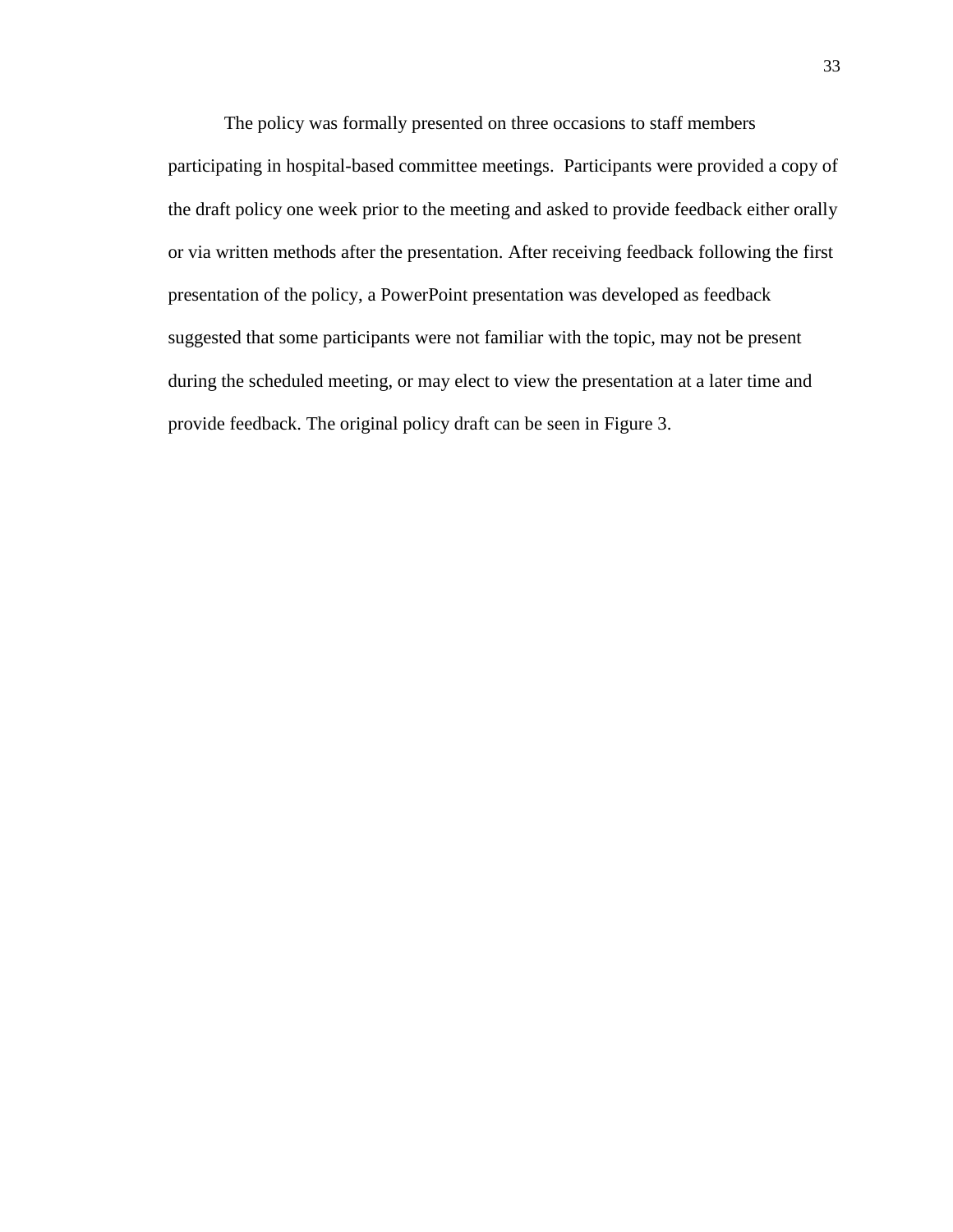The policy was formally presented on three occasions to staff members participating in hospital-based committee meetings.  Participants were provided a copy of the draft policy one week prior to the meeting and asked to provide feedback either orally or via written methods after the presentation. After receiving feedback following the first presentation of the policy, a PowerPoint presentation was developed as feedback suggested that some participants were not familiar with the topic, may not be present during the scheduled meeting, or may elect to view the presentation at a later time and provide feedback. The original policy draft can be seen in Figure 3.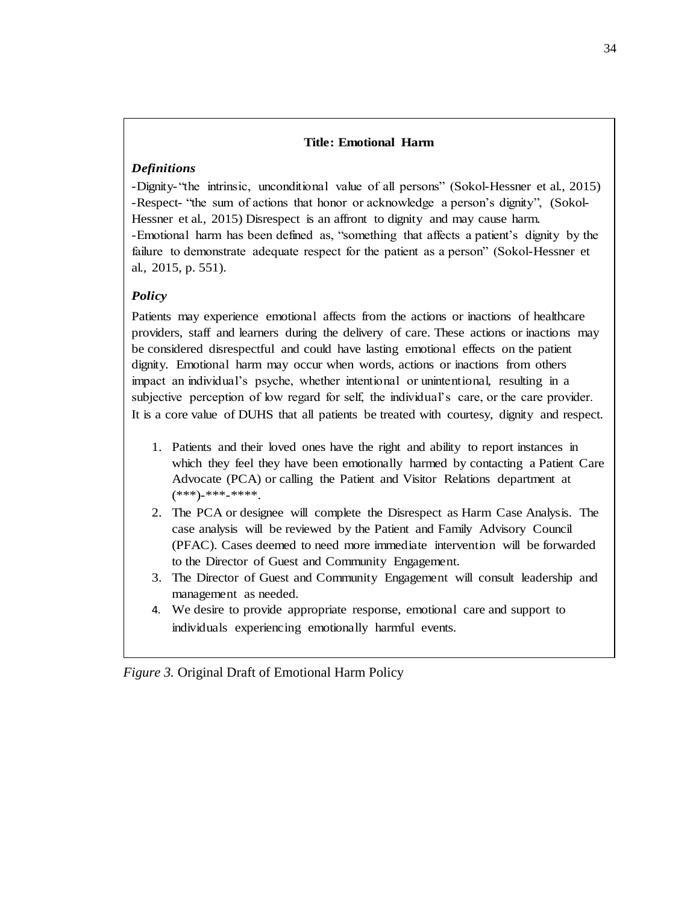**Title: Emotional Harm**

***Definitions***

-Dignity-"the intrinsic, unconditional value of all persons" (Sokol-Hessner et al., 2015)
-Respect- "the sum of actions that honor or acknowledge a person's dignity", (Sokol-Hessner et al., 2015) Disrespect is an affront to dignity and may cause harm.
-Emotional harm has been defined as, "something that affects a patient's dignity by the failure to demonstrate adequate respect for the patient as a person" (Sokol-Hessner et al., 2015, p. 551).

***Policy***

Patients may experience emotional affects from the actions or inactions of healthcare providers, staff and learners during the delivery of care. These actions or inactions may be considered disrespectful and could have lasting emotional effects on the patient dignity. Emotional harm may occur when words, actions or inactions from others impact an individual's psyche, whether intentional or unintentional, resulting in a subjective perception of low regard for self, the individual's care, or the care provider. It is a core value of DUHS that all patients be treated with courtesy, dignity and respect.

1. Patients and their loved ones have the right and ability to report instances in which they feel they have been emotionally harmed by contacting a Patient Care Advocate (PCA) or calling the Patient and Visitor Relations department at (***)-***-****.
2. The PCA or designee will complete the Disrespect as Harm Case Analysis. The case analysis will be reviewed by the Patient and Family Advisory Council (PFAC). Cases deemed to need more immediate intervention will be forwarded to the Director of Guest and Community Engagement.
3. The Director of Guest and Community Engagement will consult leadership and management as needed.
4. We desire to provide appropriate response, emotional care and support to individuals experiencing emotionally harmful events.

*Figure 3.* Original Draft of Emotional Harm Policy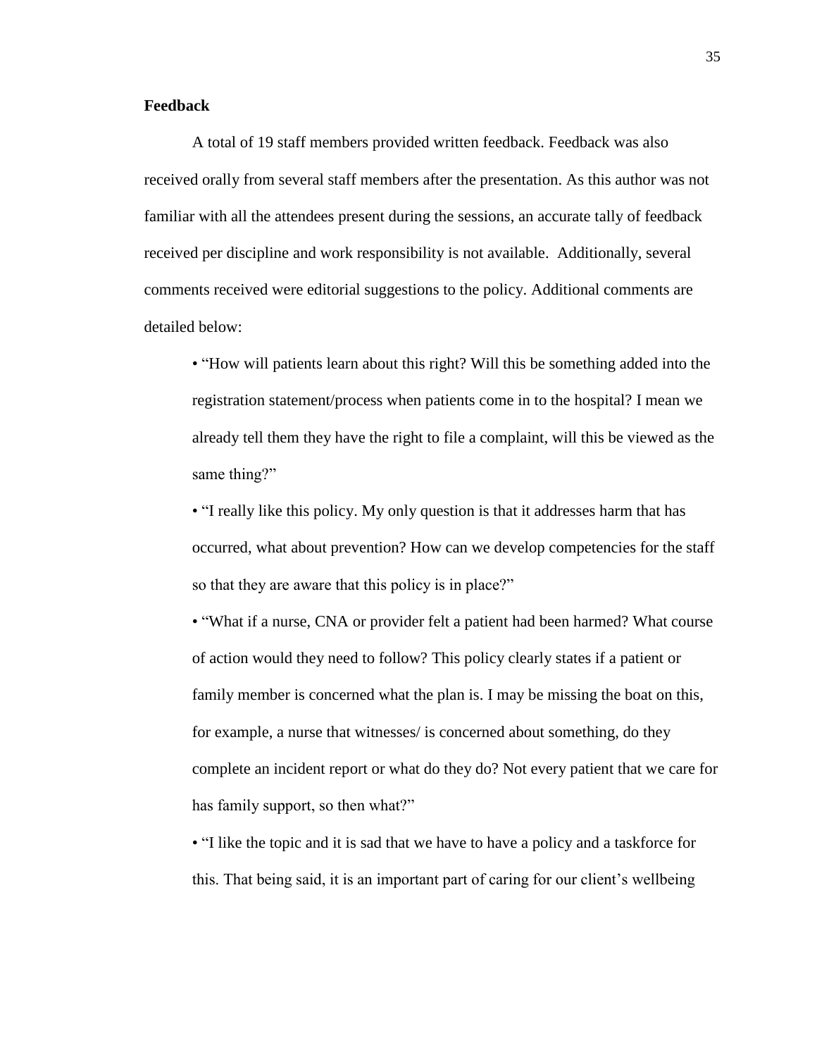**Feedback**

A total of 19 staff members provided written feedback. Feedback was also received orally from several staff members after the presentation. As this author was not familiar with all the attendees present during the sessions, an accurate tally of feedback received per discipline and work responsibility is not available. Additionally, several comments received were editorial suggestions to the policy. Additional comments are detailed below:

- "How will patients learn about this right? Will this be something added into the registration statement/process when patients come in to the hospital? I mean we already tell them they have the right to file a complaint, will this be viewed as the same thing?"
- "I really like this policy. My only question is that it addresses harm that has occurred, what about prevention? How can we develop competencies for the staff so that they are aware that this policy is in place?"
- "What if a nurse, CNA or provider felt a patient had been harmed? What course of action would they need to follow? This policy clearly states if a patient or family member is concerned what the plan is. I may be missing the boat on this, for example, a nurse that witnesses/ is concerned about something, do they complete an incident report or what do they do? Not every patient that we care for has family support, so then what?"
- "I like the topic and it is sad that we have to have a policy and a taskforce for this. That being said, it is an important part of caring for our client's wellbeing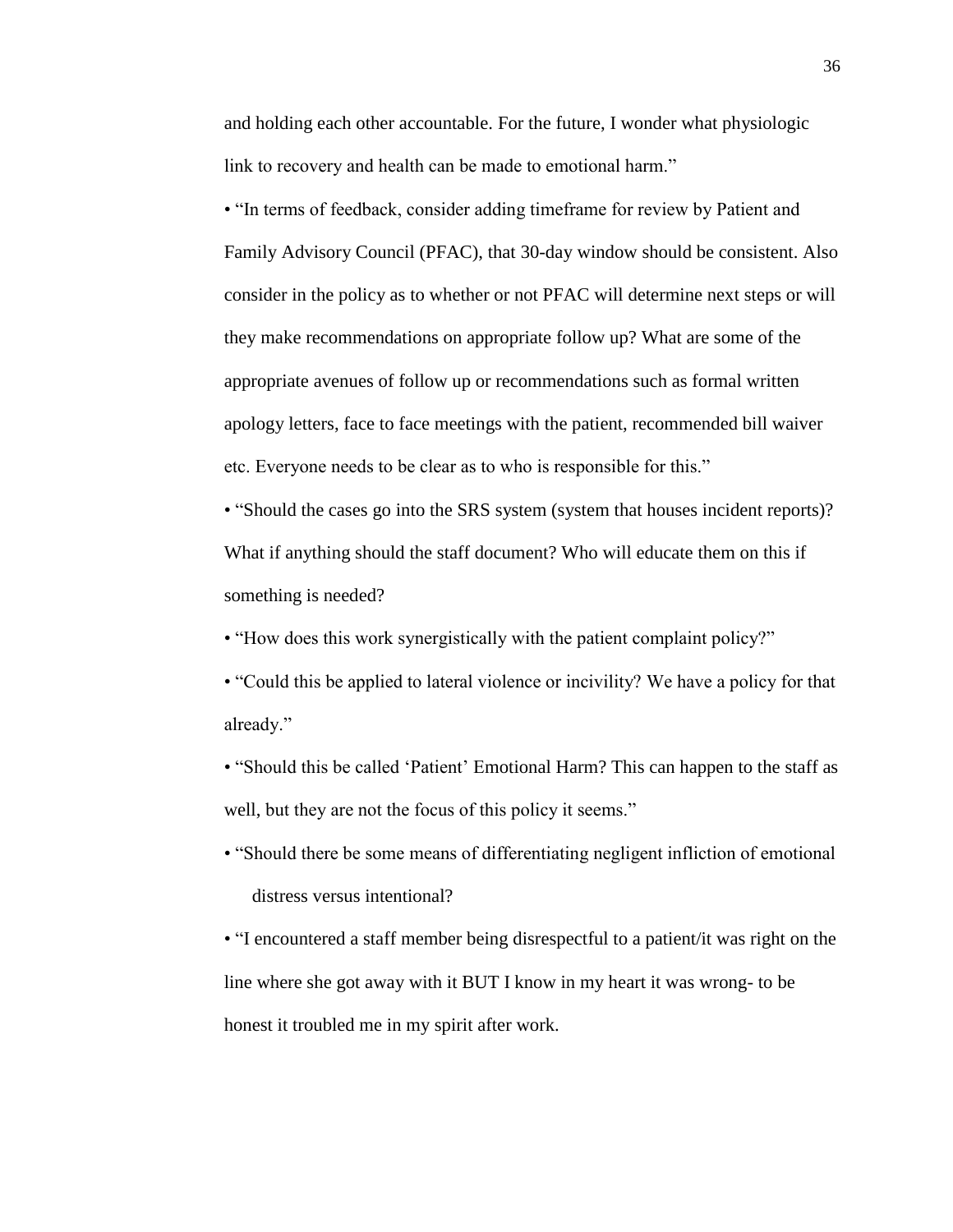and holding each other accountable. For the future, I wonder what physiologic link to recovery and health can be made to emotional harm."

- "In terms of feedback, consider adding timeframe for review by Patient and Family Advisory Council (PFAC), that 30-day window should be consistent. Also consider in the policy as to whether or not PFAC will determine next steps or will they make recommendations on appropriate follow up? What are some of the appropriate avenues of follow up or recommendations such as formal written apology letters, face to face meetings with the patient, recommended bill waiver etc. Everyone needs to be clear as to who is responsible for this."
- "Should the cases go into the SRS system (system that houses incident reports)? What if anything should the staff document? Who will educate them on this if something is needed?
- "How does this work synergistically with the patient complaint policy?"
- "Could this be applied to lateral violence or incivility? We have a policy for that already."
- "Should this be called 'Patient' Emotional Harm? This can happen to the staff as well, but they are not the focus of this policy it seems."
- "Should there be some means of differentiating negligent infliction of emotional distress versus intentional?
- "I encountered a staff member being disrespectful to a patient/it was right on the line where she got away with it BUT I know in my heart it was wrong- to be honest it troubled me in my spirit after work.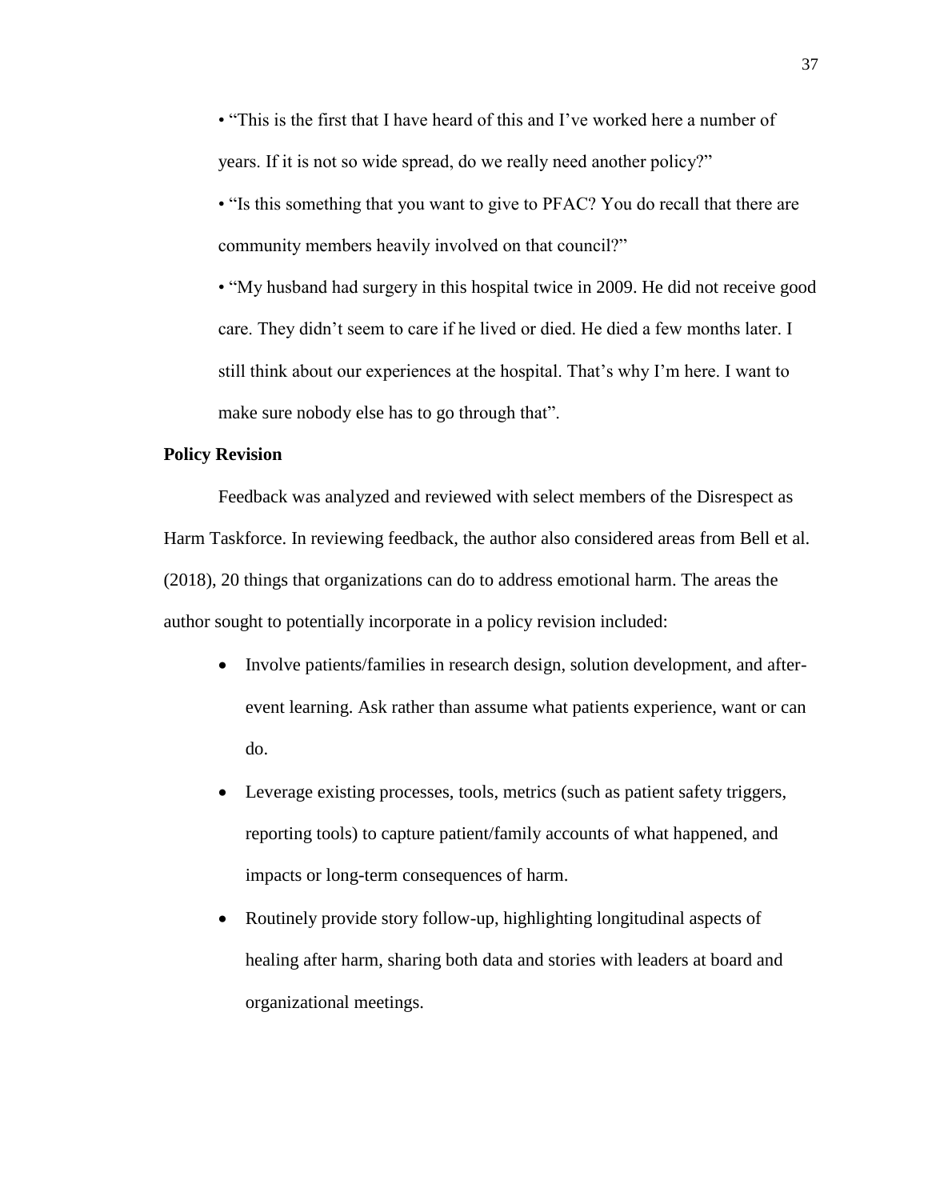- "This is the first that I have heard of this and I've worked here a number of years. If it is not so wide spread, do we really need another policy?"
- "Is this something that you want to give to PFAC? You do recall that there are community members heavily involved on that council?"
- "My husband had surgery in this hospital twice in 2009. He did not receive good care. They didn't seem to care if he lived or died. He died a few months later. I still think about our experiences at the hospital. That's why I'm here. I want to make sure nobody else has to go through that".

**Policy Revision**

Feedback was analyzed and reviewed with select members of the Disrespect as Harm Taskforce. In reviewing feedback, the author also considered areas from Bell et al. (2018), 20 things that organizations can do to address emotional harm. The areas the author sought to potentially incorporate in a policy revision included:

- Involve patients/families in research design, solution development, and after-event learning. Ask rather than assume what patients experience, want or can do.
- Leverage existing processes, tools, metrics (such as patient safety triggers, reporting tools) to capture patient/family accounts of what happened, and impacts or long-term consequences of harm.
- Routinely provide story follow-up, highlighting longitudinal aspects of healing after harm, sharing both data and stories with leaders at board and organizational meetings.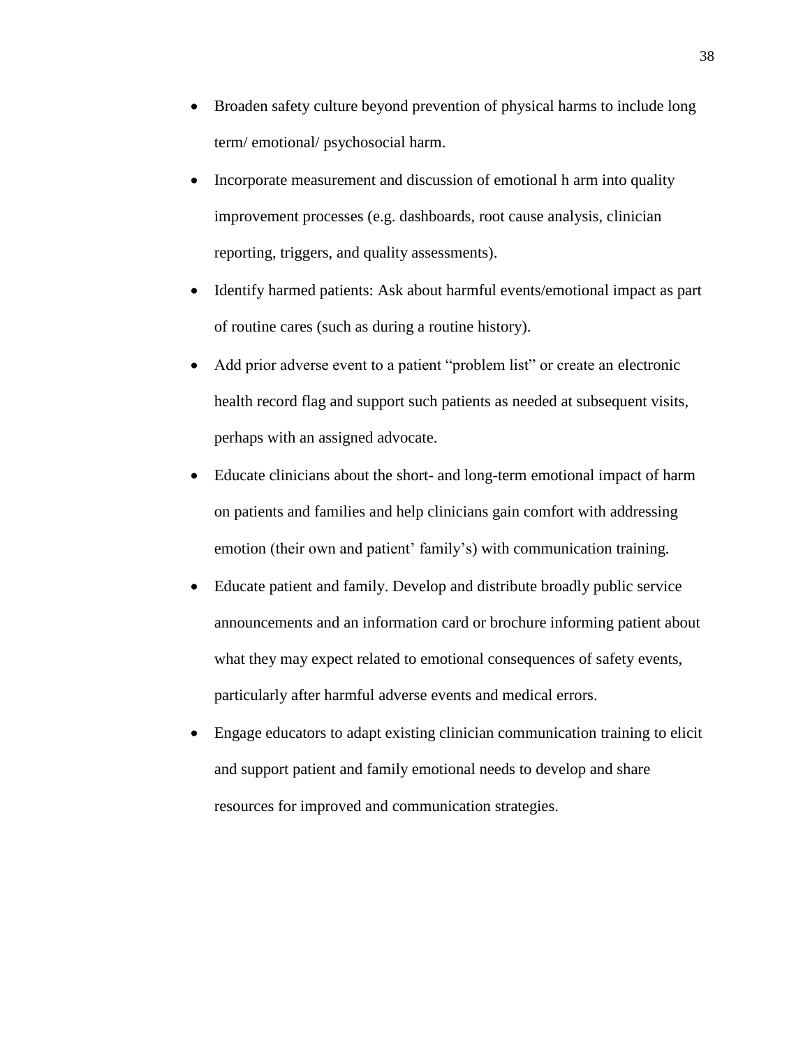- Broaden safety culture beyond prevention of physical harms to include long term/ emotional/ psychosocial harm.
- Incorporate measurement and discussion of emotional h arm into quality improvement processes (e.g. dashboards, root cause analysis, clinician reporting, triggers, and quality assessments).
- Identify harmed patients: Ask about harmful events/emotional impact as part of routine cares (such as during a routine history).
- Add prior adverse event to a patient "problem list" or create an electronic health record flag and support such patients as needed at subsequent visits, perhaps with an assigned advocate.
- Educate clinicians about the short- and long-term emotional impact of harm on patients and families and help clinicians gain comfort with addressing emotion (their own and patient' family's) with communication training.
- Educate patient and family. Develop and distribute broadly public service announcements and an information card or brochure informing patient about what they may expect related to emotional consequences of safety events, particularly after harmful adverse events and medical errors.
- Engage educators to adapt existing clinician communication training to elicit and support patient and family emotional needs to develop and share resources for improved and communication strategies.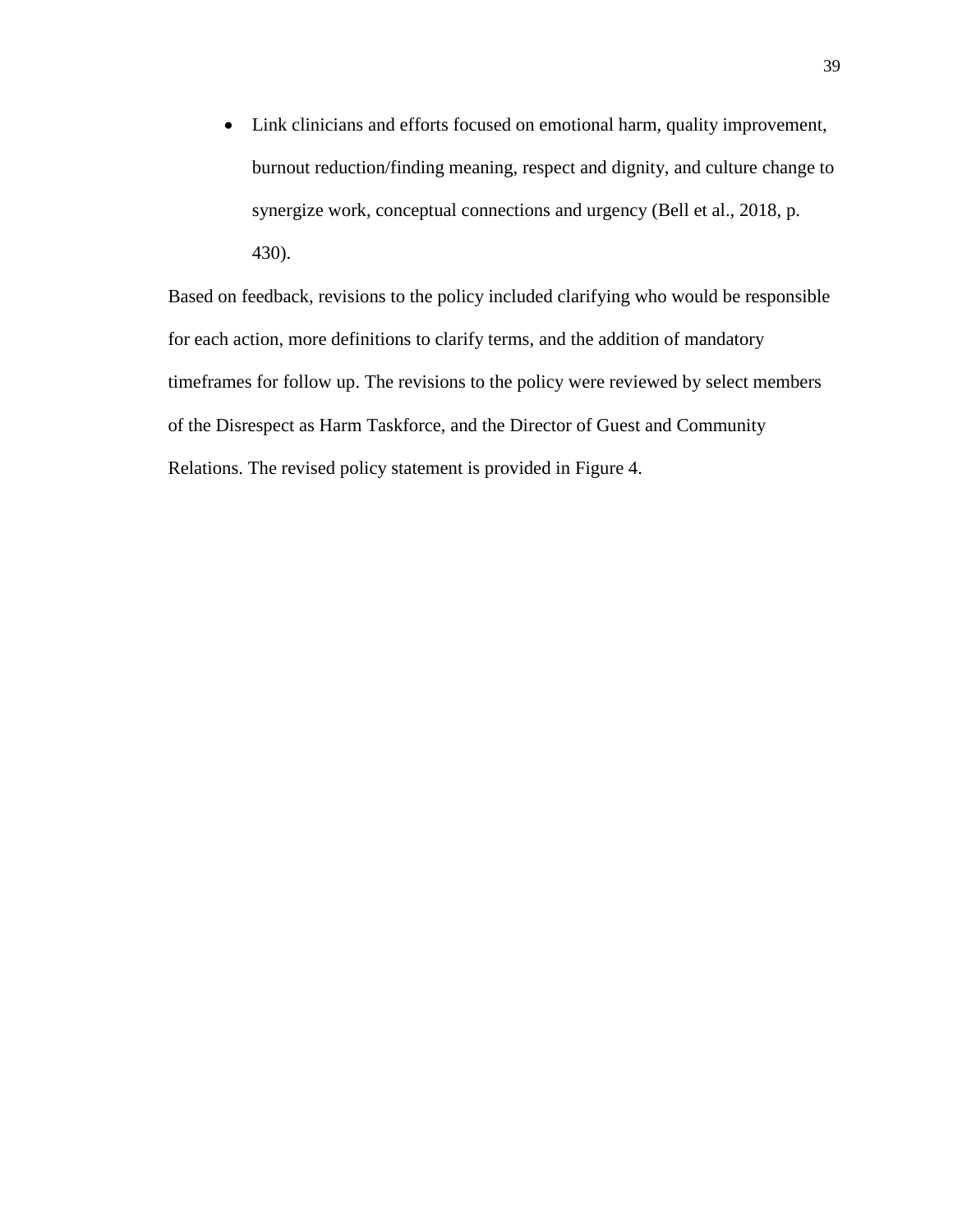- Link clinicians and efforts focused on emotional harm, quality improvement, burnout reduction/finding meaning, respect and dignity, and culture change to synergize work, conceptual connections and urgency (Bell et al., 2018, p. 430).

Based on feedback, revisions to the policy included clarifying who would be responsible for each action, more definitions to clarify terms, and the addition of mandatory timeframes for follow up. The revisions to the policy were reviewed by select members of the Disrespect as Harm Taskforce, and the Director of Guest and Community Relations. The revised policy statement is provided in Figure 4.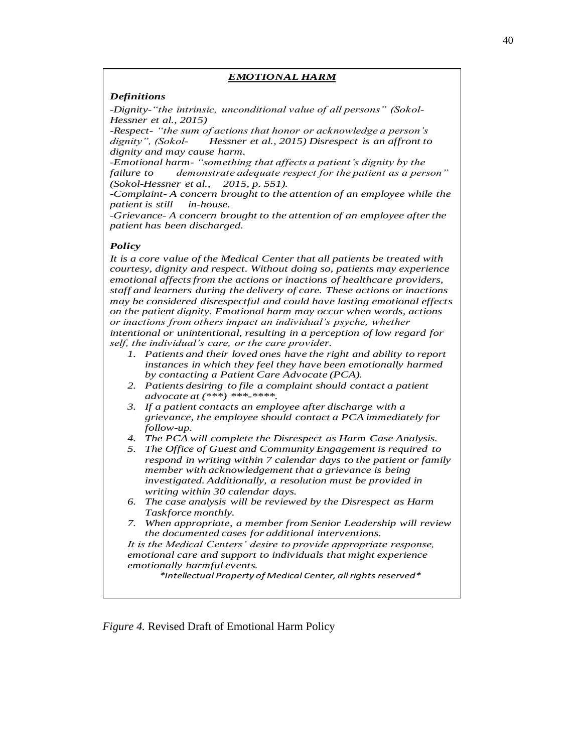***EMOTIONAL HARM***

***Definitions***

*-Dignity-"the intrinsic, unconditional value of all persons" (Sokol-Hessner et al., 2015)*

*-Respect- "the sum of actions that honor or acknowledge a person's dignity", (Sokol- Hessner et al., 2015) Disrespect is an affront to dignity and may cause harm.*

*-Emotional harm- "something that affects a patient's dignity by the failure to demonstrate adequate respect for the patient as a person" (Sokol-Hessner et al., 2015, p. 551).*

*-Complaint- A concern brought to the attention of an employee while the patient is still in-house.*

*-Grievance- A concern brought to the attention of an employee after the patient has been discharged.*

***Policy***

*It is a core value of the Medical Center that all patients be treated with courtesy, dignity and respect. Without doing so, patients may experience emotional affects from the actions or inactions of healthcare providers, staff and learners during the delivery of care. These actions or inactions may be considered disrespectful and could have lasting emotional effects on the patient dignity. Emotional harm may occur when words, actions or inactions from others impact an individual's psyche, whether intentional or unintentional, resulting in a perception of low regard for self, the individual's care, or the care provider.*

1. *Patients and their loved ones have the right and ability to report instances in which they feel they have been emotionally harmed by contacting a Patient Care Advocate (PCA).*
2. *Patients desiring to file a complaint should contact a patient advocate at (***) ***-****.*
3. *If a patient contacts an employee after discharge with a grievance, the employee should contact a PCA immediately for follow-up.*
4. *The PCA will complete the Disrespect as Harm Case Analysis.*
5. *The Office of Guest and Community Engagement is required to respond in writing within 7 calendar days to the patient or family member with acknowledgement that a grievance is being investigated. Additionally, a resolution must be provided in writing within 30 calendar days.*
6. *The case analysis will be reviewed by the Disrespect as Harm Taskforce monthly.*
7. *When appropriate, a member from Senior Leadership will review the documented cases for additional interventions.*

*It is the Medical Centers' desire to provide appropriate response, emotional care and support to individuals that might experience emotionally harmful events.*

*\*Intellectual Property of Medical Center, all rights reserved\**

*Figure 4.* Revised Draft of Emotional Harm Policy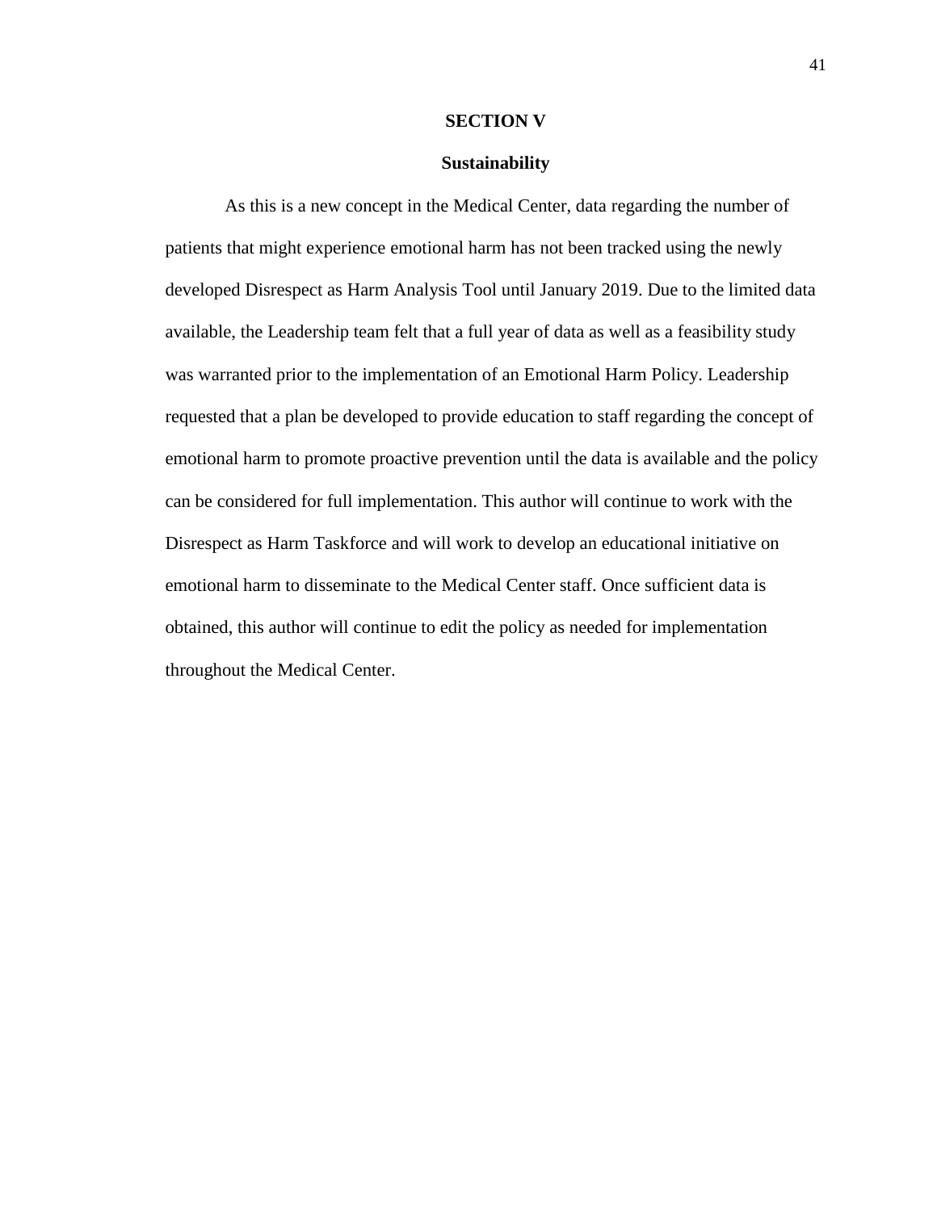# SECTION V

## Sustainability

As this is a new concept in the Medical Center, data regarding the number of patients that might experience emotional harm has not been tracked using the newly developed Disrespect as Harm Analysis Tool until January 2019. Due to the limited data available, the Leadership team felt that a full year of data as well as a feasibility study was warranted prior to the implementation of an Emotional Harm Policy. Leadership requested that a plan be developed to provide education to staff regarding the concept of emotional harm to promote proactive prevention until the data is available and the policy can be considered for full implementation. This author will continue to work with the Disrespect as Harm Taskforce and will work to develop an educational initiative on emotional harm to disseminate to the Medical Center staff. Once sufficient data is obtained, this author will continue to edit the policy as needed for implementation throughout the Medical Center.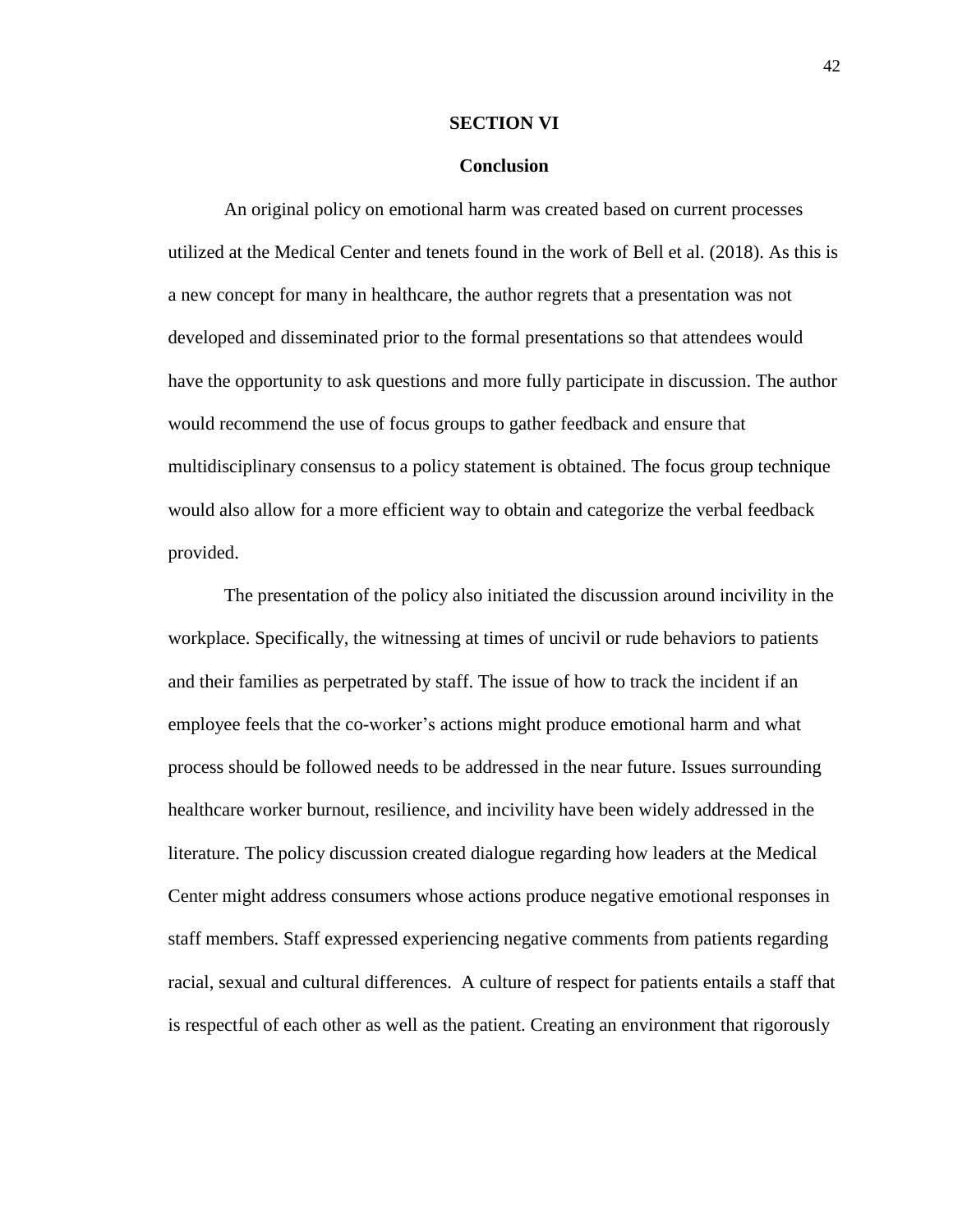# SECTION VI

## Conclusion

An original policy on emotional harm was created based on current processes utilized at the Medical Center and tenets found in the work of Bell et al. (2018). As this is a new concept for many in healthcare, the author regrets that a presentation was not developed and disseminated prior to the formal presentations so that attendees would have the opportunity to ask questions and more fully participate in discussion. The author would recommend the use of focus groups to gather feedback and ensure that multidisciplinary consensus to a policy statement is obtained. The focus group technique would also allow for a more efficient way to obtain and categorize the verbal feedback provided.

The presentation of the policy also initiated the discussion around incivility in the workplace. Specifically, the witnessing at times of uncivil or rude behaviors to patients and their families as perpetrated by staff. The issue of how to track the incident if an employee feels that the co-worker's actions might produce emotional harm and what process should be followed needs to be addressed in the near future. Issues surrounding healthcare worker burnout, resilience, and incivility have been widely addressed in the literature. The policy discussion created dialogue regarding how leaders at the Medical Center might address consumers whose actions produce negative emotional responses in staff members. Staff expressed experiencing negative comments from patients regarding racial, sexual and cultural differences. A culture of respect for patients entails a staff that is respectful of each other as well as the patient. Creating an environment that rigorously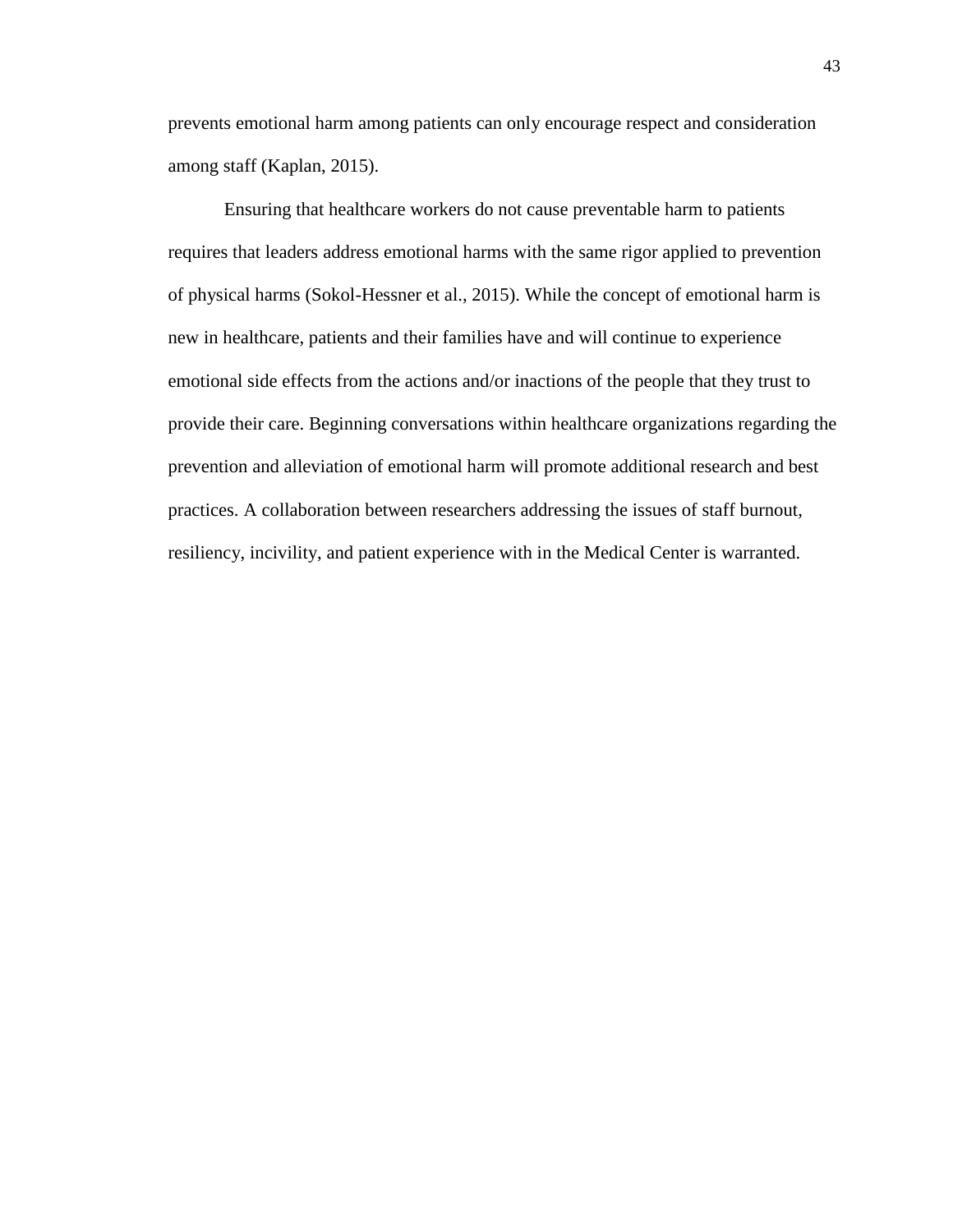prevents emotional harm among patients can only encourage respect and consideration among staff (Kaplan, 2015).

Ensuring that healthcare workers do not cause preventable harm to patients requires that leaders address emotional harms with the same rigor applied to prevention of physical harms (Sokol-Hessner et al., 2015). While the concept of emotional harm is new in healthcare, patients and their families have and will continue to experience emotional side effects from the actions and/or inactions of the people that they trust to provide their care. Beginning conversations within healthcare organizations regarding the prevention and alleviation of emotional harm will promote additional research and best practices. A collaboration between researchers addressing the issues of staff burnout, resiliency, incivility, and patient experience with in the Medical Center is warranted.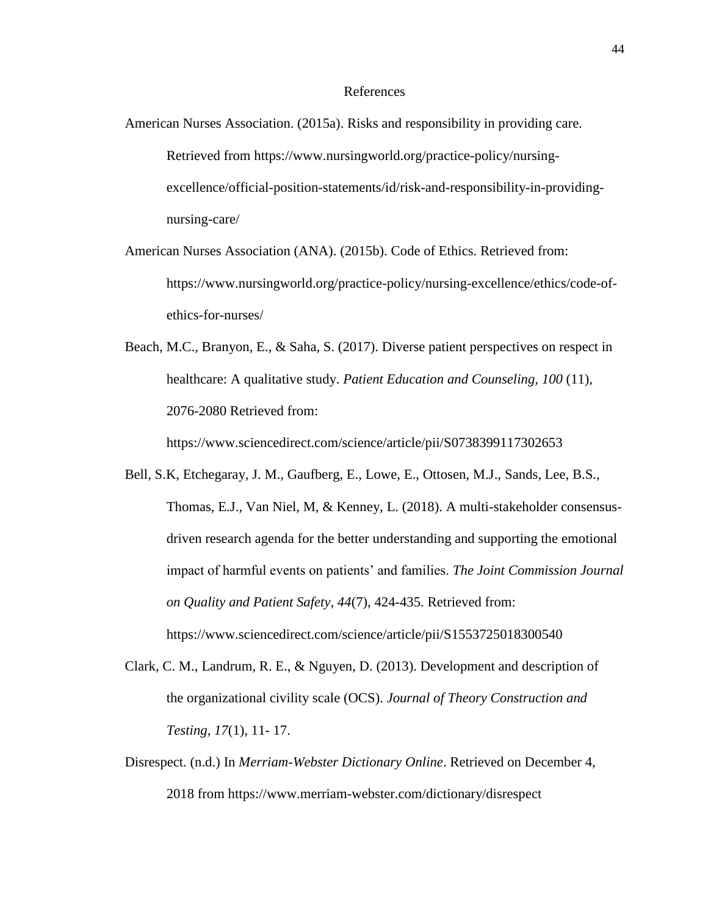# References

American Nurses Association. (2015a). Risks and responsibility in providing care. Retrieved from https://www.nursingworld.org/practice-policy/nursing-excellence/official-position-statements/id/risk-and-responsibility-in-providing-nursing-care/

American Nurses Association (ANA). (2015b). Code of Ethics. Retrieved from: https://www.nursingworld.org/practice-policy/nursing-excellence/ethics/code-of-ethics-for-nurses/

Beach, M.C., Branyon, E., & Saha, S. (2017). Diverse patient perspectives on respect in healthcare: A qualitative study. *Patient Education and Counseling, 100* (11), 2076-2080 Retrieved from: https://www.sciencedirect.com/science/article/pii/S0738399117302653

Bell, S.K, Etchegaray, J. M., Gaufberg, E., Lowe, E., Ottosen, M.J., Sands, Lee, B.S., Thomas, E.J., Van Niel, M, & Kenney, L. (2018). A multi-stakeholder consensus-driven research agenda for the better understanding and supporting the emotional impact of harmful events on patients' and families. *The Joint Commission Journal on Quality and Patient Safety, 44*(7), 424-435. Retrieved from: https://www.sciencedirect.com/science/article/pii/S1553725018300540

Clark, C. M., Landrum, R. E., & Nguyen, D. (2013). Development and description of the organizational civility scale (OCS). *Journal of Theory Construction and Testing, 17*(1), 11- 17.

Disrespect. (n.d.) In *Merriam-Webster Dictionary Online*. Retrieved on December 4, 2018 from https://www.merriam-webster.com/dictionary/disrespect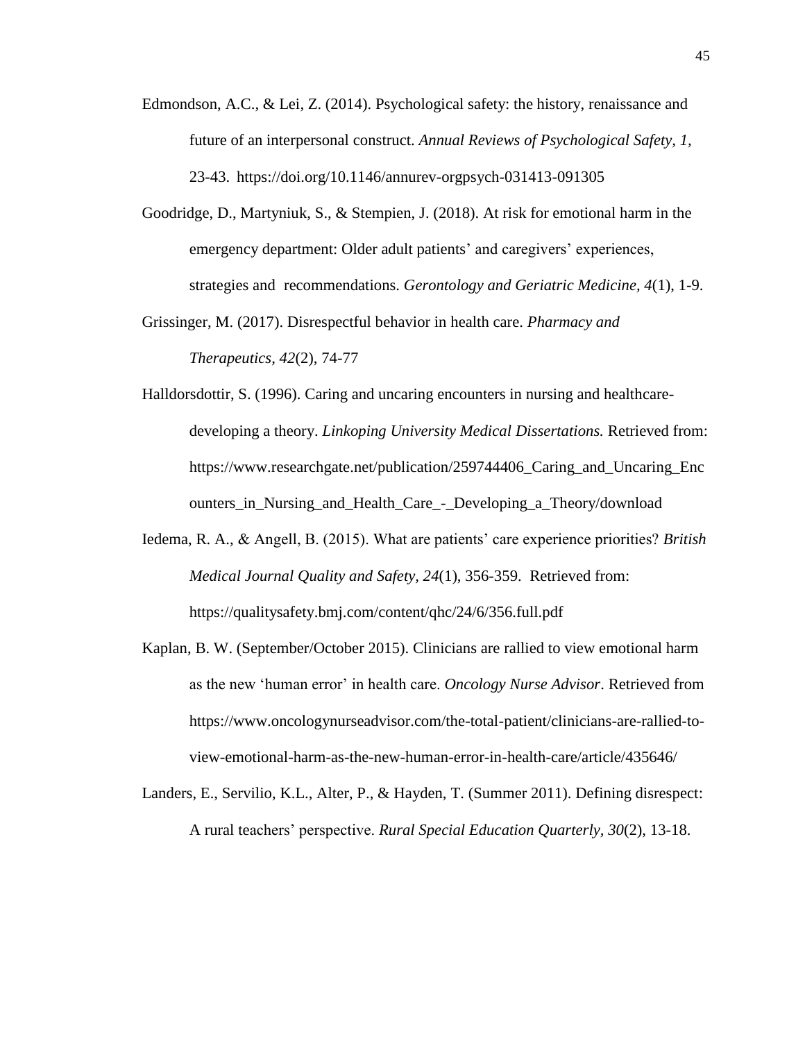Edmondson, A.C., & Lei, Z. (2014). Psychological safety: the history, renaissance and future of an interpersonal construct. *Annual Reviews of Psychological Safety, 1*, 23-43. https://doi.org/10.1146/annurev-orgpsych-031413-091305

Goodridge, D., Martyniuk, S., & Stempien, J. (2018). At risk for emotional harm in the emergency department: Older adult patients' and caregivers' experiences, strategies and recommendations. *Gerontology and Geriatric Medicine, 4*(1), 1-9.

Grissinger, M. (2017). Disrespectful behavior in health care. *Pharmacy and Therapeutics, 42*(2), 74-77

Halldorsdottir, S. (1996). Caring and uncaring encounters in nursing and healthcare-developing a theory. *Linkoping University Medical Dissertations.* Retrieved from: https://www.researchgate.net/publication/259744406_Caring_and_Uncaring_Encounters_in_Nursing_and_Health_Care_-_Developing_a_Theory/download

Iedema, R. A., & Angell, B. (2015). What are patients' care experience priorities? *British Medical Journal Quality and Safety, 24*(1), 356-359. Retrieved from: https://qualitysafety.bmj.com/content/qhc/24/6/356.full.pdf

Kaplan, B. W. (September/October 2015). Clinicians are rallied to view emotional harm as the new 'human error' in health care. *Oncology Nurse Advisor*. Retrieved from https://www.oncologynurseadvisor.com/the-total-patient/clinicians-are-rallied-to-view-emotional-harm-as-the-new-human-error-in-health-care/article/435646/

Landers, E., Servilio, K.L., Alter, P., & Hayden, T. (Summer 2011). Defining disrespect: A rural teachers' perspective. *Rural Special Education Quarterly, 30*(2), 13-18.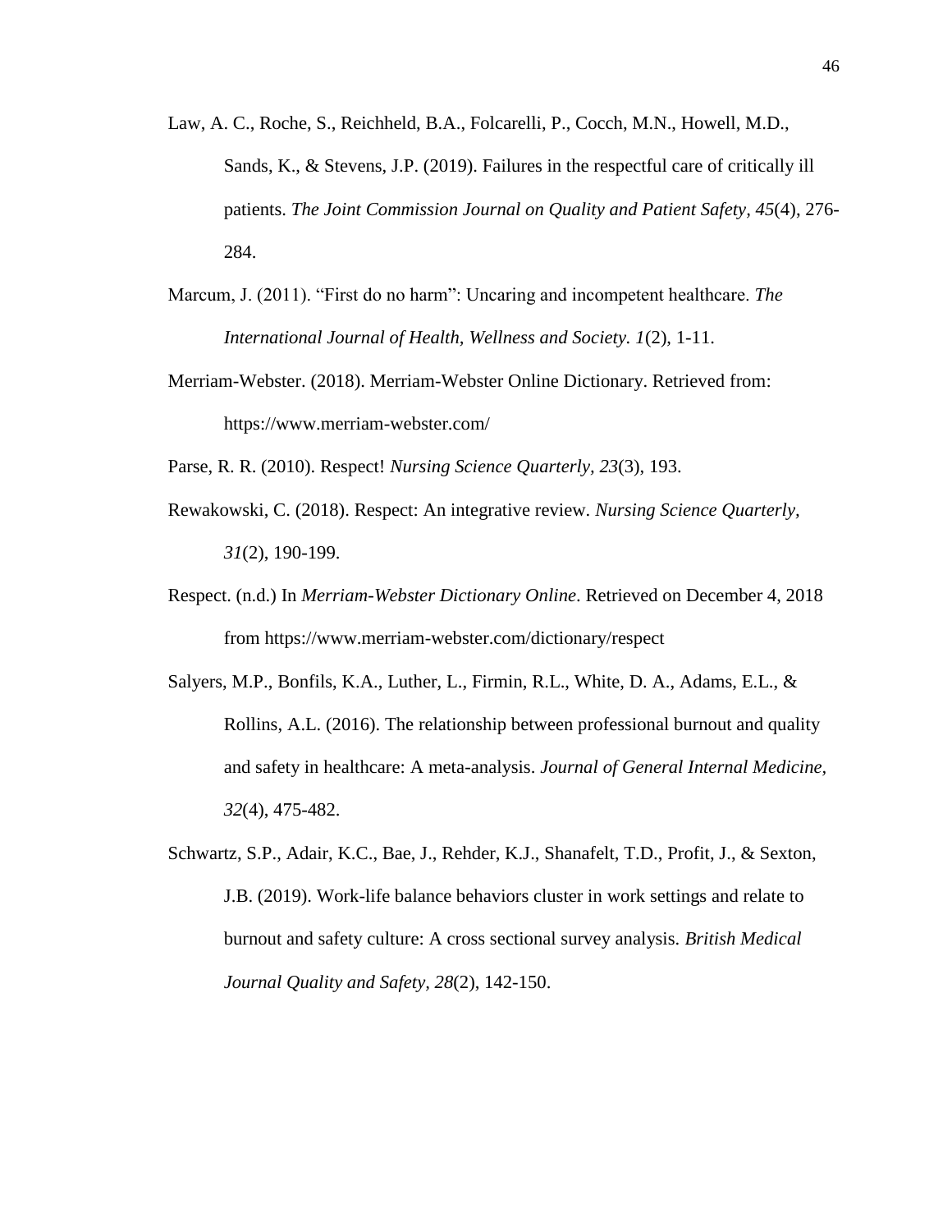Law, A. C., Roche, S., Reichheld, B.A., Folcarelli, P., Cocch, M.N., Howell, M.D., Sands, K., & Stevens, J.P. (2019). Failures in the respectful care of critically ill patients. *The Joint Commission Journal on Quality and Patient Safety, 45*(4), 276-284.

Marcum, J. (2011). "First do no harm": Uncaring and incompetent healthcare. *The International Journal of Health, Wellness and Society. 1*(2), 1-11.

Merriam-Webster. (2018). Merriam-Webster Online Dictionary. Retrieved from: https://www.merriam-webster.com/

Parse, R. R. (2010). Respect! *Nursing Science Quarterly, 23*(3), 193.

Rewakowski, C. (2018). Respect: An integrative review. *Nursing Science Quarterly, 31*(2), 190-199.

Respect. (n.d.) In *Merriam-Webster Dictionary Online*. Retrieved on December 4, 2018 from https://www.merriam-webster.com/dictionary/respect

Salyers, M.P., Bonfils, K.A., Luther, L., Firmin, R.L., White, D. A., Adams, E.L., & Rollins, A.L. (2016). The relationship between professional burnout and quality and safety in healthcare: A meta-analysis. *Journal of General Internal Medicine, 32*(4), 475-482.

Schwartz, S.P., Adair, K.C., Bae, J., Rehder, K.J., Shanafelt, T.D., Profit, J., & Sexton, J.B. (2019). Work-life balance behaviors cluster in work settings and relate to burnout and safety culture: A cross sectional survey analysis. *British Medical Journal Quality and Safety, 28*(2), 142-150.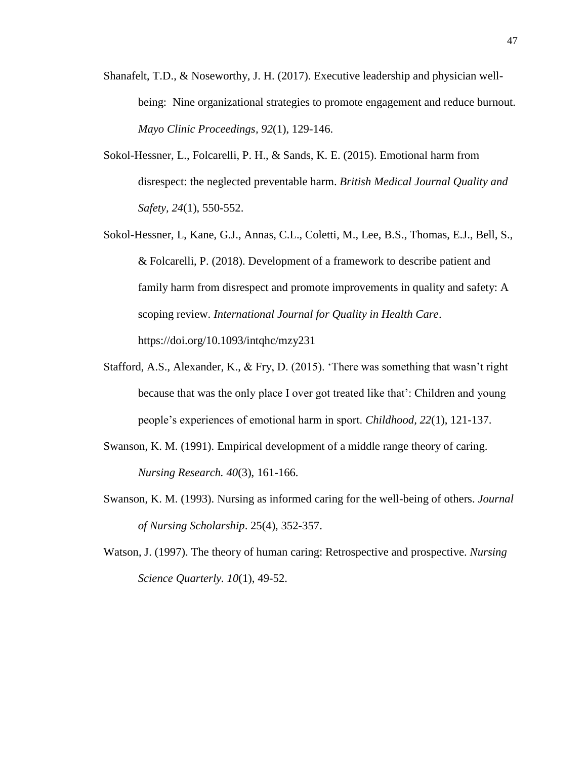Shanafelt, T.D., & Noseworthy, J. H. (2017). Executive leadership and physician well-being: Nine organizational strategies to promote engagement and reduce burnout. *Mayo Clinic Proceedings, 92*(1), 129-146.

Sokol-Hessner, L., Folcarelli, P. H., & Sands, K. E. (2015). Emotional harm from disrespect: the neglected preventable harm. *British Medical Journal Quality and Safety, 24*(1), 550-552.

Sokol-Hessner, L, Kane, G.J., Annas, C.L., Coletti, M., Lee, B.S., Thomas, E.J., Bell, S., & Folcarelli, P. (2018). Development of a framework to describe patient and family harm from disrespect and promote improvements in quality and safety: A scoping review. *International Journal for Quality in Health Care*. https://doi.org/10.1093/intqhc/mzy231

Stafford, A.S., Alexander, K., & Fry, D. (2015). 'There was something that wasn't right because that was the only place I over got treated like that': Children and young people's experiences of emotional harm in sport. *Childhood, 22*(1), 121-137.

Swanson, K. M. (1991). Empirical development of a middle range theory of caring. *Nursing Research. 40*(3), 161-166.

Swanson, K. M. (1993). Nursing as informed caring for the well-being of others. *Journal of Nursing Scholarship*. 25(4), 352-357.

Watson, J. (1997). The theory of human caring: Retrospective and prospective. *Nursing Science Quarterly. 10*(1), 49-52.